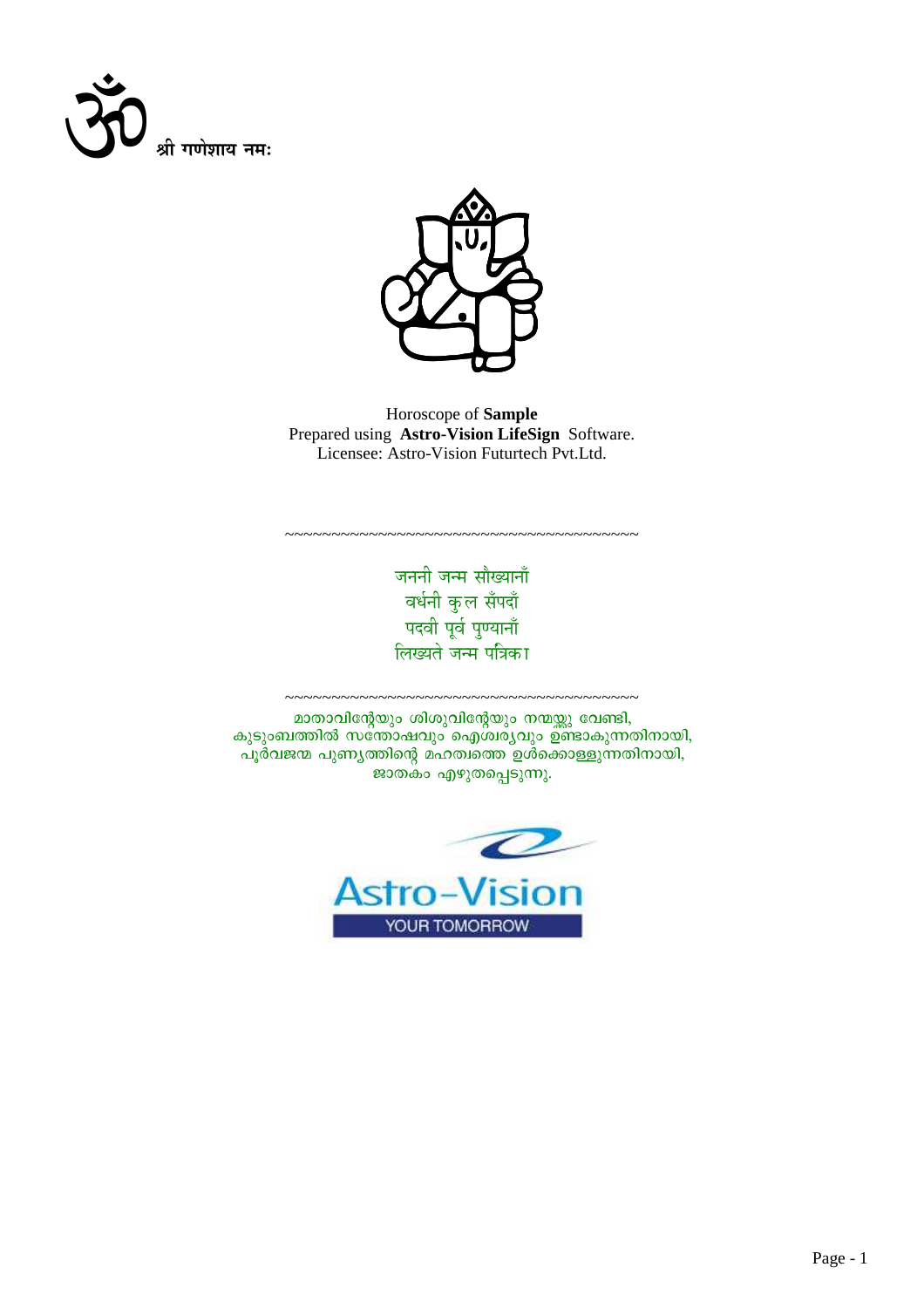ॐ श्री गणेशाय नमः

Horoscope of **Sample**
Prepared using **Astro-Vision LifeSign** Software.
Licensee: Astro-Vision Futurtech Pvt.Ltd.

~~~~~~~~~~~~~~~~~~~~~~~~~~~~~~~~~~~~~~~~~~~~

जननी जन्म सौख्यानाँ
वर्धनी कुल सँपदाँ
पदवी पूर्व पुण्यानाँ
लिख्यते जन्म पत्रिका

~~~~~~~~~~~~~~~~~~~~~~~~~~~~~~~~~~~~~~~~~~~~

മാതാവിന്റേയും ശിശുവിന്റേയും നന്മയ്ക്കു വേണ്ടി,
കുടുംബത്തിൽ സന്തോഷവും ഐശ്വര്യവും ഉണ്ടാകുന്നതിനായി,
പൂർവജന്മ പുണ്യത്തിന്റെ മഹത്വത്തെ ഉൾക്കൊള്ളുന്നതിനായി,
ജാതകം എഴുതപ്പെടുന്നു.

Astro-Vision
YOUR TOMORROW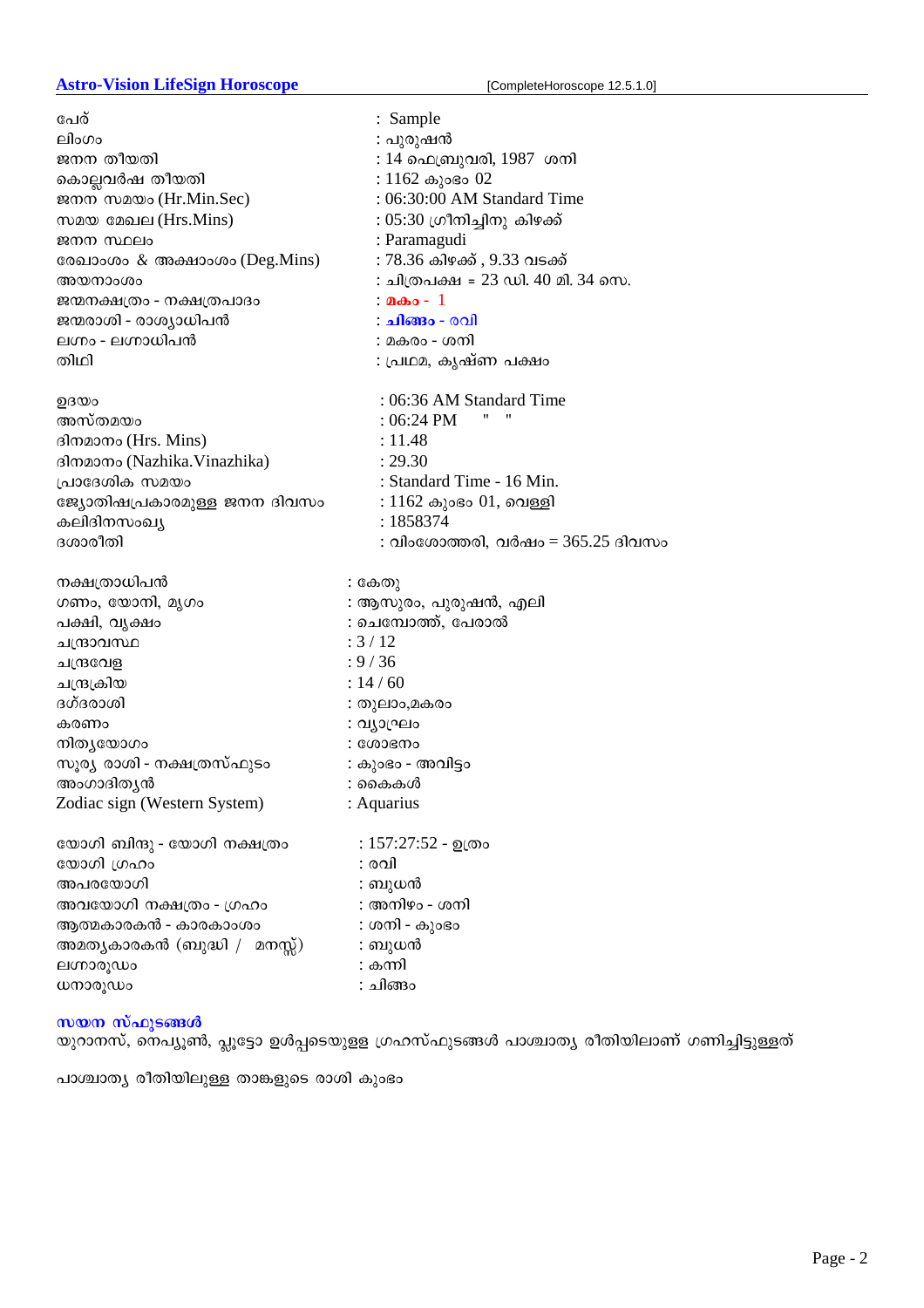**Astro-Vision LifeSign Horoscope** [CompleteHoroscope 12.5.1.0]

| | |
|---|---|
| പേര് | : Sample |
| ലിംഗം | : പുരുഷൻ |
| ജനന തീയതി | : 14 ഫെബ്രുവരി, 1987 ശനി |
| കൊല്ലവർഷ തീയതി | : 1162 കുംഭം 02 |
| ജനന സമയം (Hr.Min.Sec) | : 06:30:00 AM Standard Time |
| സമയ മേഖല (Hrs.Mins) | : 05:30 ഗ്രീനിച്ചിനു കിഴക്ക് |
| ജനന സ്ഥലം | : Paramagudi |
| രേഖാംശം & അക്ഷാംശം (Deg.Mins) | : 78.36 കിഴക്ക് , 9.33 വടക്ക് |
| അയനാംശം | : ചിത്രപക്ഷ = 23 ഡി. 40 മി. 34 സെ. |
| ജന്മനക്ഷത്രം - നക്ഷത്രപാദം | : **മകം** - 1 |
| ജന്മരാശി - രാശ്യാധിപൻ | : **ചിങ്ങം** - രവി |
| ലഗ്നം - ലഗ്നാധിപൻ | : മകരം - ശനി |
| തിഥി | : പ്രഥമ, കൃഷ്ണ പക്ഷം |

| | |
|---|---|
| ഉദയം | : 06:36 AM Standard Time |
| അസ്തമയം | : 06:24 PM " " |
| ദിനമാനം (Hrs. Mins) | : 11.48 |
| ദിനമാനം (Nazhika.Vinazhika) | : 29.30 |
| പ്രാദേശിക സമയം | : Standard Time - 16 Min. |
| ജ്യോതിഷപ്രകാരമുള്ള ജനന ദിവസം | : 1162 കുംഭം 01, വെള്ളി |
| കലിദിനസംഖ്യ | : 1858374 |
| ദശാരീതി | : വിംശോത്തരി, വർഷം = 365.25 ദിവസം |

| | |
|---|---|
| നക്ഷത്രാധിപൻ | : കേതു |
| ഗണം, യോനി, മൃഗം | : ആസുരം, പുരുഷൻ, എലി |
| പക്ഷി, വൃക്ഷം | : ചെമ്പോത്ത്, പേരാൽ |
| ചന്ദ്രാവസ്ഥ | : 3 / 12 |
| ചന്ദ്രവേള | : 9 / 36 |
| ചന്ദ്രക്രിയ | : 14 / 60 |
| ദഗ്ദരാശി | : തുലാം,മകരം |
| കരണം | : വ്യാഘ്രം |
| നിത്യയോഗം | : ശോഭനം |
| സൂര്യ രാശി - നക്ഷത്രസ്ഫുടം | : കുംഭം - അവിട്ടം |
| അംഗാദിത്യൻ | : കൈകൾ |
| Zodiac sign (Western System) | : Aquarius |

| | |
|---|---|
| യോഗി ബിന്ദു - യോഗി നക്ഷത്രം | : 157:27:52 - ഉത്രം |
| യോഗി ഗ്രഹം | : രവി |
| അപരയോഗി | : ബുധൻ |
| അവയോഗി നക്ഷത്രം - ഗ്രഹം | : അനിഴം - ശനി |
| ആത്മകാരകൻ - കാരകാംശം | : ശനി - കുംഭം |
| അമാത്യകാരകൻ (ബുദ്ധി / മനസ്സ്) | : ബുധൻ |
| ലഗ്നാരൂഢം | : കന്നി |
| ധനാരൂഢം | : ചിങ്ങം |

### സയന സ്ഫുടങ്ങൾ

യുറാനസ്, നെപ്ട്യൂൺ, പ്ലൂട്ടോ ഉൾപ്പെടെയുള്ള ഗ്രഹസ്ഫുടങ്ങൾ പാശ്ചാത്യ രീതിയിലാണ് ഗണിച്ചിട്ടുള്ളത്

പാശ്ചാത്യ രീതിയിലുള്ള താങ്കളുടെ രാശി കുംഭം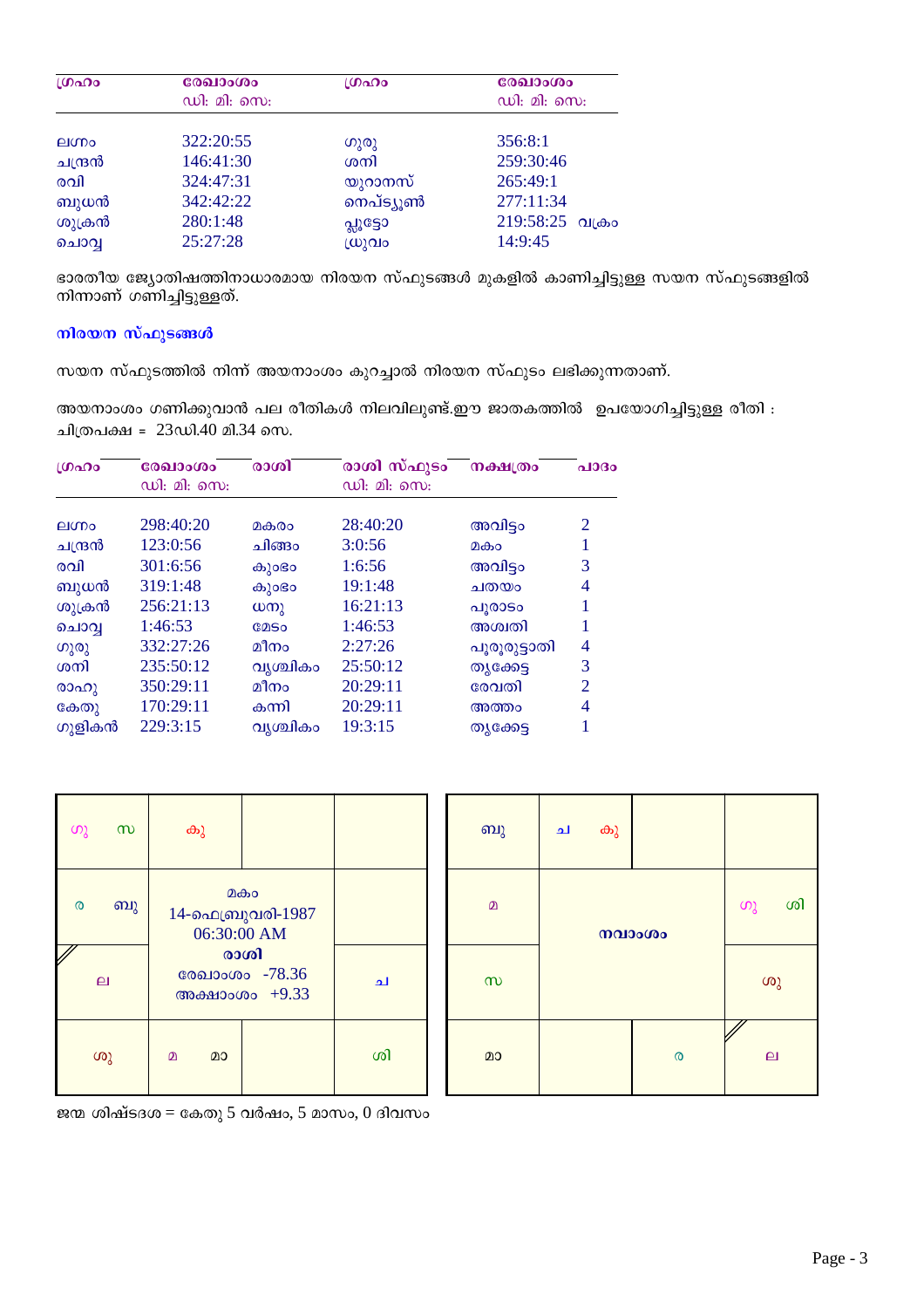| ഗ്രഹം | രേഖാംശം<br>ഡി: മി: സെ: | ഗ്രഹം | രേഖാംശം<br>ഡി: മി: സെ: |
|---|---|---|---|
| ലഗ്നം | 322:20:55 | ഗുരു | 356:8:1 |
| ചന്ദ്രൻ | 146:41:30 | ശനി | 259:30:46 |
| രവി | 324:47:31 | യുറാനസ് | 265:49:1 |
| ബുധൻ | 342:42:22 | നെപ്ട്യൂൺ | 277:11:34 |
| ശുക്രൻ | 280:1:48 | പ്ലൂട്ടോ | 219:58:25 വക്രം |
| ചൊവ്വ | 25:27:28 | ധ്രുവം | 14:9:45 |

ഭാരതീയ ജ്യോതിഷത്തിനാധാരമായ നിരയന സ്ഫുടങ്ങൾ മുകളിൽ കാണിച്ചിട്ടുള്ള സയന സ്ഫുടങ്ങളിൽ നിന്നാണ് ഗണിച്ചിട്ടുള്ളത്.

### നിരയന സ്ഫുടങ്ങൾ

സയന സ്ഫുടത്തിൽ നിന്ന് അയനാംശം കുറച്ചാൽ നിരയന സ്ഫുടം ലഭിക്കുന്നതാണ്.

അയനാംശം ഗണിക്കുവാൻ പല രീതികൾ നിലവിലുണ്ട്.ഈ ജാതകത്തിൽ ഉപയോഗിച്ചിട്ടുള്ള രീതി : ചിത്രപക്ഷ = 23ഡി.40 മി.34 സെ.

| ഗ്രഹം | രേഖാംശം<br>ഡി: മി: സെ: | രാശി | രാശി സ്ഫുടം<br>ഡി: മി: സെ: | നക്ഷത്രം | പാദം |
|---|---|---|---|---|---|
| ലഗ്നം | 298:40:20 | മകരം | 28:40:20 | അവിട്ടം | 2 |
| ചന്ദ്രൻ | 123:0:56 | ചിങ്ങം | 3:0:56 | മകം | 1 |
| രവി | 301:6:56 | കുംഭം | 1:6:56 | അവിട്ടം | 3 |
| ബുധൻ | 319:1:48 | കുംഭം | 19:1:48 | ചതയം | 4 |
| ശുക്രൻ | 256:21:13 | ധനു | 16:21:13 | പൂരാടം | 1 |
| ചൊവ്വ | 1:46:53 | മേടം | 1:46:53 | അശ്വതി | 1 |
| ഗുരു | 332:27:26 | മീനം | 2:27:26 | പൂരൂരുട്ടാതി | 4 |
| ശനി | 235:50:12 | വൃശ്ചികം | 25:50:12 | തൃക്കേട്ട | 3 |
| രാഹു | 350:29:11 | മീനം | 20:29:11 | രേവതി | 2 |
| കേതു | 170:29:11 | കന്നി | 20:29:11 | അത്തം | 4 |
| ഗുളികൻ | 229:3:15 | വൃശ്ചികം | 19:3:15 | തൃക്കേട്ട | 1 |

**രാശി**

| | | | |
|---|---|---|---|
| ഗു സ | കു | | |
| ര ബു | മകം<br>14-ഫെബ്രുവരി-1987<br>06:30:00 AM | | |
| ല | **രാശി**<br>രേഖാംശം -78.36<br>അക്ഷാംശം +9.33 | | ച |
| ശു | മ മാ | | ശി |

**നവാംശം**

| | | | |
|---|---|---|---|
| ബു | ച കു | | |
| മ | **നവാംശം** | | ഗു ശി |
| സ | | | ശു |
| മാ | | ര | ല |

ജന്മ ശിഷ്ടദശ = കേതു 5 വർഷം, 5 മാസം, 0 ദിവസം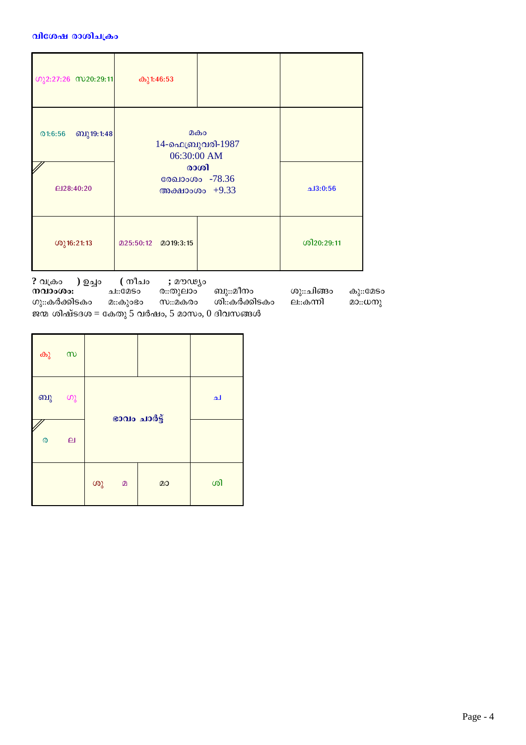**വിശേഷ രാശിചക്രം**

| | | | |
|---|---|---|---|
| ഗു2:27:26 സ20:29:11 | കു1:46:53 | | |
| ര1:6:56 ബു19:1:48 / ല28:40:20 | മകം<br>14-ഫെബ്രുവരി-1987<br>06:30:00 AM<br>**രാശി**<br>രേഖാംശം -78.36<br>അക്ഷാംശം +9.33 | | ച3:0:56 |
| ശു16:21:13 | മ25:50:12 മാ19:3:15 | | ശി20:29:11 |

**?** വക്രം **)** ഉച്ചം **(** നീചം **;** മൗഢ്യം

**നവാംശം:** ച::മേടം ര::തുലാം ബു::മീനം ശു::ചിങ്ങം കു::മേടം
ഗു::കർക്കിടകം മ::കുംഭം സ::മകരം ശി::കർക്കിടകം ല::കന്നി മാ::ധനു

ജന്മ ശിഷ്ടദശ = കേതു 5 വർഷം, 5 മാസം, 0 ദിവസങ്ങൾ

| | | | |
|---|---|---|---|
| കു സ | | | |
| ബു ഗു / ര ല | **ഭാവം ചാർട്ട്** | | ച |
| | ശു മ | മാ | ശി |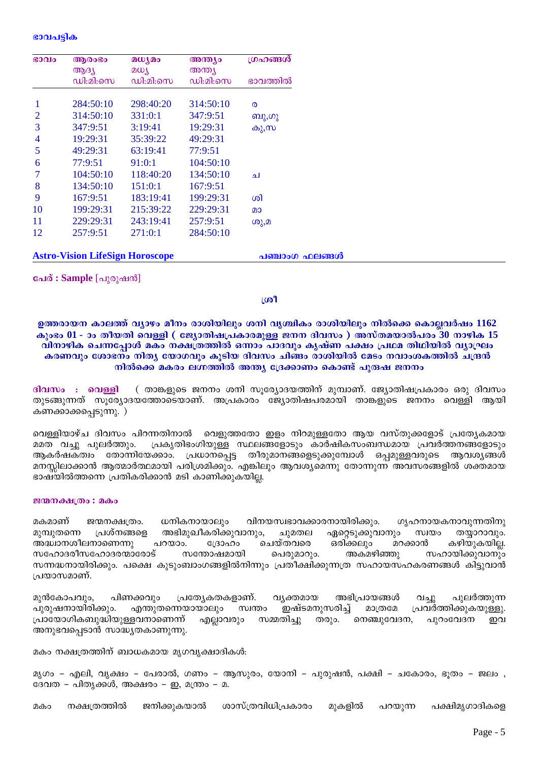### ഭാവപട്ടിക

| ഭാവം | ആരംഭം ആദ്യ ഡി:മി:സെ | മധ്യമം മധ്യ ഡി:മി:സെ | അന്ത്യം അന്ത്യ ഡി:മി:സെ | ഗ്രഹങ്ങൾ ഭാവത്തിൽ |
|---|---|---|---|---|
| 1 | 284:50:10 | 298:40:20 | 314:50:10 | ര |
| 2 | 314:50:10 | 331:0:1 | 347:9:51 | ബു,ഗു |
| 3 | 347:9:51 | 3:19:41 | 19:29:31 | കു,സ |
| 4 | 19:29:31 | 35:39:22 | 49:29:31 | |
| 5 | 49:29:31 | 63:19:41 | 77:9:51 | |
| 6 | 77:9:51 | 91:0:1 | 104:50:10 | |
| 7 | 104:50:10 | 118:40:20 | 134:50:10 | ച |
| 8 | 134:50:10 | 151:0:1 | 167:9:51 | |
| 9 | 167:9:51 | 183:19:41 | 199:29:31 | ശി |
| 10 | 199:29:31 | 215:39:22 | 229:29:31 | മാ |
| 11 | 229:29:31 | 243:19:41 | 257:9:51 | ശു,മ |
| 12 | 257:9:51 | 271:0:1 | 284:50:10 | |

**Astro-Vision LifeSign Horoscope** പഞ്ചാംഗ ഫലങ്ങൾ

**പേര് : Sample** [പുരുഷൻ]

ശ്രീ

**ഉത്തരായന കാലത്ത് വ്യാഴം മീനം രാശിയിലും ശനി വൃശ്ചികം രാശിയിലും നിൽക്കെ കൊല്ലവർഷം 1162 കുംഭം 01 - ാം തീയതി വെള്ളി ( ജ്യോതിഷപ്രകാരമുള്ള ജനന ദിവസം ) അസ്തമയാൽപരം 30 നാഴിക 15 വിനാഴിക ചെന്നപ്പോൾ മകം നക്ഷത്രത്തിൽ ഒന്നാം പാദവും കൃഷ്ണ പക്ഷം പ്രഥമ തിഥിയിൽ വ്യാഘ്രം കരണവും ശോഭനം നിത്യ യോഗവും കൂടിയ ദിവസം ചിങ്ങം രാശിയിൽ മേടം നവാംശകത്തിൽ ചന്ദ്രൻ നിൽക്കെ മകരം ലഗ്നത്തിൽ അന്ത്യ ദ്രേക്കാണം കൊണ്ട് പുരുഷ ജനനം**

**ദിവസം : വെള്ളി** ( താങ്കളുടെ ജനനം ശനി സൂര്യോദയത്തിന് മുമ്പാണ്. ജ്യോതിഷപ്രകാരം ഒരു ദിവസം തുടങ്ങുന്നത് സൂര്യോദയത്തോടെയാണ്. അപ്രകാരം ജ്യോതിഷപരമായി താങ്കളുടെ ജനനം വെള്ളി ആയി കണക്കാക്കപ്പെടുന്നു. )

വെള്ളിയാഴ്ച ദിവസം പിറന്നതിനാൽ വെളുത്തതോ ഇളം നിറമുള്ളതോ ആയ വസ്തുക്കളോട് പ്രത്യേകമായ മമത വച്ചു പുലർത്തും. പ്രകൃതിഭംഗിയുള്ള സ്ഥലങ്ങളോടും കാർഷികസംബന്ധമായ പ്രവർത്തനങ്ങളോടും ആകർഷകത്വം തോന്നിയേക്കാം. പ്രധാനപ്പെട്ട തീരുമാനങ്ങളെടുക്കുമ്പോൾ ഒപ്പമുള്ളവരുടെ ആവശ്യങ്ങൾ മനസ്സിലാക്കാൻ ആത്മാർത്ഥമായി പരിശ്രമിക്കും. എങ്കിലും ആവശ്യമെന്നു തോന്നുന്ന അവസരങ്ങളിൽ ശക്തമായ ഭാഷയിൽത്തന്നെ പ്രതികരിക്കാൻ മടി കാണിക്കുകയില്ല.

**ജന്മനക്ഷത്രം : മകം**

മകമാണ് ജന്മനക്ഷത്രം. ധനികനായാലും വിനയസ്വഭാവക്കാരനായിരിക്കും. ഗൃഹനായകനാവുന്നതിനു മുമ്പുതന്നെ പ്രശ്നങ്ങളെ അഭിമുഖീകരിക്കുവാനും, ചുമതല ഏറ്റെടുക്കുവാനും സ്വയം തയ്യാറാവും. അദ്ധ്വാനശീലനാണെന്നു പറയാം. ദ്രോഹം ചെയ്തവരെ ഒരിക്കലും മറക്കാൻ കഴിയുകയില്ല. സഹോദരീസഹോദരന്മാരോട് സന്തോഷമായി പെരുമാറും. അകമഴിഞ്ഞു സഹായിക്കുവാനും സന്നദ്ധനായിരിക്കും. പക്ഷെ കുടുംബാംഗങ്ങളിൽനിന്നും പ്രതീക്ഷിക്കുന്നത്ര സഹായസഹകരണങ്ങൾ കിട്ടുവാൻ പ്രയാസമാണ്.

മുൻകോപവും, പിണക്കവും പ്രത്യേകതകളാണ്. വ്യക്തമായ അഭിപ്രായങ്ങൾ വച്ചു പുലർത്തുന്ന പുരുഷനായിരിക്കും. എന്തുതന്നെയായാലും സ്വന്തം ഇഷ്ടമനുസരിച്ച് മാത്രമേ പ്രവർത്തിക്കുകയുള്ളൂ. പ്രായോഗികബുദ്ധിയുള്ളവനാണെന്ന് എല്ലാവരും സമ്മതിച്ചു തരും. നെഞ്ചുവേദന, പുറംവേദന ഇവ അനുഭവപ്പെടാൻ സാദ്ധ്യതകാണുന്നു.

മകം നക്ഷത്രത്തിന് ബാധകമായ മൃഗവൃക്ഷാദികൾ:

മൃഗം – എലി, വൃക്ഷം – പേരാൽ, ഗണം – ആസുരം, യോനി – പുരുഷൻ, പക്ഷി – ചകോരം, ഭൂതം – ജലം , ദേവത – പിതൃക്കൾ, അക്ഷരം – ഇ, മന്ത്രം – മ.

മകം നക്ഷത്രത്തിൽ ജനിക്കുകയാൽ ശാസ്ത്രവിധിപ്രകാരം മുകളിൽ പറയുന്ന പക്ഷിമൃഗാദികളെ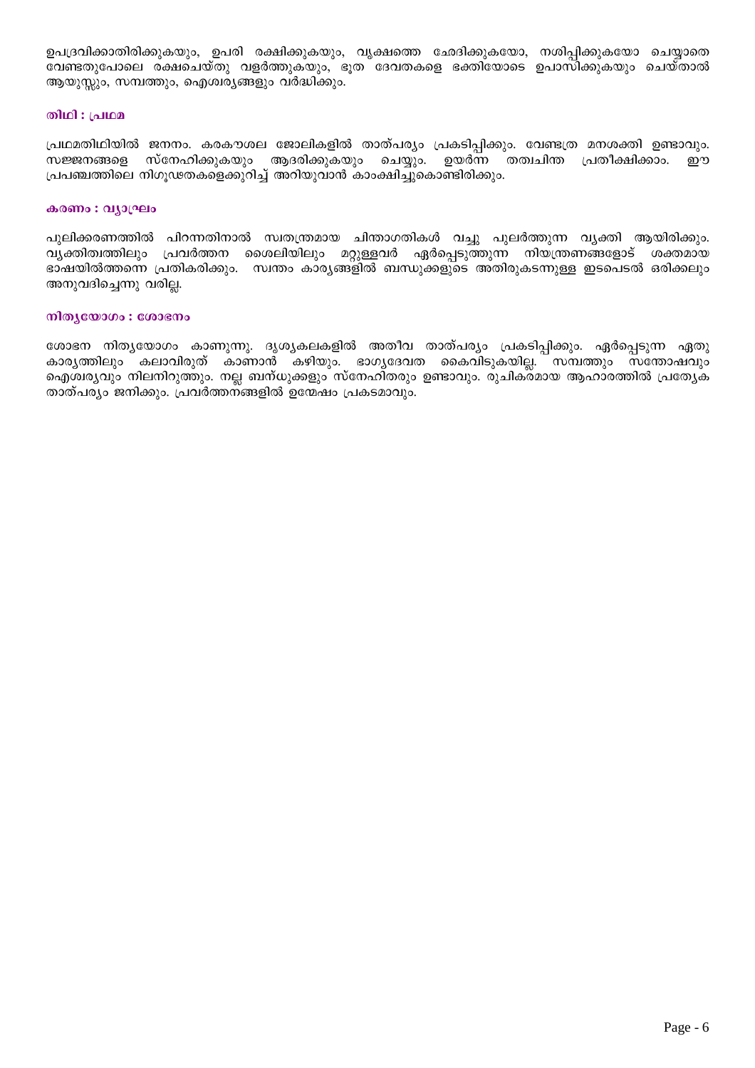ഉപദ്രവിക്കാതിരിക്കുകയും, ഉപരി രക്ഷിക്കുകയും, വൃക്ഷത്തെ ഛേദിക്കുകയോ, നശിപ്പിക്കുകയോ ചെയ്യാതെ വേണ്ടതുപോലെ രക്ഷചെയ്തു വളർത്തുകയും, ഭൂത ദേവതകളെ ഭക്തിയോടെ ഉപാസിക്കുകയും ചെയ്താൽ ആയുസ്സും, സമ്പത്തും, ഐശ്വര്യങ്ങളും വർദ്ധിക്കും.

### തിഥി : പ്രഥമ

പ്രഥമതിഥിയിൽ ജനനം. കരകൗശല ജോലികളിൽ താത്പര്യം പ്രകടിപ്പിക്കും. വേണ്ടത്ര മനശക്തി ഉണ്ടാവും. സജ്ജനങ്ങളെ സ്നേഹിക്കുകയും ആദരിക്കുകയും ചെയ്യും. ഉയർന്ന തത്വചിന്ത പ്രതീക്ഷിക്കാം. ഈ പ്രപഞ്ചത്തിലെ നിഗൂഢതകളെക്കുറിച്ച് അറിയുവാൻ കാംക്ഷിച്ചുകൊണ്ടിരിക്കും.

### കരണം : വ്യാഘ്രം

പുലിക്കരണത്തിൽ പിറന്നതിനാൽ സ്വതന്ത്രമായ ചിന്താഗതികൾ വച്ചു പുലർത്തുന്ന വ്യക്തി ആയിരിക്കും. വ്യക്തിത്വത്തിലും പ്രവർത്തന ശൈലിയിലും മറ്റുള്ളവർ ഏർപ്പെടുത്തുന്ന നിയന്ത്രണങ്ങളോട് ശക്തമായ ഭാഷയിൽത്തന്നെ പ്രതികരിക്കും. സ്വന്തം കാര്യങ്ങളിൽ ബന്ധുക്കളുടെ അതിരുകടന്നുള്ള ഇടപെടൽ ഒരിക്കലും അനുവദിച്ചെന്നു വരില്ല.

### നിത്യയോഗം : ശോഭനം

ശോഭന നിത്യയോഗം കാണുന്നു. ദൃശ്യകലകളിൽ അതീവ താത്പര്യം പ്രകടിപ്പിക്കും. ഏർപ്പെടുന്ന ഏതു കാര്യത്തിലും കലാവിരുത് കാണാൻ കഴിയും. ഭാഗ്യദേവത കൈവിടുകയില്ല. സമ്പത്തും സന്തോഷവും ഐശ്വര്യവും നിലനിറുത്തും. നല്ല ബന്ധുക്കളും സ്നേഹിതരും ഉണ്ടാവും. രുചികരമായ ആഹാരത്തിൽ പ്രത്യേക താത്പര്യം ജനിക്കും. പ്രവർത്തനങ്ങളിൽ ഉന്മേഷം പ്രകടമാവും.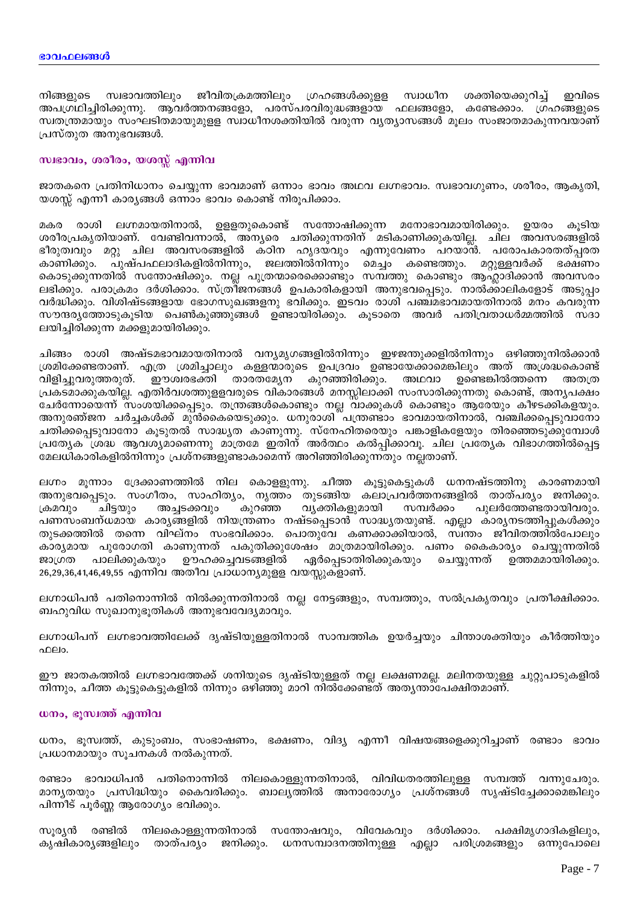നിങ്ങളുടെ സ്വഭാവത്തിലും ജീവിതക്രമത്തിലും ഗ്രഹങ്ങൾക്കുള്ള സ്വാധീന ശക്തിയെക്കുറിച്ച് ഇവിടെ അപഗ്രഥിച്ചിരിക്കുന്നു. ആവർത്തനങ്ങളോ, പരസ്പരവിരുദ്ധങ്ങളായ ഫലങ്ങളോ, കണ്ടേക്കാം. ഗ്രഹങ്ങളുടെ സ്വതന്ത്രമായും സംഘടിതമായുമുള്ള സ്വാധീനശക്തിയിൽ വരുന്ന വ്യത്യാസങ്ങൾ മൂലം സംജാതമാകുന്നവയാണ് പ്രസ്തുത അനുഭവങ്ങൾ.

## സ്വഭാവം, ശരീരം, യശസ്സ് എന്നിവ

ജാതകനെ പ്രതിനിധാനം ചെയ്യുന്ന ഭാവമാണ് ഒന്നാം ഭാവം അഥവ ലഗ്നഭാവം. സ്വഭാവഗുണം, ശരീരം, ആകൃതി, യശസ്സ് എന്നീ കാര്യങ്ങൾ ഒന്നാം ഭാവം കൊണ്ട് നിരൂപിക്കാം.

മകര രാശി ലഗ്നമായതിനാൽ, ഉള്ളതുകൊണ്ട് സന്തോഷിക്കുന്ന മനോഭാവമായിരിക്കും. ഉയരം കൂടിയ ശരീരപ്രകൃതിയാണ്. വേണ്ടിവന്നാൽ, അന്യരെ ചതിക്കുന്നതിന് മടികാണിക്കുകയില്ല. ചില അവസരങ്ങളിൽ ഭീരുത്വവും മറ്റു ചില അവസരങ്ങളിൽ കഠിന ഹൃദയവും എന്നുവേണം പറയാൻ. പരോപകാരതത്പ്പരത കാണിക്കും. പുഷ്പഫലാദികളിൽനിന്നും, ജലത്തിൽനിന്നും മെച്ചം കണ്ടെത്തും. മറ്റുള്ളവർക്ക് ഭക്ഷണം കൊടുക്കുന്നതിൽ സന്തോഷിക്കും. നല്ല പുത്രന്മാരെക്കൊണ്ടും സമ്പത്തു കൊണ്ടും ആഹ്ലാദിക്കാൻ അവസരം ലഭിക്കും. പരാക്രമം ദർശിക്കാം. സ്ത്രീജനങ്ങൾ ഉപകാരികളായി അനുഭവപ്പെടും. നാൽക്കാലികളോട് അടുപ്പം വർദ്ധിക്കും. വിശിഷ്ടങ്ങളായ ഭോഗസുഖങ്ങളനു ഭവിക്കും. ഇടവം രാശി പഞ്ചമഭാവമായതിനാൽ മനം കവരുന്ന സൗന്ദര്യത്തോടുകൂടിയ പെൺകുഞ്ഞുങ്ങൾ ഉണ്ടായിരിക്കും. കൂടാതെ അവർ പതിവ്രതാധർമ്മത്തിൽ സദാ ലയിച്ചിരിക്കുന്ന മക്കളുമായിരിക്കും.

ചിങ്ങം രാശി അഷ്ടമഭാവമായതിനാൽ വന്യമൃഗങ്ങളിൽനിന്നും ഇഴജന്തുക്കളിൽനിന്നും ഒഴിഞ്ഞുനിൽക്കാൻ ശ്രമിക്കേണ്ടതാണ്. എത്ര ശ്രമിച്ചാലും കള്ളന്മാരുടെ ഉപദ്രവം ഉണ്ടായേക്കാമെങ്കിലും അത് അശ്രദ്ധകൊണ്ട് വിളിച്ചുവരുത്തരുത്. ഈശ്വരഭക്തി താരതമ്യേന കുറഞ്ഞിരിക്കും. അഥവാ ഉണ്ടെങ്കിൽത്തന്നെ അതത്ര പ്രകടമാക്കുകയില്ല. എതിർവശത്തുള്ളവരുടെ വികാരങ്ങൾ മനസ്സിലാക്കി സംസാരിക്കുന്നതു കൊണ്ട്, അന്യപക്ഷം ചേർന്നോയെന്ന് സംശയിക്കപ്പെടും. തന്ത്രങ്ങൾകൊണ്ടും നല്ല വാക്കുകൾ കൊണ്ടും ആരേയും കീഴടക്കികളയും. അനുരഞ്ജന ചർച്ചകൾക്ക് മുൻകൈയെടുക്കും. ധനുരാശി പന്ത്രണ്ടാം ഭാവമായതിനാൽ, വഞ്ചിക്കപ്പെടുവാനോ ചതിക്കപ്പെടുവാനോ കൂടുതൽ സാദ്ധ്യത കാണുന്നു. സ്നേഹിതരെയും പങ്കാളികളേയും തിരഞ്ഞെടുക്കുമ്പോൾ പ്രത്യേക ശ്രദ്ധ ആവശ്യമാണെന്നു മാത്രമേ ഇതിന് അർത്ഥം കൽപ്പിക്കാവൂ. ചില പ്രത്യേക വിഭാഗത്തിൽപ്പെട്ട മേലധികാരികളിൽനിന്നും പ്രശ്നങ്ങളുണ്ടാകാമെന്ന് അറിഞ്ഞിരിക്കുന്നതും നല്ലതാണ്.

ലഗ്നം മൂന്നാം ദ്രേക്കാണത്തിൽ നില കൊള്ളുന്നു. ചീത്ത കൂട്ടുകെട്ടുകൾ ധനനഷ്ടത്തിനു കാരണമായി അനുഭവപ്പെടും. സംഗീതം, സാഹിത്യം, നൃത്തം തുടങ്ങിയ കലാപ്രവർത്തനങ്ങളിൽ താത്പര്യം ജനിക്കും. ക്രമവും ചിട്ടയും അച്ചടക്കവും കുറഞ്ഞ വ്യക്തികളുമായി സമ്പർക്കം പുലർത്തേണ്ടതായിവരും. പണസംബന്ധമായ കാര്യങ്ങളിൽ നിയന്ത്രണം നഷ്ടപ്പെടാൻ സാദ്ധ്യതയുണ്ട്. എല്ലാ കാര്യനടത്തിപ്പുകൾക്കും തുടക്കത്തിൽ തന്നെ വിഘ്നം സംഭവിക്കാം. പൊതുവേ കണക്കാക്കിയാൽ, സ്വന്തം ജീവിതത്തിൽപോലും കാര്യമായ പുരോഗതി കാണുന്നത് പകുതിക്കുശേഷം മാത്രമായിരിക്കും. പണം കൈകാര്യം ചെയ്യുന്നതിൽ ജാഗ്രത പാലിക്കുകയും ഊഹക്കച്ചവടങ്ങളിൽ ഏർപ്പെടാതിരിക്കുകയും ചെയ്യുന്നത് ഉത്തമമായിരിക്കും. 26,29,36,41,46,49,55 എന്നിവ അതീവ പ്രാധാന്യമുള്ള വയസ്സുകളാണ്.

ലഗ്നാധിപൻ പതിനൊന്നിൽ നിൽക്കുന്നതിനാൽ നല്ല നേട്ടങ്ങളും, സമ്പത്തും, സൽപ്രകൃതവും പ്രതീക്ഷിക്കാം. ബഹുവിധ സുഖാനുഭൂതികൾ അനുഭവവേദ്യമാവും.

ലഗ്നാധിപന് ലഗ്നഭാവത്തിലേക്ക് ദൃഷ്ടിയുള്ളതിനാൽ സാമ്പത്തിക ഉയർച്ചയും ചിന്താശക്തിയും കീർത്തിയും ഫലം.

ഈ ജാതകത്തിൽ ലഗ്നഭാവത്തേക്ക് ശനിയുടെ ദൃഷ്ടിയുള്ളത് നല്ല ലക്ഷണമല്ല. മലിനതയുള്ള ചുറ്റുപാടുകളിൽ നിന്നും, ചീത്ത കൂട്ടുകെട്ടുകളിൽ നിന്നും ഒഴിഞ്ഞു മാറി നിൽക്കേണ്ടത് അത്യന്താപേക്ഷിതമാണ്.

## ധനം, ഭൂസ്വത്ത് എന്നിവ

ധനം, ഭൂസ്വത്ത്, കുടുംബം, സംഭാഷണം, ഭക്ഷണം, വിദ്യ എന്നീ വിഷയങ്ങളെക്കുറിച്ചാണ് രണ്ടാം ഭാവം പ്രധാനമായും സൂചനകൾ നൽകുന്നത്.

രണ്ടാം ഭാവാധിപൻ പതിനൊന്നിൽ നിലകൊള്ളുന്നതിനാൽ, വിവിധതരത്തിലുള്ള സമ്പത്ത് വന്നുചേരും. മാന്യതയും പ്രസിദ്ധിയും കൈവരിക്കും. ബാല്യത്തിൽ അനാരോഗ്യം പ്രശ്നങ്ങൾ സൃഷ്ടിച്ചേക്കാമെങ്കിലും പിന്നീട് പൂർണ്ണ ആരോഗ്യം ഭവിക്കും.

സൂര്യൻ രണ്ടിൽ നിലകൊള്ളുന്നതിനാൽ സന്തോഷവും, വിവേകവും ദർശിക്കാം. പക്ഷിമൃഗാദികളിലും, കൃഷികാര്യങ്ങളിലും താത്പര്യം ജനിക്കും. ധനസമ്പാദനത്തിനുള്ള എല്ലാ പരിശ്രമങ്ങളും ഒന്നുപോലെ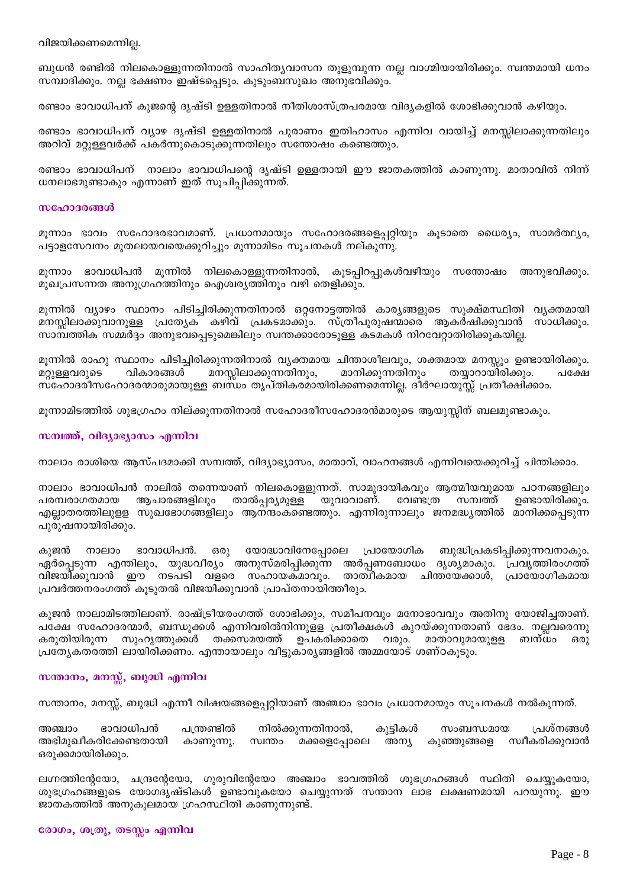വിജയിക്കണമെന്നില്ല.

ബുധൻ രണ്ടിൽ നിലകൊള്ളുന്നതിനാൽ സാഹിത്യവാസന തുളുമ്പുന്ന നല്ല വാഗ്മിയായിരിക്കും. സ്വന്തമായി ധനം സമ്പാദിക്കും. നല്ല ഭക്ഷണം ഇഷ്ടപ്പെടും. കുടുംബസുഖം അനുഭവിക്കും.

രണ്ടാം ഭാവാധിപന് കുജന്റെ ദൃഷ്ടി ഉള്ളതിനാൽ നീതിശാസ്ത്രപരമായ വിദ്യകളിൽ ശോഭിക്കുവാൻ കഴിയും.

രണ്ടാം ഭാവാധിപന് വ്യാഴ ദൃഷ്ടി ഉള്ളതിനാൽ പുരാണം ഇതിഹാസം എന്നിവ വായിച്ച് മനസ്സിലാക്കുന്നതിലും അറിവ് മറ്റുള്ളവർക്ക് പകർന്നുകൊടുക്കുന്നതിലും സന്തോഷം കണ്ടെത്തും.

രണ്ടാം ഭാവാധിപന് നാലാം ഭാവാധിപന്റെ ദൃഷ്ടി ഉള്ളതായി ഈ ജാതകത്തിൽ കാണുന്നു. മാതാവിൽ നിന്ന് ധനലാഭമുണ്ടാകും എന്നാണ് ഇത് സൂചിപ്പിക്കുന്നത്.

### സഹോദരങ്ങൾ

മൂന്നാം ഭാവം സഹോദരഭാവമാണ്. പ്രധാനമായും സഹോദരങ്ങളെപ്പറ്റിയും കൂടാതെ ധൈര്യം, സാമർത്ഥ്യം, പട്ടാളസേവനം മുതലായവയെക്കുറിച്ചും മൂന്നാമിടം സൂചനകൾ നല്കുന്നു.

മൂന്നാം ഭാവാധിപൻ മൂന്നിൽ നിലകൊള്ളുന്നതിനാൽ, കൂടപ്പിറപ്പുകൾവഴിയും സന്തോഷം അനുഭവിക്കും. മുഖപ്രസന്നത അനുഗ്രഹത്തിനും ഐശ്വര്യത്തിനും വഴി തെളിക്കും.

മൂന്നിൽ വ്യാഴം സ്ഥാനം പിടിച്ചിരിക്കുന്നതിനാൽ ഒറ്റനോട്ടത്തിൽ കാര്യങ്ങളുടെ സൂക്ഷ്മസ്ഥിതി വ്യക്തമായി മനസ്സിലാക്കുവാനുള്ള പ്രത്യേക കഴിവ് പ്രകടമാക്കും. സ്ത്രീപുരുഷന്മാരെ ആകർഷിക്കുവാൻ സാധിക്കും. സാമ്പത്തിക സമ്മർദ്ദം അനുഭവപ്പെടുമെങ്കിലും സ്വന്തക്കാരോടുള്ള കടമകൾ നിറവേറ്റാതിരിക്കുകയില്ല.

മൂന്നിൽ രാഹു സ്ഥാനം പിടിച്ചിരിക്കുന്നതിനാൽ വ്യക്തമായ ചിന്താശീലവും, ശക്തമായ മനസ്സും ഉണ്ടായിരിക്കും. മറ്റുള്ളവരുടെ വികാരങ്ങൾ മനസ്സിലാക്കുന്നതിനും, മാനിക്കുന്നതിനും തയ്യാറായിരിക്കും. പക്ഷേ സഹോദരീസഹോദരന്മാരുമായുള്ള ബന്ധം തൃപ്തികരമായിരിക്കണമെന്നില്ല. ദീർഘായുസ്സ് പ്രതീക്ഷിക്കാം.

മൂന്നാമിടത്തിൽ ശുഭഗ്രഹം നില്ക്കുന്നതിനാൽ സഹോദരീസഹോദരൻമാരുടെ ആയുസ്സിന് ബലമുണ്ടാകും.

### സമ്പത്ത്, വിദ്യാഭ്യാസം എന്നിവ

നാലാം രാശിയെ ആസ്പദമാക്കി സമ്പത്ത്, വിദ്യാഭ്യാസം, മാതാവ്, വാഹനങ്ങൾ എന്നിവയെക്കുറിച്ച് ചിന്തിക്കാം.

നാലാം ഭാവാധിപൻ നാലിൽ തന്നെയാണ് നിലകൊള്ളുന്നത്. സാമുദായികവും ആത്മീയവുമായ പഠനങ്ങളിലും പരമ്പരാഗതമായ ആചാരങ്ങളിലും താൽപ്പര്യമുള്ള യുവാവാണ്. വേണ്ടത്ര സമ്പത്ത് ഉണ്ടായിരിക്കും. എല്ലാതരത്തിലുള്ള സുഖഭോഗങ്ങളിലും ആനന്ദംകണ്ടെത്തും. എന്നിരുന്നാലും ജനമദ്ധ്യത്തിൽ മാനിക്കപ്പെടുന്ന പുരുഷനായിരിക്കും.

കുജൻ നാലാം ഭാവാധിപൻ. ഒരു യോദ്ധാവിനേപ്പോലെ പ്രായോഗിക ബുദ്ധിപ്രകടിപ്പിക്കുന്നവനാകും. ഏർപ്പെടുന്ന എന്തിലും, യുദ്ധവീര്യം അനുസ്മരിപ്പിക്കുന്ന അർപ്പണബോധം ദൃശ്യമാകും. പ്രവൃത്തിരംഗത്ത് വിജയിക്കുവാൻ ഈ നടപടി വളരെ സഹായകമാവും. താത്വികമായ ചിന്തയേക്കാൾ, പ്രായോഗികമായ പ്രവർത്തനരംഗത്ത് കൂടുതൽ വിജയിക്കുവാൻ പ്രാപ്തനായിത്തീരും.

കുജൻ നാലാമിടത്തിലാണ്. രാഷ്ട്രീയരംഗത്ത് ശോഭിക്കും, സമീപനവും മനോഭാവവും അതിനു യോജിച്ചതാണ്. പക്ഷേ സഹോദരന്മാർ, ബന്ധുക്കൾ എന്നിവരിൽനിന്നുള്ള പ്രതീക്ഷകൾ കുറയ്ക്കുന്നതാണ് ഭേദം. നല്ലവരെന്നു കരുതിയിരുന്ന സുഹൃത്തുക്കൾ തക്കസമയത്ത് ഉപകരിക്കാതെ വരും. മാതാവുമായുള്ള ബന്ധം ഒരു പ്രത്യേകതരത്തി ലായിരിക്കണം. എന്തായാലും വീട്ടുകാര്യങ്ങളിൽ അമ്മയോട് ശണ്ഠകൂടും.

### സന്താനം, മനസ്സ്, ബുദ്ധി എന്നിവ

സന്താനം, മനസ്സ്, ബുദ്ധി എന്നീ വിഷയങ്ങളെപ്പറ്റിയാണ് അഞ്ചാം ഭാവം പ്രധാനമായും സൂചനകൾ നൽകുന്നത്.

അഞ്ചാം ഭാവാധിപൻ പന്ത്രണ്ടിൽ നിൽക്കുന്നതിനാൽ, കുട്ടികൾ സംബന്ധമായ പ്രശ്നങ്ങൾ അഭിമുഖീകരിക്കേണ്ടതായി കാണുന്നു. സ്വന്തം മക്കളെപ്പോലെ അന്യ കുഞ്ഞുങ്ങളെ സ്വീകരിക്കുവാൻ ഒരുക്കമായിരിക്കും.

ലഗ്നത്തിന്റേയോ, ചന്ദ്രന്റേയോ, ഗുരുവിന്റേയോ അഞ്ചാം ഭാവത്തിൽ ശുഭഗ്രഹങ്ങൾ സ്ഥിതി ചെയ്യുകയോ, ശുഭഗ്രഹങ്ങളുടെ യോഗദൃഷ്ടികൾ ഉണ്ടാവുകയോ ചെയ്യുന്നത് സന്താന ലാഭ ലക്ഷണമായി പറയുന്നു. ഈ ജാതകത്തിൽ അനുകൂലമായ ഗ്രഹസ്ഥിതി കാണുന്നുണ്ട്.

### രോഗം, ശത്രു, തടസ്സം എന്നിവ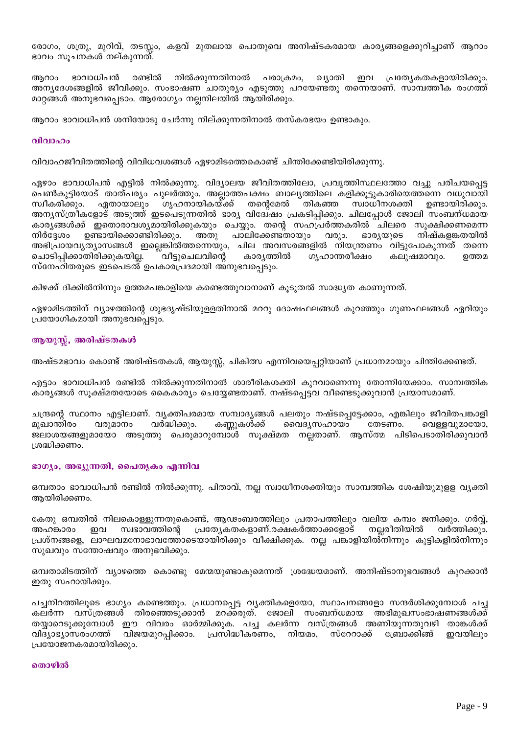രോഗം, ശത്രു, മുറിവ്, തടസ്സം, കളവ് മുതലായ പൊതുവെ അനിഷ്ടകരമായ കാര്യങ്ങളെക്കുറിച്ചാണ് ആറാം ഭാവം സൂചനകൾ നല്കുന്നത്.

ആറാം ഭാവാധിപൻ രണ്ടിൽ നിൽക്കുന്നതിനാൽ പരാക്രമം, ഖ്യാതി ഇവ പ്രത്യേകതകളായിരിക്കും. അന്യദേശങ്ങളിൽ ജീവിക്കും. സംഭാഷണ ചാതുര്യം എടുത്തു പറയേണ്ടതു തന്നെയാണ്. സാമ്പത്തീക രംഗത്ത് മാറ്റങ്ങൾ അനുഭവപ്പെടാം. ആരോഗ്യം നല്ലനിലയിൽ ആയിരിക്കും.

ആറാം ഭാവാധിപൻ ശനിയോടു ചേർന്നു നില്ക്കുന്നതിനാൽ തസ്കരഭയം ഉണ്ടാകും.

### വിവാഹം

വിവാഹജീവിതത്തിന്റെ വിവിധവശങ്ങൾ ഏഴാമിടത്തെകൊണ്ട് ചിന്തിക്കേണ്ടിയിരിക്കുന്നു.

ഏഴാം ഭാവാധിപൻ എട്ടിൽ നിൽക്കുന്നു. വിദ്യാലയ ജീവിതത്തിലോ, പ്രവൃത്തിസ്ഥലത്തോ വച്ചു പരിചയപ്പെട്ട പെൺകുട്ടിയോട് താത്പര്യം പുലർത്തും. അല്ലാത്തപക്ഷം ബാല്യത്തിലെ കളിക്കൂട്ടുകാരിയെത്തന്നെ വധുവായി സ്വീകരിക്കും. ഏതായാലും ഗൃഹനായികയ്ക്ക് തന്റെമേൽ തികഞ്ഞ സ്വാധീനശക്തി ഉണ്ടായിരിക്കും. അന്യസ്ത്രീകളോട് അടുത്ത് ഇടപെടുന്നതിൽ ഭാര്യ വിദ്വേഷം പ്രകടിപ്പിക്കും. ചിലപ്പോൾ ജോലി സംബന്ധമായ കാര്യങ്ങൾക്ക് ഇതൊരാവശ്യമായിരിക്കുകയും ചെയ്യും. തന്റെ സഹപ്രവർത്തകരിൽ ചിലരെ സൂക്ഷിക്കണമെന്ന നിർദ്ദേശം ഉണ്ടായിക്കൊണ്ടിരിക്കും. അതു പാലിക്കേണ്ടതായും വരും. ഭാര്യയുടെ നിഷ്കളങ്കതയിൽ അഭിപ്രായവ്യത്യാസങ്ങൾ ഇല്ലെങ്കിൽത്തന്നെയും, ചില അവസരങ്ങളിൽ നിയന്ത്രണം വിട്ടുപോകുന്നത് തന്നെ ചൊടിപ്പിക്കാതിരിക്കുകയില്ല. വീട്ടുചെലവിന്റെ കാര്യത്തിൽ ഗൃഹാന്തരീക്ഷം കലുഷമാവും. ഉത്തമ സ്നേഹിതരുടെ ഇടപെടൽ ഉപകാരപ്രദമായി അനുഭവപ്പെടും.

കിഴക്ക് ദിക്കിൽനിന്നും ഉത്തമപങ്കാളിയെ കണ്ടെത്തുവാനാണ് കൂടുതൽ സാദ്ധ്യത കാണുന്നത്.

ഏഴാമിടത്തിന് വ്യാഴത്തിന്റെ ശുഭദൃഷ്ടിയുളളതിനാൽ മററു ദോഷഫലങ്ങൾ കുറഞ്ഞും ഗുണഫലങ്ങൾ ഏറിയും പ്രയോഗികമായി അനുഭവപ്പെടും.

### ആയുസ്സ്, അരിഷ്ടതകൾ

അഷ്ടമഭാവം കൊണ്ട് അരിഷ്ടതകൾ, ആയുസ്സ്, ചികിത്സ എന്നിവയെപ്പറ്റിയാണ് പ്രധാനമായും ചിന്തിക്കേണ്ടത്.

എട്ടാം ഭാവാധിപൻ രണ്ടിൽ നിൽക്കുന്നതിനാൽ ശാരീരികശക്തി കുറവാണെന്നു തോന്നിയേക്കാം. സാമ്പത്തിക കാര്യങ്ങൾ സൂക്ഷ്മതയോടെ കൈകാര്യം ചെയ്യേണ്ടതാണ്. നഷ്ടപ്പെട്ടവ വീണ്ടെടുക്കുവാൻ പ്രയാസമാണ്.

ചന്ദ്രന്റെ സ്ഥാനം എട്ടിലാണ്. വ്യക്തിപരമായ സമ്പാദ്യങ്ങൾ പലതും നഷ്ടപ്പെട്ടേക്കാം, എങ്കിലും ജീവിതപങ്കാളി മുഖാന്തിരം വരുമാനം വർദ്ധിക്കും. കണ്ണുകൾക്ക് വൈദ്യസഹായം തേടണം. വെള്ളവുമായോ, ജലാശയങ്ങളുമായോ അടുത്തു പെരുമാറുമ്പോൾ സൂക്ഷ്മത നല്ലതാണ്. ആസ്ത്മ പിടിപെടാതിരിക്കുവാൻ ശ്രദ്ധിക്കണം.

### ഭാഗ്യം, അഭ്യുന്നതി, പൈതൃകം എന്നിവ

ഒമ്പതാം ഭാവാധിപൻ രണ്ടിൽ നിൽക്കുന്നു. പിതാവ്, നല്ല സ്വാധീനശക്തിയും സാമ്പത്തിക ശേഷിയുമുള്ള വ്യക്തി ആയിരിക്കണം.

കേതു ഒമ്പതിൽ നിലകൊള്ളുന്നതുകൊണ്ട്, ആഢംബരത്തിലും പ്രതാപത്തിലും വലിയ കമ്പം ജനിക്കും. ഗർവ്വ്, അഹങ്കാരം ഇവ സ്വഭാവത്തിന്റെ പ്രത്യേകതകളാണ്.രക്ഷകർത്താക്കളോട് നല്ലരീതിയിൽ വർത്തിക്കും. പ്രശ്നങ്ങളെ, ലാഘവമനോഭാവത്തോടെയായിരിക്കും വീക്ഷിക്കുക. നല്ല പങ്കാളിയിൽനിന്നും കുട്ടികളിൽനിന്നും സുഖവും സന്തോഷവും അനുഭവിക്കും.

ഒമ്പതാമിടത്തിന് വ്യാഴത്തെ കൊണ്ടു മേന്മയുണ്ടാകുമെന്നത് ശ്രദ്ധേയമാണ്. അനിഷ്ടാനുഭവങ്ങൾ കുറക്കാൻ ഇതു സഹായിക്കും.

പച്ചനിറത്തിലൂടെ ഭാഗ്യം കണ്ടെത്തും. പ്രധാനപ്പെട്ട വ്യക്തികളെയോ, സ്ഥാപനങ്ങളോ സന്ദർശിക്കുമ്പോൾ പച്ച കലർന്ന വസ്ത്രങ്ങൾ തിരഞ്ഞെടുക്കാൻ മറക്കരുത്. ജോലി സംബന്ധമായ അഭിമുഖസംഭാഷണങ്ങൾക്ക് തയ്യാറെടുക്കുമ്പോൾ ഈ വിവരം ഓർമ്മിക്കുക. പച്ച കലർന്ന വസ്ത്രങ്ങൾ അണിയുന്നതുവഴി താങ്കൾക്ക് വിദ്യാഭ്യാസരംഗത്ത് വിജയമുറപ്പിക്കാം. പ്രസിദ്ധീകരണം, നിയമം, സ്റേറാക്ക് ബ്രോക്കിങ്ങ് ഇവയിലും പ്രയോജനകരമായിരിക്കും.

### തൊഴിൽ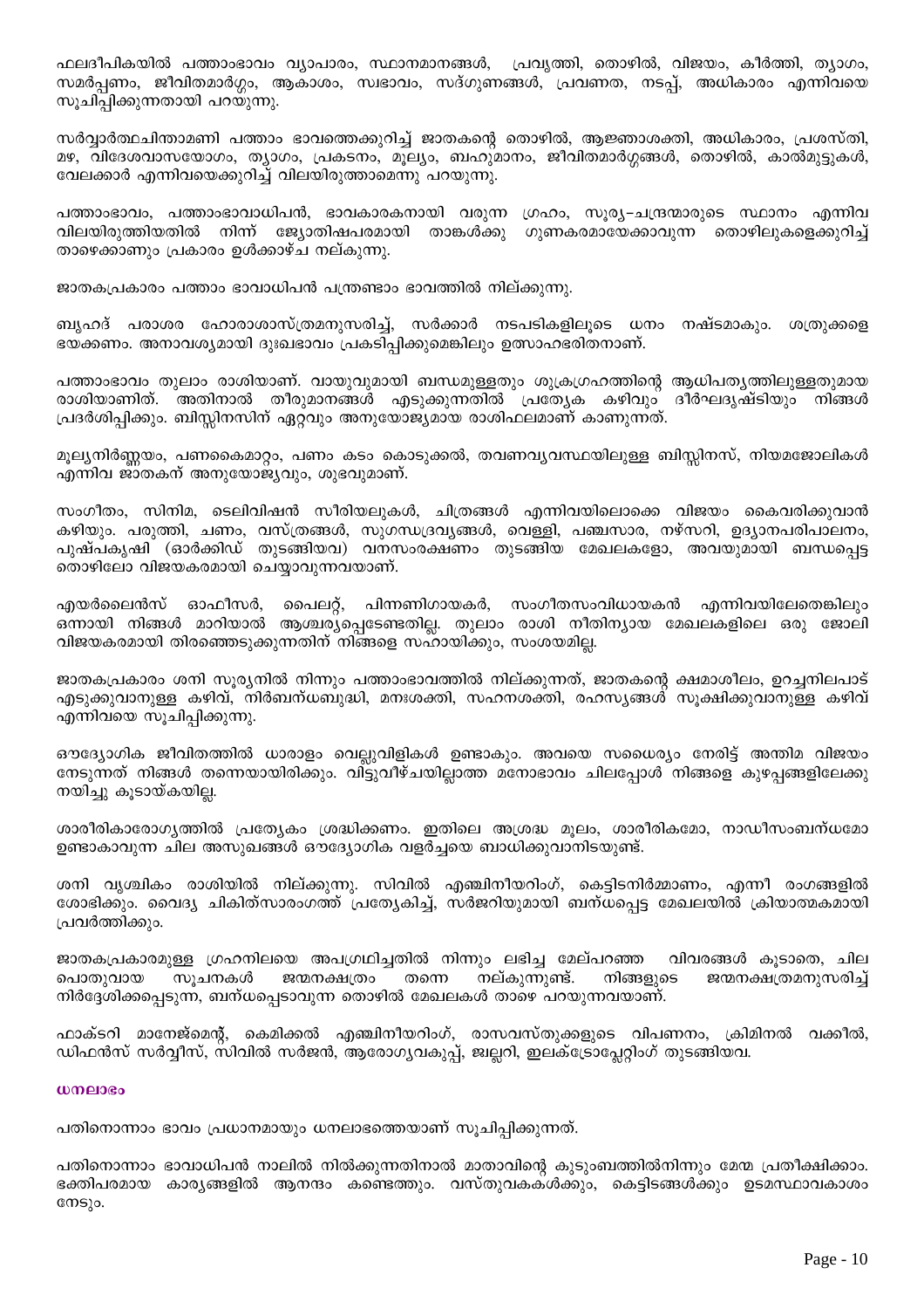ഫലദീപികയിൽ പത്താംഭാവം വ്യാപാരം, സ്ഥാനമാനങ്ങൾ, പ്രവൃത്തി, തൊഴിൽ, വിജയം, കീർത്തി, ത്യാഗം, സമർപ്പണം, ജീവിതമാർഗ്ഗം, ആകാശം, സ്വഭാവം, സദ്ഗുണങ്ങൾ, പ്രവണത, നടപ്പ്, അധികാരം എന്നിവയെ സൂചിപ്പിക്കുന്നതായി പറയുന്നു.

സർവ്വാർത്ഥചിന്താമണി പത്താം ഭാവത്തെക്കുറിച്ച് ജാതകന്റെ തൊഴിൽ, ആജ്ഞാശക്തി, അധികാരം, പ്രശസ്തി, മഴ, വിദേശവാസയോഗം, ത്യാഗം, പ്രകടനം, മൂല്യം, ബഹുമാനം, ജീവിതമാർഗ്ഗങ്ങൾ, തൊഴിൽ, കാൽമുട്ടുകൾ, വേലക്കാർ എന്നിവയെക്കുറിച്ച് വിലയിരുത്താമെന്നു പറയുന്നു.

പത്താംഭാവം, പത്താംഭാവാധിപൻ, ഭാവകാരകനായി വരുന്ന ഗ്രഹം, സൂര്യ-ചന്ദ്രന്മാരുടെ സ്ഥാനം എന്നിവ വിലയിരുത്തിയതിൽ നിന്ന് ജ്യോതിഷപരമായി താങ്കൾക്കു ഗുണകരമായേക്കാവുന്ന തൊഴിലുകളെക്കുറിച്ച് താഴെക്കാണും പ്രകാരം ഉൾക്കാഴ്ച നല്കുന്നു.

ജാതകപ്രകാരം പത്താം ഭാവാധിപൻ പന്ത്രണ്ടാം ഭാവത്തിൽ നില്ക്കുന്നു.

ബൃഹദ് പരാശര ഹോരാശാസ്ത്രമനുസരിച്ച്, സർക്കാർ നടപടികളിലൂടെ ധനം നഷ്ടമാകും. ശത്രുക്കളെ ഭയക്കണം. അനാവശ്യമായി ദുഃഖഭാവം പ്രകടിപ്പിക്കുമെങ്കിലും ഉത്സാഹഭരിതനാണ്.

പത്താംഭാവം തുലാം രാശിയാണ്. വായുവുമായി ബന്ധമുള്ളതും ശുക്രഗ്രഹത്തിന്റെ ആധിപത്യത്തിലുള്ളതുമായ രാശിയാണിത്. അതിനാൽ തീരുമാനങ്ങൾ എടുക്കുന്നതിൽ പ്രത്യേക കഴിവും ദീർഘദൃഷ്ടിയും നിങ്ങൾ പ്രദർശിപ്പിക്കും. ബിസ്സിനസിന് ഏറ്റവും അനുയോജ്യമായ രാശിഫലമാണ് കാണുന്നത്.

മൂല്യനിർണ്ണയം, പണകൈമാറ്റം, പണം കടം കൊടുക്കൽ, തവണവ്യവസ്ഥയിലുള്ള ബിസ്സിനസ്, നിയമജോലികൾ എന്നിവ ജാതകന് അനുയോജ്യവും, ശുഭവുമാണ്.

സംഗീതം, സിനിമ, ടെലിവിഷൻ സീരിയലുകൾ, ചിത്രങ്ങൾ എന്നിവയിലൊക്കെ വിജയം കൈവരിക്കുവാൻ കഴിയും. പരുത്തി, ചണം, വസ്ത്രങ്ങൾ, സുഗന്ധദ്രവ്യങ്ങൾ, വെള്ളി, പഞ്ചസാര, നഴ്സറി, ഉദ്യാനപരിപാലനം, പുഷ്പകൃഷി (ഓർക്കിഡ് തുടങ്ങിയവ) വനസംരക്ഷണം തുടങ്ങിയ മേഖലകളോ, അവയുമായി ബന്ധപ്പെട്ട തൊഴിലോ വിജയകരമായി ചെയ്യാവുന്നവയാണ്.

എയർലൈൻസ് ഓഫീസർ, പൈലറ്റ്, പിന്നണിഗായകർ, സംഗീതസംവിധായകൻ എന്നിവയിലേതെങ്കിലും ഒന്നായി നിങ്ങൾ മാറിയാൽ ആശ്ചര്യപ്പെടേണ്ടതില്ല. തുലാം രാശി നീതിന്യായ മേഖലകളിലെ ഒരു ജോലി വിജയകരമായി തിരഞ്ഞെടുക്കുന്നതിന് നിങ്ങളെ സഹായിക്കും, സംശയമില്ല.

ജാതകപ്രകാരം ശനി സൂര്യനിൽ നിന്നും പത്താംഭാവത്തിൽ നില്ക്കുന്നത്, ജാതകന്റെ ക്ഷമാശീലം, ഉറച്ചനിലപാട് എടുക്കുവാനുള്ള കഴിവ്, നിർബന്ധബുദ്ധി, മനഃശക്തി, സഹനശക്തി, രഹസ്യങ്ങൾ സൂക്ഷിക്കുവാനുള്ള കഴിവ് എന്നിവയെ സൂചിപ്പിക്കുന്നു.

ഔദ്യോഗിക ജീവിതത്തിൽ ധാരാളം വെല്ലുവിളികൾ ഉണ്ടാകും. അവയെ സധൈര്യം നേരിട്ട് അന്തിമ വിജയം നേടുന്നത് നിങ്ങൾ തന്നെയായിരിക്കും. വിട്ടുവീഴ്ചയില്ലാത്ത മനോഭാവം ചിലപ്പോൾ നിങ്ങളെ കുഴപ്പങ്ങളിലേക്കു നയിച്ചു കൂടായ്കയില്ല.

ശാരീരികാരോഗ്യത്തിൽ പ്രത്യേകം ശ്രദ്ധിക്കണം. ഇതിലെ അശ്രദ്ധ മൂലം, ശാരീരികമോ, നാഡീസംബന്ധമോ ഉണ്ടാകാവുന്ന ചില അസുഖങ്ങൾ ഔദ്യോഗിക വളർച്ചയെ ബാധിക്കുവാനിടയുണ്ട്.

ശനി വൃശ്ചികം രാശിയിൽ നില്ക്കുന്നു. സിവിൽ എഞ്ചിനീയറിംഗ്, കെട്ടിടനിർമ്മാണം, എന്നീ രംഗങ്ങളിൽ ശോഭിക്കും. വൈദ്യ ചികിത്സാരംഗത്ത് പ്രത്യേകിച്ച്, സർജറിയുമായി ബന്ധപ്പെട്ട മേഖലയിൽ ക്രിയാത്മകമായി പ്രവർത്തിക്കും.

ജാതകപ്രകാരമുള്ള ഗ്രഹനിലയെ അപഗ്രഥിച്ചതിൽ നിന്നും ലഭിച്ച മേല്പറഞ്ഞ വിവരങ്ങൾ കൂടാതെ, ചില പൊതുവായ സൂചനകൾ ജന്മനക്ഷത്രം തന്നെ നല്കുന്നുണ്ട്. നിങ്ങളുടെ ജന്മനക്ഷത്രമനുസരിച്ച് നിർദ്ദേശിക്കപ്പെടുന്ന, ബന്ധപ്പെടാവുന്ന തൊഴിൽ മേഖലകൾ താഴെ പറയുന്നവയാണ്.

ഫാക്ടറി മാനേജ്മെന്റ്, കെമിക്കൽ എഞ്ചിനീയറിംഗ്, രാസവസ്തുക്കളുടെ വിപണനം, ക്രിമിനൽ വക്കീൽ, ഡിഫൻസ് സർവ്വീസ്, സിവിൽ സർജൻ, ആരോഗ്യവകുപ്പ്, ജ്വല്ലറി, ഇലക്ട്രോപ്ലേറ്റിംഗ് തുടങ്ങിയവ.

### ധനലാഭം

പതിനൊന്നാം ഭാവം പ്രധാനമായും ധനലാഭത്തെയാണ് സൂചിപ്പിക്കുന്നത്.

പതിനൊന്നാം ഭാവാധിപൻ നാലിൽ നിൽക്കുന്നതിനാൽ മാതാവിന്റെ കുടുംബത്തിൽനിന്നും മേന്മ പ്രതീക്ഷിക്കാം. ഭക്തിപരമായ കാര്യങ്ങളിൽ ആനന്ദം കണ്ടെത്തും. വസ്തുവകകൾക്കും, കെട്ടിടങ്ങൾക്കും ഉടമസ്ഥാവകാശം നേടും.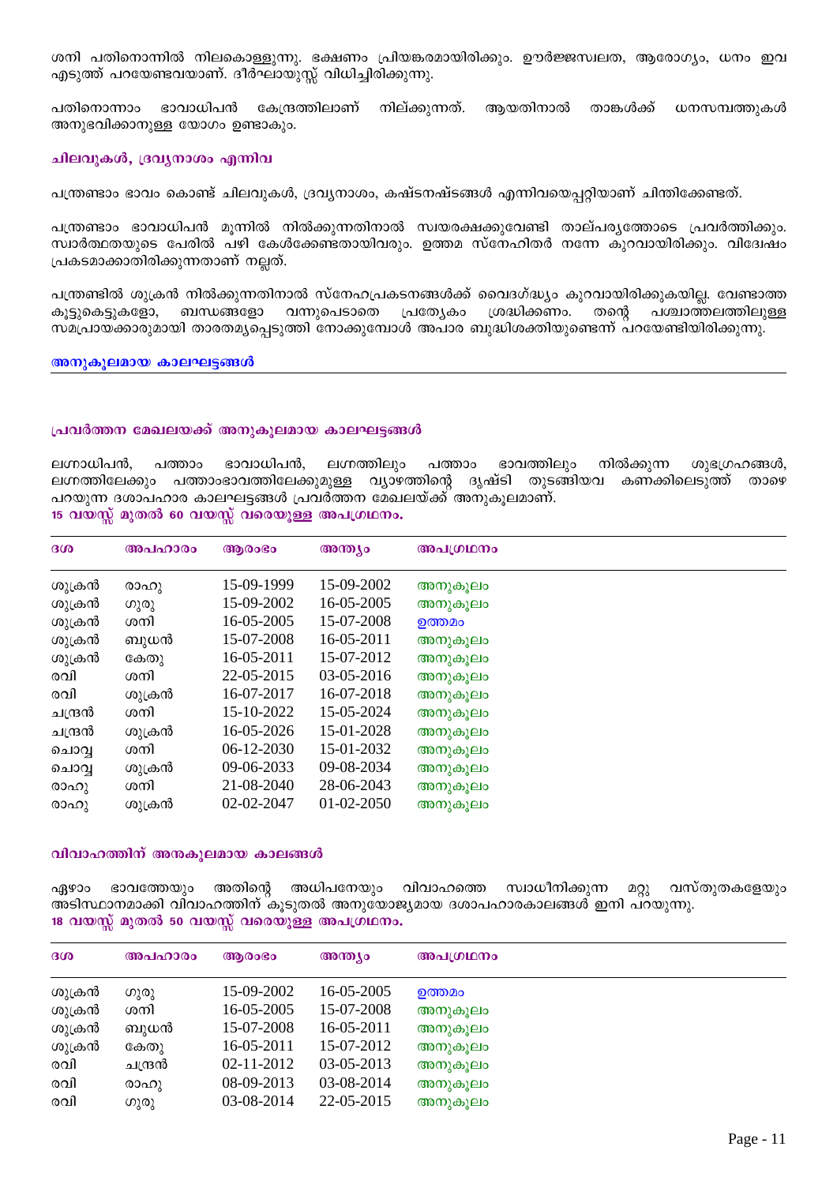ശനി പതിനൊന്നിൽ നിലകൊള്ളുന്നു. ഭക്ഷണം പ്രിയങ്കരമായിരിക്കും. ഊർജ്ജസ്വലത, ആരോഗ്യം, ധനം ഇവ എടുത്ത് പറയേണ്ടവയാണ്. ദീർഘായുസ്സ് വിധിച്ചിരിക്കുന്നു.

പതിനൊന്നാം ഭാവാധിപൻ കേന്ദ്രത്തിലാണ് നില്ക്കുന്നത്. ആയതിനാൽ താങ്കൾക്ക് ധനസമ്പത്തുകൾ അനുഭവിക്കാനുള്ള യോഗം ഉണ്ടാകും.

### ചിലവുകൾ, ദ്രവ്യനാശം എന്നിവ

പന്ത്രണ്ടാം ഭാവം കൊണ്ട് ചിലവുകൾ, ദ്രവ്യനാശം, കഷ്ടനഷ്ടങ്ങൾ എന്നിവയെപ്പറ്റിയാണ് ചിന്തിക്കേണ്ടത്.

പന്ത്രണ്ടാം ഭാവാധിപൻ മൂന്നിൽ നിൽക്കുന്നതിനാൽ സ്വയരക്ഷക്കുവേണ്ടി താല്പര്യത്തോടെ പ്രവർത്തിക്കും. സ്വാർത്ഥതയുടെ പേരിൽ പഴി കേൾക്കേണ്ടതായിവരും. ഉത്തമ സ്നേഹിതർ നന്നേ കുറവായിരിക്കും. വിദ്വേഷം പ്രകടമാക്കാതിരിക്കുന്നതാണ് നല്ലത്.

പന്ത്രണ്ടിൽ ശുക്രൻ നിൽക്കുന്നതിനാൽ സ്നേഹപ്രകടനങ്ങൾക്ക് വൈദഗ്ദ്ധ്യം കുറവായിരിക്കുകയില്ല. വേണ്ടാത്ത കൂട്ടുകെട്ടുകളോ, ബന്ധങ്ങളോ വന്നുപെടാതെ പ്രത്യേകം ശ്രദ്ധിക്കണം. തന്റെ പശ്ചാത്തലത്തിലുള്ള സമപ്രായക്കാരുമായി താരതമ്യപ്പെടുത്തി നോക്കുമ്പോൾ അപാര ബുദ്ധിശക്തിയുണ്ടെന്ന് പറയേണ്ടിയിരിക്കുന്നു.

## അനുകൂലമായ കാലഘട്ടങ്ങൾ

### പ്രവർത്തന മേഖലയക്ക് അനുകൂലമായ കാലഘട്ടങ്ങൾ

ലഗ്നാധിപൻ, പത്താം ഭാവാധിപൻ, ലഗ്നത്തിലും പത്താം ഭാവത്തിലും നിൽക്കുന്ന ശുഭഗ്രഹങ്ങൾ, ലഗ്നത്തിലേക്കും പത്താംഭാവത്തിലേക്കുമുള്ള വ്യാഴത്തിന്റെ ദൃഷ്ടി തുടങ്ങിയവ കണക്കിലെടുത്ത് താഴെ പറയുന്ന ദശാപഹാര കാലഘട്ടങ്ങൾ പ്രവർത്തന മേഖലയ്ക്ക് അനുകൂലമാണ്.

**15 വയസ്സ് മുതൽ 60 വയസ്സ് വരെയുള്ള അപഗ്രഥനം.**

| ദശ | അപഹാരം | ആരംഭം | അന്ത്യം | അപഗ്രഥനം |
|---|---|---|---|---|
| ശുക്രൻ | രാഹു | 15-09-1999 | 15-09-2002 | അനുകൂലം |
| ശുക്രൻ | ഗുരു | 15-09-2002 | 16-05-2005 | അനുകൂലം |
| ശുക്രൻ | ശനി | 16-05-2005 | 15-07-2008 | ഉത്തമം |
| ശുക്രൻ | ബുധൻ | 15-07-2008 | 16-05-2011 | അനുകൂലം |
| ശുക്രൻ | കേതു | 16-05-2011 | 15-07-2012 | അനുകൂലം |
| രവി | ശനി | 22-05-2015 | 03-05-2016 | അനുകൂലം |
| രവി | ശുക്രൻ | 16-07-2017 | 16-07-2018 | അനുകൂലം |
| ചന്ദ്രൻ | ശനി | 15-10-2022 | 15-05-2024 | അനുകൂലം |
| ചന്ദ്രൻ | ശുക്രൻ | 16-05-2026 | 15-01-2028 | അനുകൂലം |
| ചൊവ്വ | ശനി | 06-12-2030 | 15-01-2032 | അനുകൂലം |
| ചൊവ്വ | ശുക്രൻ | 09-06-2033 | 09-08-2034 | അനുകൂലം |
| രാഹു | ശനി | 21-08-2040 | 28-06-2043 | അനുകൂലം |
| രാഹു | ശുക്രൻ | 02-02-2047 | 01-02-2050 | അനുകൂലം |

### വിവാഹത്തിന് അനുകൂലമായ കാലങ്ങൾ

ഏഴാം ഭാവത്തേയും അതിന്റെ അധിപനേയും വിവാഹത്തെ സ്വാധീനിക്കുന്ന മറ്റു വസ്തുതകളേയും അടിസ്ഥാനമാക്കി വിവാഹത്തിന് കൂടുതൽ അനുയോജ്യമായ ദശാപഹാരകാലങ്ങൾ ഇനി പറയുന്നു.

**18 വയസ്സ് മുതൽ 50 വയസ്സ് വരെയുള്ള അപഗ്രഥനം.**

| ദശ | അപഹാരം | ആരംഭം | അന്ത്യം | അപഗ്രഥനം |
|---|---|---|---|---|
| ശുക്രൻ | ഗുരു | 15-09-2002 | 16-05-2005 | ഉത്തമം |
| ശുക്രൻ | ശനി | 16-05-2005 | 15-07-2008 | അനുകൂലം |
| ശുക്രൻ | ബുധൻ | 15-07-2008 | 16-05-2011 | അനുകൂലം |
| ശുക്രൻ | കേതു | 16-05-2011 | 15-07-2012 | അനുകൂലം |
| രവി | ചന്ദ്രൻ | 02-11-2012 | 03-05-2013 | അനുകൂലം |
| രവി | രാഹു | 08-09-2013 | 03-08-2014 | അനുകൂലം |
| രവി | ഗുരു | 03-08-2014 | 22-05-2015 | അനുകൂലം |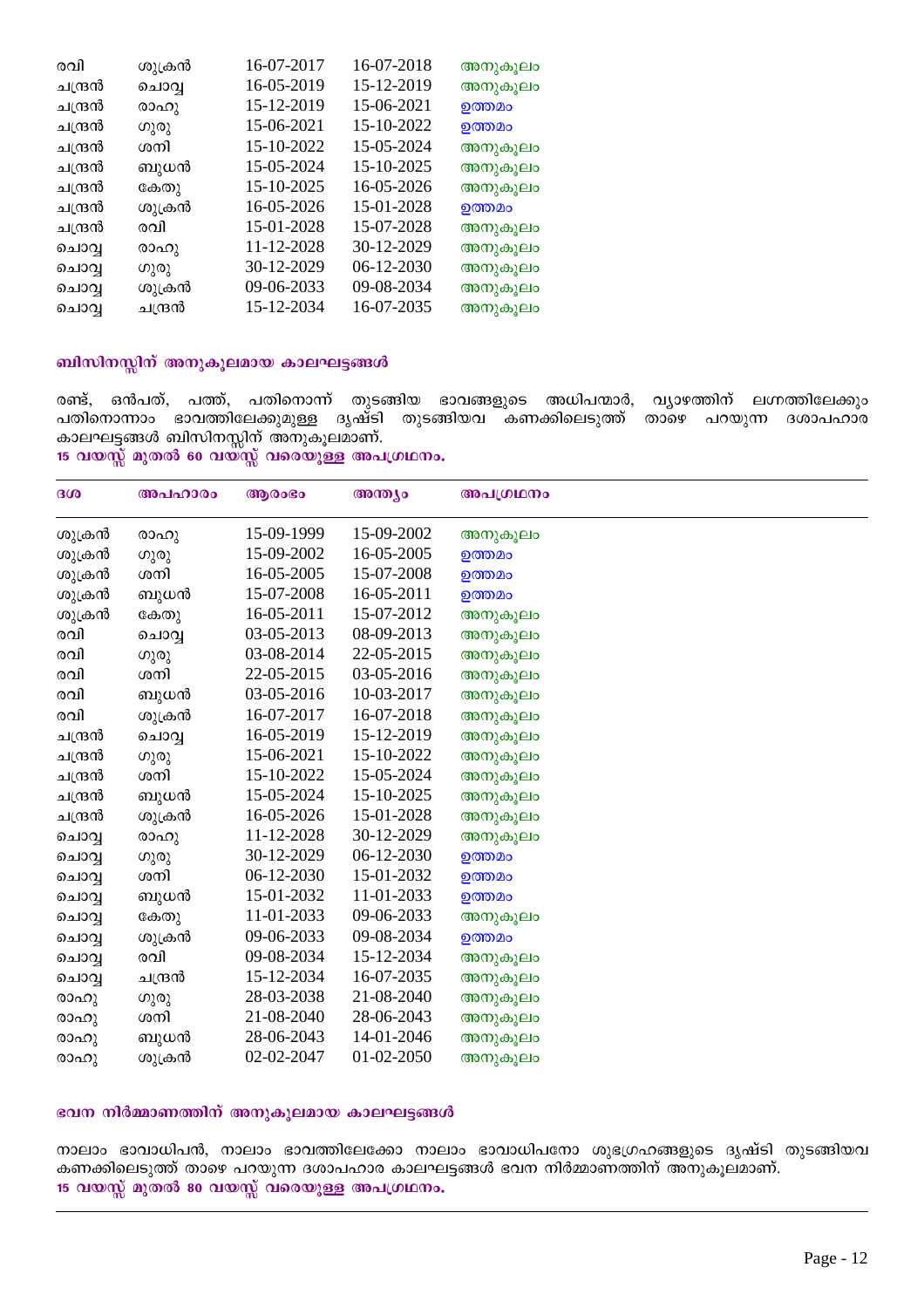| | | | | |
|---|---|---|---|---|
| രവി | ശുക്രൻ | 16-07-2017 | 16-07-2018 | അനുകൂലം |
| ചന്ദ്രൻ | ചൊവ്വ | 16-05-2019 | 15-12-2019 | അനുകൂലം |
| ചന്ദ്രൻ | രാഹു | 15-12-2019 | 15-06-2021 | ഉത്തമം |
| ചന്ദ്രൻ | ഗുരു | 15-06-2021 | 15-10-2022 | ഉത്തമം |
| ചന്ദ്രൻ | ശനി | 15-10-2022 | 15-05-2024 | അനുകൂലം |
| ചന്ദ്രൻ | ബുധൻ | 15-05-2024 | 15-10-2025 | അനുകൂലം |
| ചന്ദ്രൻ | കേതു | 15-10-2025 | 16-05-2026 | അനുകൂലം |
| ചന്ദ്രൻ | ശുക്രൻ | 16-05-2026 | 15-01-2028 | ഉത്തമം |
| ചന്ദ്രൻ | രവി | 15-01-2028 | 15-07-2028 | അനുകൂലം |
| ചൊവ്വ | രാഹു | 11-12-2028 | 30-12-2029 | അനുകൂലം |
| ചൊവ്വ | ഗുരു | 30-12-2029 | 06-12-2030 | അനുകൂലം |
| ചൊവ്വ | ശുക്രൻ | 09-06-2033 | 09-08-2034 | അനുകൂലം |
| ചൊവ്വ | ചന്ദ്രൻ | 15-12-2034 | 16-07-2035 | അനുകൂലം |

## ബിസിനസ്സിന് അനുകൂലമായ കാലഘട്ടങ്ങൾ

രണ്ട്, ഒൻപത്, പത്ത്, പതിനൊന്ന് തുടങ്ങിയ ഭാവങ്ങളുടെ അധിപന്മാർ, വ്യാഴത്തിന് ലഗ്നത്തിലേക്കും പതിനൊന്നാം ഭാവത്തിലേക്കുമുള്ള ദൃഷ്ടി തുടങ്ങിയവ കണക്കിലെടുത്ത് താഴെ പറയുന്ന ദശാപഹാര കാലഘട്ടങ്ങൾ ബിസിനസ്സിന് അനുകൂലമാണ്.

**15 വയസ്സ് മുതൽ 60 വയസ്സ് വരെയുള്ള അപഗ്രഥനം.**

| ദശ | അപഹാരം | ആരംഭം | അന്ത്യം | അപഗ്രഥനം |
|---|---|---|---|---|
| ശുക്രൻ | രാഹു | 15-09-1999 | 15-09-2002 | അനുകൂലം |
| ശുക്രൻ | ഗുരു | 15-09-2002 | 16-05-2005 | ഉത്തമം |
| ശുക്രൻ | ശനി | 16-05-2005 | 15-07-2008 | ഉത്തമം |
| ശുക്രൻ | ബുധൻ | 15-07-2008 | 16-05-2011 | ഉത്തമം |
| ശുക്രൻ | കേതു | 16-05-2011 | 15-07-2012 | അനുകൂലം |
| രവി | ചൊവ്വ | 03-05-2013 | 08-09-2013 | അനുകൂലം |
| രവി | ഗുരു | 03-08-2014 | 22-05-2015 | അനുകൂലം |
| രവി | ശനി | 22-05-2015 | 03-05-2016 | അനുകൂലം |
| രവി | ബുധൻ | 03-05-2016 | 10-03-2017 | അനുകൂലം |
| രവി | ശുക്രൻ | 16-07-2017 | 16-07-2018 | അനുകൂലം |
| ചന്ദ്രൻ | ചൊവ്വ | 16-05-2019 | 15-12-2019 | അനുകൂലം |
| ചന്ദ്രൻ | ഗുരു | 15-06-2021 | 15-10-2022 | അനുകൂലം |
| ചന്ദ്രൻ | ശനി | 15-10-2022 | 15-05-2024 | അനുകൂലം |
| ചന്ദ്രൻ | ബുധൻ | 15-05-2024 | 15-10-2025 | അനുകൂലം |
| ചന്ദ്രൻ | ശുക്രൻ | 16-05-2026 | 15-01-2028 | അനുകൂലം |
| ചൊവ്വ | രാഹു | 11-12-2028 | 30-12-2029 | അനുകൂലം |
| ചൊവ്വ | ഗുരു | 30-12-2029 | 06-12-2030 | ഉത്തമം |
| ചൊവ്വ | ശനി | 06-12-2030 | 15-01-2032 | ഉത്തമം |
| ചൊവ്വ | ബുധൻ | 15-01-2032 | 11-01-2033 | ഉത്തമം |
| ചൊവ്വ | കേതു | 11-01-2033 | 09-06-2033 | അനുകൂലം |
| ചൊവ്വ | ശുക്രൻ | 09-06-2033 | 09-08-2034 | ഉത്തമം |
| ചൊവ്വ | രവി | 09-08-2034 | 15-12-2034 | അനുകൂലം |
| ചൊവ്വ | ചന്ദ്രൻ | 15-12-2034 | 16-07-2035 | അനുകൂലം |
| രാഹു | ഗുരു | 28-03-2038 | 21-08-2040 | അനുകൂലം |
| രാഹു | ശനി | 21-08-2040 | 28-06-2043 | അനുകൂലം |
| രാഹു | ബുധൻ | 28-06-2043 | 14-01-2046 | അനുകൂലം |
| രാഹു | ശുക്രൻ | 02-02-2047 | 01-02-2050 | അനുകൂലം |

## ഭവന നിർമ്മാണത്തിന് അനുകൂലമായ കാലഘട്ടങ്ങൾ

നാലാം ഭാവാധിപൻ, നാലാം ഭാവത്തിലേക്കോ നാലാം ഭാവാധിപനോ ശുഭഗ്രഹങ്ങളുടെ ദൃഷ്ടി തുടങ്ങിയവ കണക്കിലെടുത്ത് താഴെ പറയുന്ന ദശാപഹാര കാലഘട്ടങ്ങൾ ഭവന നിർമ്മാണത്തിന് അനുകൂലമാണ്.

**15 വയസ്സ് മുതൽ 80 വയസ്സ് വരെയുള്ള അപഗ്രഥനം.**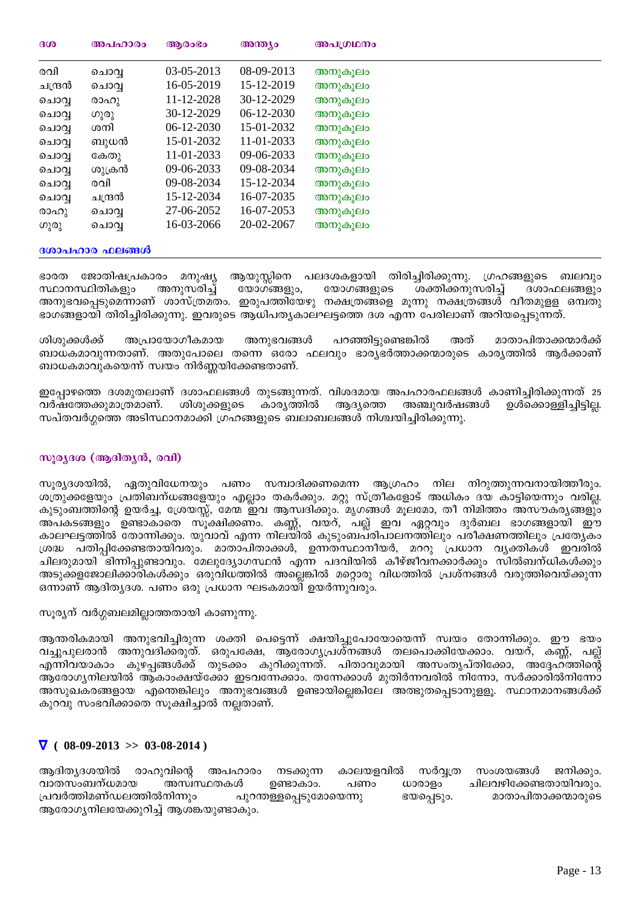| ദശ | അപഹാരം | ആരംഭം | അന്ത്യം | അപഗ്രഥനം |
|---|---|---|---|---|
| രവി | ചൊവ്വ | 03-05-2013 | 08-09-2013 | അനുകൂലം |
| ചന്ദ്രൻ | ചൊവ്വ | 16-05-2019 | 15-12-2019 | അനുകൂലം |
| ചൊവ്വ | രാഹു | 11-12-2028 | 30-12-2029 | അനുകൂലം |
| ചൊവ്വ | ഗുരു | 30-12-2029 | 06-12-2030 | അനുകൂലം |
| ചൊവ്വ | ശനി | 06-12-2030 | 15-01-2032 | അനുകൂലം |
| ചൊവ്വ | ബുധൻ | 15-01-2032 | 11-01-2033 | അനുകൂലം |
| ചൊവ്വ | കേതു | 11-01-2033 | 09-06-2033 | അനുകൂലം |
| ചൊവ്വ | ശുക്രൻ | 09-06-2033 | 09-08-2034 | അനുകൂലം |
| ചൊവ്വ | രവി | 09-08-2034 | 15-12-2034 | അനുകൂലം |
| ചൊവ്വ | ചന്ദ്രൻ | 15-12-2034 | 16-07-2035 | അനുകൂലം |
| രാഹു | ചൊവ്വ | 27-06-2052 | 16-07-2053 | അനുകൂലം |
| ഗുരു | ചൊവ്വ | 16-03-2066 | 20-02-2067 | അനുകൂലം |

## ദശാപഹാര ഫലങ്ങൾ

ഭാരത ജോതിഷപ്രകാരം മനുഷ്യ ആയുസ്സിനെ പലദശകളായി തിരിച്ചിരിക്കുന്നു. ഗ്രഹങ്ങളുടെ ബലവും സ്ഥാനസ്ഥിതികളും അനുസരിച്ച് യോഗങ്ങളും, യോഗങ്ങളുടെ ശക്തിക്കനുസരിച്ച് ദശാഫലങ്ങളും അനുഭവപ്പെടുമെന്നാണ് ശാസ്ത്രമതം. ഇരുപത്തിയേഴു നക്ഷത്രങ്ങളെ മൂന്നു നക്ഷത്രങ്ങൾ വീതമുള്ള ഒമ്പതു ഭാഗങ്ങളായി തിരിച്ചിരിക്കുന്നു. ഇവരുടെ ആധിപത്യകാലഘട്ടത്തെ ദശ എന്ന പേരിലാണ് അറിയപ്പെടുന്നത്.

ശിശുക്കൾക്ക് അപ്രായോഗീകമായ അനുഭവങ്ങൾ പറഞ്ഞിട്ടുണ്ടെങ്കിൽ അത് മാതാപിതാക്കന്മാർക്ക് ബാധകമാവുന്നതാണ്. അതുപോലെ തന്നെ ഒരോ ഫലവും ഭാര്യഭർത്താക്കന്മാരുടെ കാര്യത്തിൽ ആർക്കാണ് ബാധകമാവുകയെന്ന് സ്വയം നിർണ്ണയിക്കേണ്ടതാണ്.

ഇപ്പോഴത്തെ ദശമുതലാണ് ദശാഫലങ്ങൾ തുടങ്ങുന്നത്. വിശദമായ അപഹാരഫലങ്ങൾ കാണിച്ചിരിക്കുന്നത് 25 വർഷത്തേക്കുമാത്രമാണ്. ശിശുക്കളുടെ കാര്യത്തിൽ ആദ്യത്തെ അഞ്ചുവർഷങ്ങൾ ഉൾക്കൊള്ളിച്ചിട്ടില്ല. സപ്തവർഗ്ഗത്തെ അടിസ്ഥാനമാക്കി ഗ്രഹങ്ങളുടെ ബലാബലങ്ങൾ നിശ്ചയിച്ചിരിക്കുന്നു.

### സൂര്യദശ (ആദിത്യൻ, രവി)

സൂര്യദശയിൽ, ഏതുവിധേനയും പണം സമ്പാദിക്കണമെന്ന ആഗ്രഹം നില നിറുത്തുന്നവനായിത്തീരും. ശത്രുക്കളേയും പ്രതിബന്ധങ്ങളേയും എല്ലാം തകർക്കും. മറ്റു സ്ത്രീകളോട് അധികം ദയ കാട്ടിയെന്നും വരില്ല. കുടുംബത്തിന്റെ ഉയർച്ച, ശ്രേയസ്സ്, മേന്മ ഇവ ആസ്വദിക്കും. മൃഗങ്ങൾ മൂലമോ, തീ നിമിത്തം അസൗകര്യങ്ങളും അപകടങ്ങളും ഉണ്ടാകാതെ സൂക്ഷിക്കണം. കണ്ണ്, വയറ്, പല്ല് ഇവ ഏറ്റവും ദുർബല ഭാഗങ്ങളായി ഈ കാലഘട്ടത്തിൽ തോന്നിക്കും. യുവാവ് എന്ന നിലയിൽ കുടുംബപരിപാലനത്തിലും പരീക്ഷണത്തിലും പ്രത്യേകം ശ്രദ്ധ പതിപ്പിക്കേണ്ടതായിവരും. മാതാപിതാക്കൾ, ഉന്നതസ്ഥാനീയർ, മററു പ്രധാന വ്യക്തികൾ ഇവരിൽ ചിലരുമായി ഭിന്നിപ്പുണ്ടാവും. മേലുദ്യോഗസ്ഥൻ എന്ന പദവിയിൽ കീഴ്ജീവനക്കാർക്കും സിൽബന്ധികൾക്കും അടുക്കളജോലിക്കാരികൾക്കും ഒരുവിധത്തിൽ അല്ലെങ്കിൽ മറ്റൊരു വിധത്തിൽ പ്രശ്നങ്ങൾ വരുത്തിവെയ്ക്കുന്ന ഒന്നാണ് ആദിത്യദശ. പണം ഒരു പ്രധാന ഘടകമായി ഉയർന്നുവരും.

സൂര്യന് വർഗ്ഗബലമില്ലാത്തതായി കാണുന്നു.

ആന്തരികമായി അനുഭവിച്ചിരുന്ന ശക്തി പെട്ടെന്ന് ക്ഷയിച്ചുപോയോയെന്ന് സ്വയം തോന്നിക്കും. ഈ ഭയം വച്ചുപുലരാൻ അനുവദിക്കരുത്. ഒരുപക്ഷേ, ആരോഗ്യപ്രശ്നങ്ങൾ തലപൊക്കിയേക്കാം. വയറ്, കണ്ണ്, പല്ല് എന്നിവയാകാം കുഴപ്പങ്ങൾക്ക് തുടക്കം കുറിക്കുന്നത്. പിതാവുമായി അസംതൃപ്തിമൂലമോ, അദ്ദേഹത്തിന്റെ ആരോഗ്യനിലയിൽ ആകാംക്ഷയ്ക്കോ ഇടവന്നേക്കാം. തന്നേക്കാൾ മുതിർന്നവരിൽ നിന്നോ, സർക്കാരിൽനിന്നോ അസുഖകരങ്ങളായ എന്തെങ്കിലും അനുഭവങ്ങൾ ഉണ്ടായില്ലെങ്കിലേ അത്ഭുതപ്പെടാനുള്ളൂ. സ്ഥാനമാനങ്ങൾക്ക് കുറവു സംഭവിക്കാതെ സൂക്ഷിച്ചാൽ നല്ലതാണ്.

#### ∇ ( 08-09-2013 >> 03-08-2014 )

ആദിത്യദശയിൽ രാഹുവിന്റെ അപഹാരം നടക്കുന്ന കാലയളവിൽ സർവ്വത്ര സംശയങ്ങൾ ജനിക്കും. വാതസംബന്ധമായ അസ്വസ്ഥതകൾ ഉണ്ടാകാം. പണം ധാരാളം ചിലവഴിക്കേണ്ടതായിവരും. പ്രവർത്തിമണ്ഡലത്തിൽനിന്നും പുറന്തള്ളപ്പെടുമോയെന്നു ഭയപ്പെടും. മാതാപിതാക്കന്മാരുടെ ആരോഗ്യനിലയേക്കുറിച്ച് ആശങ്കയുണ്ടാകും.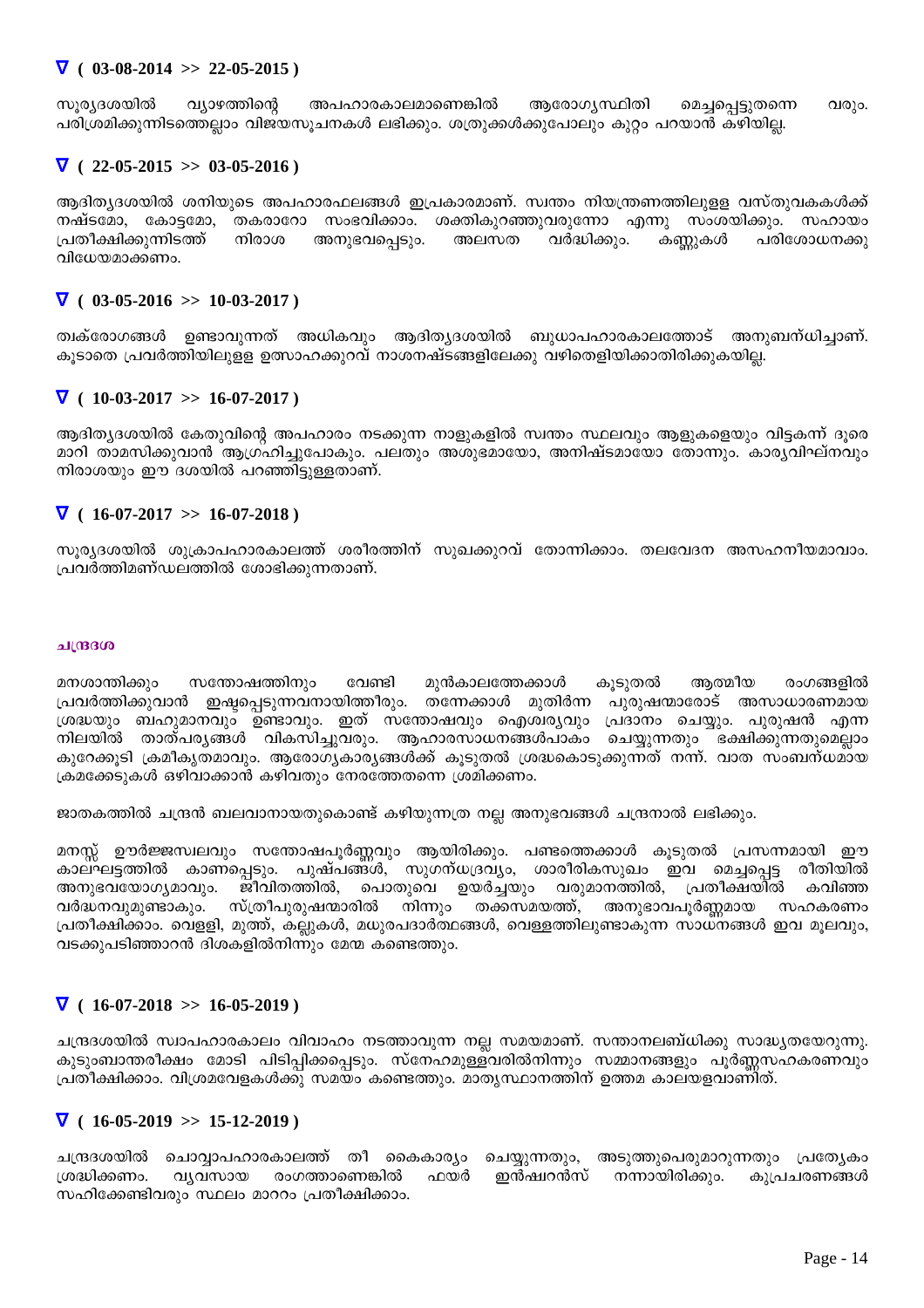### ∇ ( 03-08-2014 >> 22-05-2015 )

സൂര്യദശയിൽ വ്യാഴത്തിന്റെ അപഹാരകാലമാണെങ്കിൽ ആരോഗ്യസ്ഥിതി മെച്ചപ്പെട്ടുതന്നെ വരും. പരിശ്രമിക്കുന്നിടത്തെല്ലാം വിജയസൂചനകൾ ലഭിക്കും. ശത്രുക്കൾക്കുപോലും കുറ്റം പറയാൻ കഴിയില്ല.

### ∇ ( 22-05-2015 >> 03-05-2016 )

ആദിത്യദശയിൽ ശനിയുടെ അപഹാരഫലങ്ങൾ ഇപ്രകാരമാണ്. സ്വന്തം നിയന്ത്രണത്തിലുള്ള വസ്തുവകകൾക്ക് നഷ്ടമോ, കോട്ടമോ, തകരാറോ സംഭവിക്കാം. ശക്തികുറഞ്ഞുവരുന്നോ എന്നു സംശയിക്കും. സഹായം പ്രതീക്ഷിക്കുന്നിടത്ത് നിരാശ അനുഭവപ്പെടും. അലസത വർദ്ധിക്കും. കണ്ണുകൾ പരിശോധനക്കു വിധേയമാക്കണം.

### ∇ ( 03-05-2016 >> 10-03-2017 )

ത്വക്‌രോഗങ്ങൾ ഉണ്ടാവുന്നത് അധികവും ആദിത്യദശയിൽ ബുധാപഹാരകാലത്തോട് അനുബന്ധിച്ചാണ്. കൂടാതെ പ്രവർത്തിയിലുള്ള ഉത്സാഹക്കുറവ് നാശനഷ്ടങ്ങളിലേക്കു വഴിതെളിയിക്കാതിരിക്കുകയില്ല.

### ∇ ( 10-03-2017 >> 16-07-2017 )

ആദിത്യദശയിൽ കേതുവിന്റെ അപഹാരം നടക്കുന്ന നാളുകളിൽ സ്വന്തം സ്ഥലവും ആളുകളെയും വിട്ടകന്ന് ദൂരെ മാറി താമസിക്കുവാൻ ആഗ്രഹിച്ചുപോകും. പലതും അശുഭമായോ, അനിഷ്ടമായോ തോന്നും. കാര്യവിഘ്നവും നിരാശയും ഈ ദശയിൽ പറഞ്ഞിട്ടുള്ളതാണ്.

### ∇ ( 16-07-2017 >> 16-07-2018 )

സൂര്യദശയിൽ ശുക്രാപഹാരകാലത്ത് ശരീരത്തിന് സുഖക്കുറവ് തോന്നിക്കാം. തലവേദന അസഹനീയമാവാം. പ്രവർത്തിമണ്ഡലത്തിൽ ശോഭിക്കുന്നതാണ്.

#### ചന്ദ്രദശ

മനശാന്തിക്കും സന്തോഷത്തിനും വേണ്ടി മുൻകാലത്തേക്കാൾ കൂടുതൽ ആത്മീയ രംഗങ്ങളിൽ പ്രവർത്തിക്കുവാൻ ഇഷ്ടപ്പെടുന്നവനായിത്തീരും. തന്നേക്കാൾ മുതിർന്ന പുരുഷന്മാരോട് അസാധാരണമായ ശ്രദ്ധയും ബഹുമാനവും ഉണ്ടാവും. ഇത് സന്തോഷവും ഐശ്വര്യവും പ്രദാനം ചെയ്യും. പുരുഷൻ എന്ന നിലയിൽ താത്പര്യങ്ങൾ വികസിച്ചുവരും. ആഹാരസാധനങ്ങൾപാകം ചെയ്യുന്നതും ഭക്ഷിക്കുന്നതുമെല്ലാം കുറേക്കൂടി ക്രമീകൃതമാവും. ആരോഗ്യകാര്യങ്ങൾക്ക് കൂടുതൽ ശ്രദ്ധകൊടുക്കുന്നത് നന്ന്. വാത സംബന്ധമായ ക്രമക്കേടുകൾ ഒഴിവാക്കാൻ കഴിവതും നേരത്തേതന്നെ ശ്രമിക്കണം.

ജാതകത്തിൽ ചന്ദ്രൻ ബലവാനായതുകൊണ്ട് കഴിയുന്നത്ര നല്ല അനുഭവങ്ങൾ ചന്ദ്രനാൽ ലഭിക്കും.

മനസ്സ് ഊർജ്ജസ്വലവും സന്തോഷപൂർണ്ണവും ആയിരിക്കും. പണ്ടത്തെക്കാൾ കൂടുതൽ പ്രസന്നമായി ഈ കാലഘട്ടത്തിൽ കാണപ്പെടും. പുഷ്പങ്ങൾ, സുഗന്ധദ്രവ്യം, ശാരീരികസുഖം ഇവ മെച്ചപ്പെട്ട രീതിയിൽ അനുഭവയോഗ്യമാവും. ജീവിതത്തിൽ, പൊതുവെ ഉയർച്ചയും വരുമാനത്തിൽ, പ്രതീക്ഷയിൽ കവിഞ്ഞ വർദ്ധനവുമുണ്ടാകും. സ്ത്രീപുരുഷന്മാരിൽ നിന്നും തക്കസമയത്ത്, അനുഭാവപൂർണ്ണമായ സഹകരണം പ്രതീക്ഷിക്കാം. വെള്ളി, മുത്ത്, കല്ലുകൾ, മധുരപദാർത്ഥങ്ങൾ, വെള്ളത്തിലുണ്ടാകുന്ന സാധനങ്ങൾ ഇവ മൂലവും, വടക്കുപടിഞ്ഞാറൻ ദിശകളിൽനിന്നും മേന്മ കണ്ടെത്തും.

### ∇ ( 16-07-2018 >> 16-05-2019 )

ചന്ദ്രദശയിൽ സ്വാപഹാരകാലം വിവാഹം നടത്താവുന്ന നല്ല സമയമാണ്. സന്താനലബ്ധിക്കു സാദ്ധ്യതയേറുന്നു. കുടുംബാന്തരീക്ഷം മോടി പിടിപ്പിക്കപ്പെടും. സ്നേഹമുള്ളവരിൽനിന്നും സമ്മാനങ്ങളും പൂർണ്ണസഹകരണവും പ്രതീക്ഷിക്കാം. വിശ്രമവേളകൾക്കു സമയം കണ്ടെത്തും. മാതൃസ്ഥാനത്തിന് ഉത്തമ കാലയളവാണിത്.

### ∇ ( 16-05-2019 >> 15-12-2019 )

ചന്ദ്രദശയിൽ ചൊവ്വാപഹാരകാലത്ത് തീ കൈകാര്യം ചെയ്യുന്നതും, അടുത്തുപെരുമാറുന്നതും പ്രത്യേകം ശ്രദ്ധിക്കണം. വ്യവസായ രംഗത്താണെങ്കിൽ ഫയർ ഇൻഷ്വറൻസ് നന്നായിരിക്കും. കുപ്രചരണങ്ങൾ സഹിക്കേണ്ടിവരും സ്ഥലം മാററം പ്രതീക്ഷിക്കാം.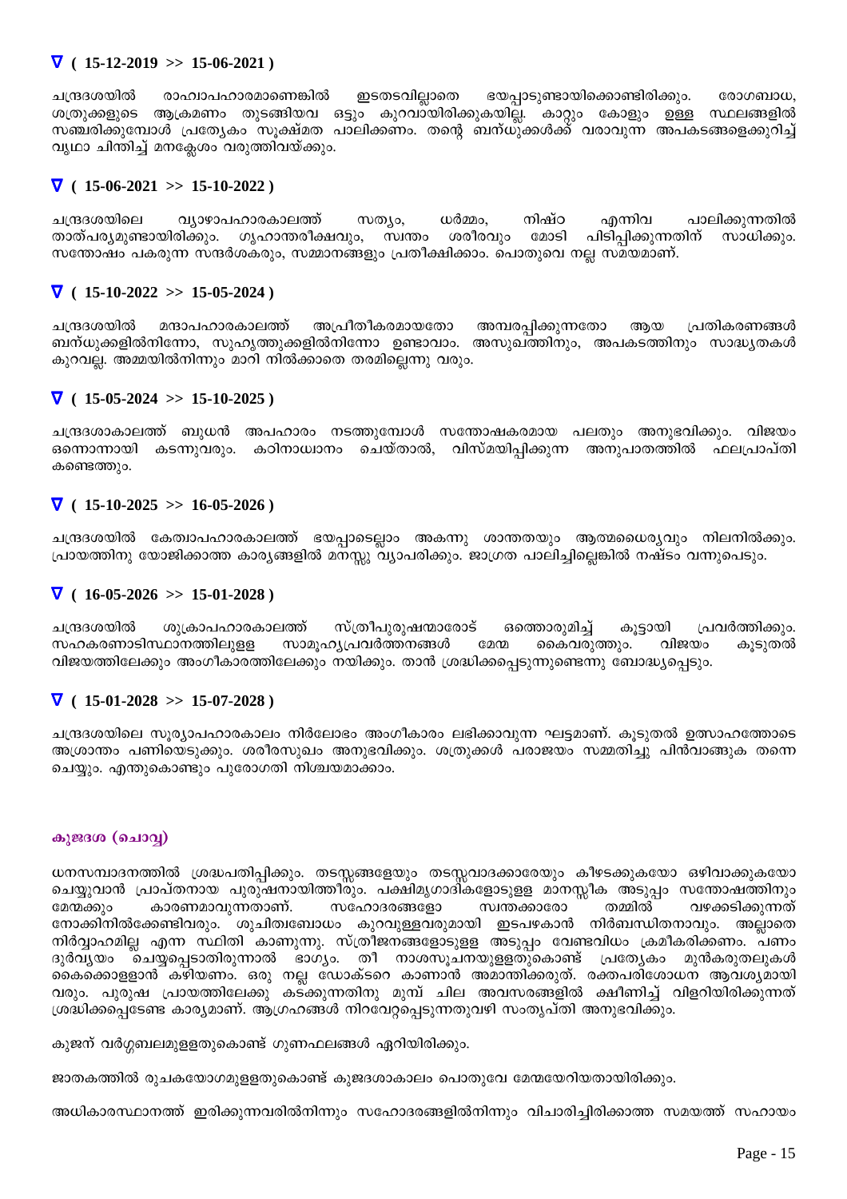### ∇ ( 15-12-2019 >> 15-06-2021 )

ചന്ദ്രദശയിൽ രാഹ്വാപഹാരമാണെങ്കിൽ ഇടതടവില്ലാതെ ഭയപ്പാടുണ്ടായിക്കൊണ്ടിരിക്കും. രോഗബാധ, ശത്രുക്കളുടെ ആക്രമണം തുടങ്ങിയവ ഒട്ടും കുറവായിരിക്കുകയില്ല. കാറ്റും കോളും ഉള്ള സ്ഥലങ്ങളിൽ സഞ്ചരിക്കുമ്പോൾ പ്രത്യേകം സൂക്ഷ്മത പാലിക്കണം. തന്റെ ബന്ധുക്കൾക്ക് വരാവുന്ന അപകടങ്ങളെക്കുറിച്ച് വൃഥാ ചിന്തിച്ച് മനക്ലേശം വരുത്തിവയ്ക്കും.

### ∇ ( 15-06-2021 >> 15-10-2022 )

ചന്ദ്രദശയിലെ വ്യാഴാപഹാരകാലത്ത് സത്യം, ധർമ്മം, നിഷ്ഠ എന്നിവ പാലിക്കുന്നതിൽ താത്പര്യമുണ്ടായിരിക്കും. ഗൃഹാന്തരീക്ഷവും, സ്വന്തം ശരീരവും മോടി പിടിപ്പിക്കുന്നതിന് സാധിക്കും. സന്തോഷം പകരുന്ന സന്ദർശകരും, സമ്മാനങ്ങളും പ്രതീക്ഷിക്കാം. പൊതുവെ നല്ല സമയമാണ്.

### ∇ ( 15-10-2022 >> 15-05-2024 )

ചന്ദ്രദശയിൽ മന്ദാപഹാരകാലത്ത് അപ്രീതികരമായതോ അമ്പരപ്പിക്കുന്നതോ ആയ പ്രതികരണങ്ങൾ ബന്ധുക്കളിൽനിന്നോ, സുഹൃത്തുക്കളിൽനിന്നോ ഉണ്ടാവാം. അസുഖത്തിനും, അപകടത്തിനും സാദ്ധ്യതകൾ കുറവല്ല. അമ്മയിൽനിന്നും മാറി നിൽക്കാതെ തരമില്ലെന്നു വരും.

### ∇ ( 15-05-2024 >> 15-10-2025 )

ചന്ദ്രദശാകാലത്ത് ബുധൻ അപഹാരം നടത്തുമ്പോൾ സന്തോഷകരമായ പലതും അനുഭവിക്കും. വിജയം ഒന്നൊന്നായി കടന്നുവരും. കഠിനാധ്വാനം ചെയ്താൽ, വിസ്മയിപ്പിക്കുന്ന അനുപാതത്തിൽ ഫലപ്രാപ്തി കണ്ടെത്തും.

### ∇ ( 15-10-2025 >> 16-05-2026 )

ചന്ദ്രദശയിൽ കേത്വാപഹാരകാലത്ത് ഭയപ്പാടെല്ലാം അകന്നു ശാന്തതയും ആത്മധൈര്യവും നിലനിൽക്കും. പ്രായത്തിനു യോജിക്കാത്ത കാര്യങ്ങളിൽ മനസ്സു വ്യാപരിക്കും. ജാഗ്രത പാലിച്ചില്ലെങ്കിൽ നഷ്ടം വന്നുപെടും.

### ∇ ( 16-05-2026 >> 15-01-2028 )

ചന്ദ്രദശയിൽ ശുക്രാപഹാരകാലത്ത് സ്ത്രീപുരുഷന്മാരോട് ഒത്തൊരുമിച്ച് കൂട്ടായി പ്രവർത്തിക്കും. സഹകരണാടിസ്ഥാനത്തിലുള്ള സാമൂഹ്യപ്രവർത്തനങ്ങൾ മേന്മ കൈവരുത്തും. വിജയം കൂടുതൽ വിജയത്തിലേക്കും അംഗീകാരത്തിലേക്കും നയിക്കും. താൻ ശ്രദ്ധിക്കപ്പെടുന്നുണ്ടെന്നു ബോദ്ധ്യപ്പെടും.

### ∇ ( 15-01-2028 >> 15-07-2028 )

ചന്ദ്രദശയിലെ സൂര്യാപഹാരകാലം നിർലോഭം അംഗീകാരം ലഭിക്കാവുന്ന ഘട്ടമാണ്. കൂടുതൽ ഉത്സാഹത്തോടെ അശ്രാന്തം പണിയെടുക്കും. ശരീരസുഖം അനുഭവിക്കും. ശത്രുക്കൾ പരാജയം സമ്മതിച്ചു പിൻവാങ്ങുക തന്നെ ചെയ്യും. എന്തുകൊണ്ടും പുരോഗതി നിശ്ചയമാക്കാം.

## കുജദശ (ചൊവ്വ)

ധനസമ്പാദനത്തിൽ ശ്രദ്ധപതിപ്പിക്കും. തടസ്സങ്ങളേയും തടസ്സവാദക്കാരേയും കീഴടക്കുകയോ ഒഴിവാക്കുകയോ ചെയ്യുവാൻ പ്രാപ്തനായ പുരുഷനായിത്തീരും. പക്ഷിമൃഗാദികളോടുള്ള മാനസ്സീക അടുപ്പം സന്തോഷത്തിനും മേന്മക്കും കാരണമാവുന്നതാണ്. സഹോദരങ്ങളോ സ്വന്തക്കാരോ തമ്മിൽ വഴക്കടിക്കുന്നത് നോക്കിനിൽക്കേണ്ടിവരും. ശുചിത്വബോധം കുറവുള്ളവരുമായി ഇടപഴകാൻ നിർബന്ധിതനാവും. അല്ലാതെ നിർവ്വാഹമില്ല എന്ന സ്ഥിതി കാണുന്നു. സ്ത്രീജനങ്ങളോടുള്ള അടുപ്പം വേണ്ടവിധം ക്രമീകരിക്കണം. പണം ദുർവ്യയം ചെയ്യപ്പെടാതിരുന്നാൽ ഭാഗ്യം. തീ നാശസൂചനയുള്ളതുകൊണ്ട് പ്രത്യേകം മുൻകരുതലുകൾ കൈക്കൊള്ളാൻ കഴിയണം. ഒരു നല്ല ഡോക്ടറെ കാണാൻ അമാന്തിക്കരുത്. രക്തപരിശോധന ആവശ്യമായി വരും. പുരുഷ പ്രായത്തിലേക്കു കടക്കുന്നതിനു മുമ്പ് ചില അവസരങ്ങളിൽ ക്ഷീണിച്ച് വിളറിയിരിക്കുന്നത് ശ്രദ്ധിക്കപ്പെടേണ്ട കാര്യമാണ്. ആഗ്രഹങ്ങൾ നിറവേറ്റപ്പെടുന്നതുവഴി സംതൃപ്തി അനുഭവിക്കും.

കുജന് വർഗ്ഗബലമുള്ളതുകൊണ്ട് ഗുണഫലങ്ങൾ ഏറിയിരിക്കും.

ജാതകത്തിൽ രുചകയോഗമുള്ളതുകൊണ്ട് കുജദശാകാലം പൊതുവേ മേന്മയേറിയതായിരിക്കും.

അധികാരസ്ഥാനത്ത് ഇരിക്കുന്നവരിൽനിന്നും സഹോദരങ്ങളിൽനിന്നും വിചാരിച്ചിരിക്കാത്ത സമയത്ത് സഹായം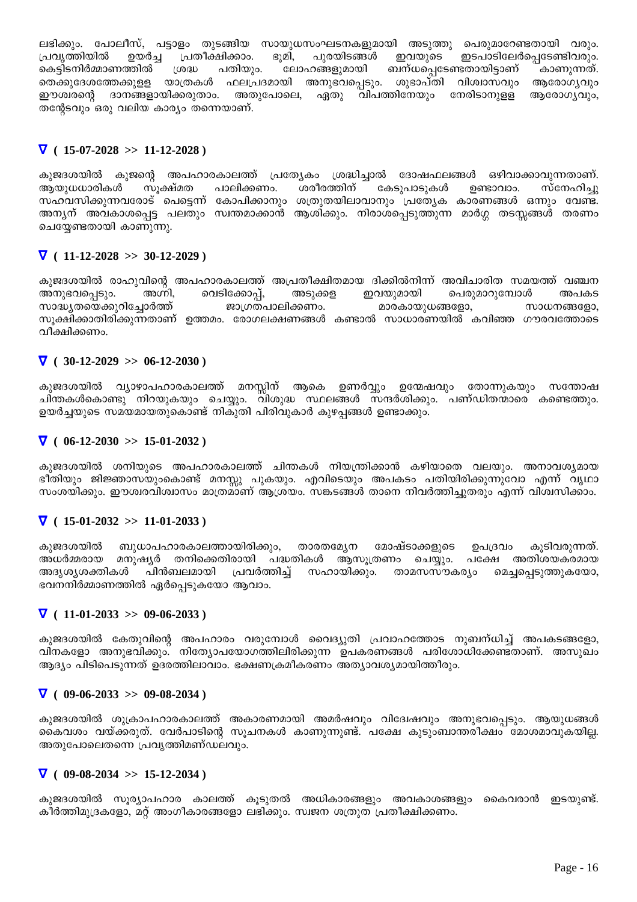ലഭിക്കും. പോലീസ്, പട്ടാളം തുടങ്ങിയ സായുധസംഘടനകളുമായി അടുത്തു പെരുമാറേണ്ടതായി വരും. പ്രവൃത്തിയിൽ ഉയർച്ച പ്രതീക്ഷിക്കാം. ഭൂമി, പുരയിടങ്ങൾ ഇവയുടെ ഇടപാടിലേർപ്പെടേണ്ടിവരും. കെട്ടിടനിർമ്മാണത്തിൽ ശ്രദ്ധ പതിയും. ലോഹങ്ങളുമായി ബന്ധപ്പെടേണ്ടതായിട്ടാണ് കാണുന്നത്. തെക്കുദേശത്തേക്കുള്ള യാത്രകൾ ഫലപ്രദമായി അനുഭവപ്പെടും. ശുഭാപ്തി വിശ്വാസവും ആരോഗ്യവും ഈശ്വരന്റെ ദാനങ്ങളായിക്കരുതാം. അതുപോലെ, ഏതു വിപത്തിനേയും നേരിടാനുള്ള ആരോഗ്യവും, തന്റേടവും ഒരു വലിയ കാര്യം തന്നെയാണ്.

### ∇ ( 15-07-2028 >> 11-12-2028 )

കുജദശയിൽ കുജന്റെ അപഹാരകാലത്ത് പ്രത്യേകം ശ്രദ്ധിച്ചാൽ ദോഷഫലങ്ങൾ ഒഴിവാക്കാവുന്നതാണ്. ആയുധധാരികൾ സൂക്ഷ്മത പാലിക്കണം. ശരീരത്തിന് കേടുപാടുകൾ ഉണ്ടാവാം. സ്നേഹിച്ചു സഹവസിക്കുന്നവരോട് പെട്ടെന്ന് കോപിക്കാനും ശത്രുതയിലാവാനും പ്രത്യേക കാരണങ്ങൾ ഒന്നും വേണ്ട. അന്യന് അവകാശപ്പെട്ട പലതും സ്വന്തമാക്കാൻ ആശിക്കും. നിരാശപ്പെടുത്തുന്ന മാർഗ്ഗ തടസ്സങ്ങൾ തരണം ചെയ്യേണ്ടതായി കാണുന്നു.

### ∇ ( 11-12-2028 >> 30-12-2029 )

കുജദശയിൽ രാഹുവിന്റെ അപഹാരകാലത്ത് അപ്രതീക്ഷിതമായ ദിക്കിൽനിന്ന് അവിചാരിത സമയത്ത് വഞ്ചന അനുഭവപ്പെടും. അഗ്നി, വെടിക്കോപ്പ്, അടുക്കള ഇവയുമായി പെരുമാറുമ്പോൾ അപകട സാദ്ധ്യതയെക്കുറിച്ചോർത്ത് ജാഗ്രതപാലിക്കണം. മാരകായുധങ്ങളോ, സാധനങ്ങളോ, സൂക്ഷിക്കാതിരിക്കുന്നതാണ് ഉത്തമം. രോഗലക്ഷണങ്ങൾ കണ്ടാൽ സാധാരണയിൽ കവിഞ്ഞ ഗൗരവത്തോടെ വീക്ഷിക്കണം.

### ∇ ( 30-12-2029 >> 06-12-2030 )

കുജദശയിൽ വ്യാഴാപഹാരകാലത്ത് മനസ്സിന് ആകെ ഉണർവ്വും ഉന്മേഷവും തോന്നുകയും സന്തോഷ ചിന്തകൾകൊണ്ടു നിറയുകയും ചെയ്യും. വിശുദ്ധ സ്ഥലങ്ങൾ സന്ദർശിക്കും. പണ്ഡിതന്മാരെ കണ്ടെത്തും. ഉയർച്ചയുടെ സമയമായതുകൊണ്ട് നികുതി പിരിവുകാർ കുഴപ്പങ്ങൾ ഉണ്ടാക്കും.

### ∇ ( 06-12-2030 >> 15-01-2032 )

കുജദശയിൽ ശനിയുടെ അപഹാരകാലത്ത് ചിന്തകൾ നിയന്ത്രിക്കാൻ കഴിയാതെ വലയും. അനാവശ്യമായ ഭീതിയും ജിജ്ഞാസയുംകൊണ്ട് മനസ്സു പുകയും. എവിടെയും അപകടം പതിയിരിക്കുന്നുവോ എന്ന് വൃഥാ സംശയിക്കും. ഈശ്വരവിശ്വാസം മാത്രമാണ് ആശ്രയം. സങ്കടങ്ങൾ താനെ നിവർത്തിച്ചുതരും എന്ന് വിശ്വസിക്കാം.

### ∇ ( 15-01-2032 >> 11-01-2033 )

കുജദശയിൽ ബുധാപഹാരകാലത്തായിരിക്കും, താരതമ്യേന മോഷ്ടാക്കളുടെ ഉപദ്രവം കൂടിവരുന്നത്. അധർമ്മരായ മനുഷ്യർ തനിക്കെതിരായി പദ്ധതികൾ ആസൂത്രണം ചെയ്യും. പക്ഷേ അതിശയകരമായ അദൃശ്യശക്തികൾ പിൻബലമായി പ്രവർത്തിച്ച് സഹായിക്കും. താമസസൗകര്യം മെച്ചപ്പെടുത്തുകയോ, ഭവനനിർമ്മാണത്തിൽ ഏർപ്പെടുകയോ ആവാം.

### ∇ ( 11-01-2033 >> 09-06-2033 )

കുജദശയിൽ കേതുവിന്റെ അപഹാരം വരുമ്പോൾ വൈദ്യുതി പ്രവാഹത്തോട നുബന്ധിച്ച് അപകടങ്ങളോ, വിനകളോ അനുഭവിക്കും. നിത്യോപയോഗത്തിലിരിക്കുന്ന ഉപകരണങ്ങൾ പരിശോധിക്കേണ്ടതാണ്. അസുഖം ആദ്യം പിടിപെടുന്നത് ഉദരത്തിലാവാം. ഭക്ഷണക്രമീകരണം അത്യാവശ്യമായിത്തീരും.

### ∇ ( 09-06-2033 >> 09-08-2034 )

കുജദശയിൽ ശുക്രാപഹാരകാലത്ത് അകാരണമായി അമർഷവും വിദ്വേഷവും അനുഭവപ്പെടും. ആയുധങ്ങൾ കൈവശം വയ്ക്കരുത്. വേർപാടിന്റെ സൂചനകൾ കാണുന്നുണ്ട്. പക്ഷേ കുടുംബാന്തരീക്ഷം മോശമാവുകയില്ല. അതുപോലെതന്നെ പ്രവൃത്തിമണ്ഡലവും.

### ∇ ( 09-08-2034 >> 15-12-2034 )

കുജദശയിൽ സൂര്യാപഹാര കാലത്ത് കൂടുതൽ അധികാരങ്ങളും അവകാശങ്ങളും കൈവരാൻ ഇടയുണ്ട്. കീർത്തിമുദ്രകളോ, മറ്റ് അംഗീകാരങ്ങളോ ലഭിക്കും. സ്വജന ശത്രുത പ്രതീക്ഷിക്കണം.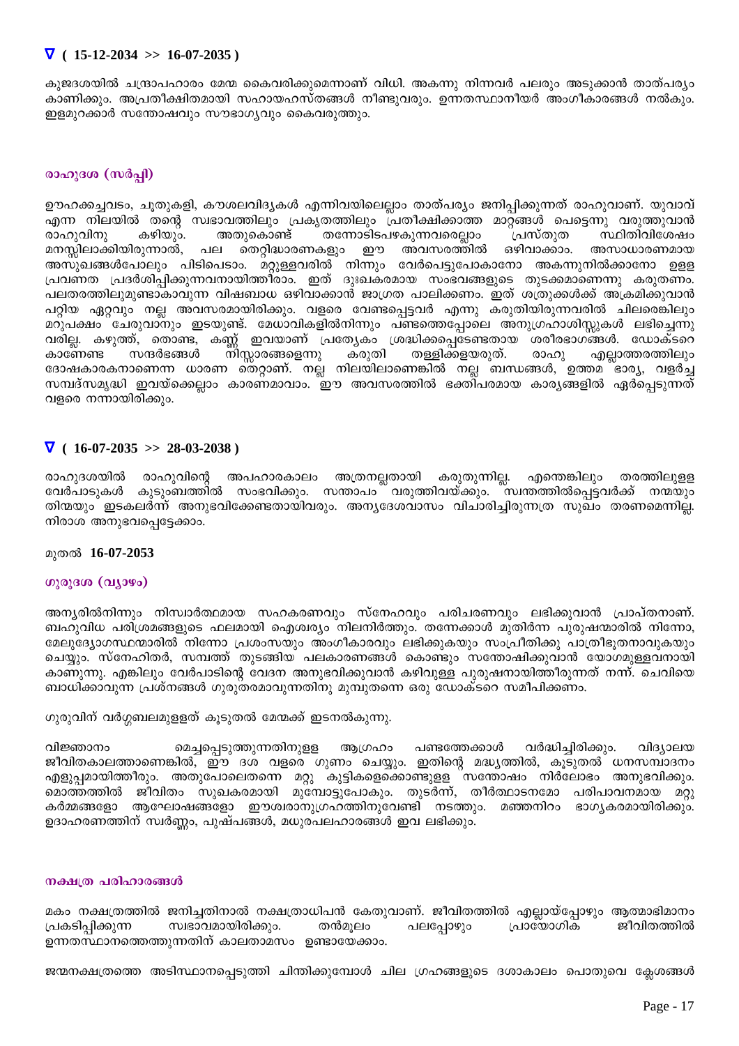### ∇ ( 15-12-2034 >> 16-07-2035 )

കുജദശയിൽ ചന്ദ്രാപഹാരം മേന്മ കൈവരിക്കുമെന്നാണ് വിധി. അകന്നു നിന്നവർ പലരും അടുക്കാൻ താത്പര്യം കാണിക്കും. അപ്രതീക്ഷിതമായി സഹായഹസ്തങ്ങൾ നീണ്ടുവരും. ഉന്നതസ്ഥാനീയർ അംഗീകാരങ്ങൾ നൽകും. ഇളമുറക്കാർ സന്തോഷവും സൗഭാഗ്യവും കൈവരുത്തും.

## രാഹുദശ (സർപ്പി)

ഊഹക്കച്ചവടം, ചൂതുകളി, കൗശലവിദ്യകൾ എന്നിവയിലെല്ലാം താത്പര്യം ജനിപ്പിക്കുന്നത് രാഹുവാണ്. യുവാവ് എന്ന നിലയിൽ തന്റെ സ്വഭാവത്തിലും പ്രകൃതത്തിലും പ്രതീക്ഷിക്കാത്ത മാറ്റങ്ങൾ പെട്ടെന്നു വരുത്തുവാൻ രാഹുവിനു കഴിയും. അതുകൊണ്ട് തന്നോടിടപഴകുന്നവരെല്ലാം പ്രസ്തുത സ്ഥിതിവിശേഷം മനസ്സിലാക്കിയിരുന്നാൽ, പല തെറ്റിദ്ധാരണകളും ഈ അവസരത്തിൽ ഒഴിവാക്കാം. അസാധാരണമായ അസുഖങ്ങൾപോലും പിടിപെടാം. മറ്റുള്ളവരിൽ നിന്നും വേർപെട്ടുപോകാനോ അകന്നുനിൽക്കാനോ ഉള്ള പ്രവണത പ്രദർശിപ്പിക്കുന്നവനായിത്തീരാം. ഇത് ദുഃഖകരമായ സംഭവങ്ങളുടെ തുടക്കമാണെന്നു കരുതണം. പലതരത്തിലുമുണ്ടാകാവുന്ന വിഷബാധ ഒഴിവാക്കാൻ ജാഗ്രത പാലിക്കണം. ഇത് ശത്രുക്കൾക്ക് അക്രമിക്കുവാൻ പറ്റിയ ഏറ്റവും നല്ല അവസരമായിരിക്കും. വളരെ വേണ്ടപ്പെട്ടവർ എന്നു കരുതിയിരുന്നവരിൽ ചിലരെങ്കിലും മറുപക്ഷം ചേരുവാനും ഇടയുണ്ട്. മേധാവികളിൽനിന്നും പണ്ടത്തെപ്പോലെ അനുഗ്രഹാശിസ്സുകൾ ലഭിച്ചെന്നു വരില്ല. കഴുത്ത്, തൊണ്ട, കണ്ണ് ഇവയാണ് പ്രത്യേകം ശ്രദ്ധിക്കപ്പെടേണ്ടതായ ശരീരഭാഗങ്ങൾ. ഡോക്ടറെ കാണേണ്ട സന്ദർഭങ്ങൾ നിസ്സാരങ്ങളെന്നു കരുതി തള്ളിക്കളയരുത്. രാഹു എല്ലാത്തരത്തിലും ദോഷകാരകനാണെന്ന ധാരണ തെറ്റാണ്. നല്ല നിലയിലാണെങ്കിൽ നല്ല ബന്ധങ്ങൾ, ഉത്തമ ഭാര്യ, വളർച്ച സമ്പദ്സമൃദ്ധി ഇവയ്ക്കെല്ലാം കാരണമാവാം. ഈ അവസരത്തിൽ ഭക്തിപരമായ കാര്യങ്ങളിൽ ഏർപ്പെടുന്നത് വളരെ നന്നായിരിക്കും.

### ∇ ( 16-07-2035 >> 28-03-2038 )

രാഹുദശയിൽ രാഹുവിന്റെ അപഹാരകാലം അത്രനല്ലതായി കരുതുന്നില്ല. എന്തെങ്കിലും തരത്തിലുള്ള വേർപാടുകൾ കുടുംബത്തിൽ സംഭവിക്കും. സന്താപം വരുത്തിവയ്ക്കും. സ്വന്തത്തിൽപ്പെട്ടവർക്ക് നന്മയും തിന്മയും ഇടകലർന്ന് അനുഭവിക്കേണ്ടതായിവരും. അന്യദേശവാസം വിചാരിച്ചിരുന്നത്ര സുഖം തരണമെന്നില്ല. നിരാശ അനുഭവപ്പെട്ടേക്കാം.

മുതൽ **16-07-2053**

## ഗുരുദശ (വ്യാഴം)

അന്യരിൽനിന്നും നിസ്വാർത്ഥമായ സഹകരണവും സ്നേഹവും പരിചരണവും ലഭിക്കുവാൻ പ്രാപ്തനാണ്. ബഹുവിധ പരിശ്രമങ്ങളുടെ ഫലമായി ഐശ്വര്യം നിലനിർത്തും. തന്നേക്കാൾ മുതിർന്ന പുരുഷന്മാരിൽ നിന്നോ, മേലുദ്യോഗസ്ഥന്മാരിൽ നിന്നോ പ്രശംസയും അംഗീകാരവും ലഭിക്കുകയും സംപ്രീതിക്കു പാത്രീഭൂതനാവുകയും ചെയ്യും. സ്നേഹിതർ, സമ്പത്ത് തുടങ്ങിയ പലകാരണങ്ങൾ കൊണ്ടും സന്തോഷിക്കുവാൻ യോഗമുള്ളവനായി കാണുന്നു. എങ്കിലും വേർപാടിന്റെ വേദന അനുഭവിക്കുവാൻ കഴിവുള്ള പുരുഷനായിത്തീരുന്നത് നന്ന്. ചെവിയെ ബാധിക്കാവുന്ന പ്രശ്നങ്ങൾ ഗുരുതരമാവുന്നതിനു മുമ്പുതന്നെ ഒരു ഡോക്ടറെ സമീപിക്കണം.

ഗുരുവിന് വർഗ്ഗബലമുള്ളത് കൂടുതൽ മേന്മക്ക് ഇടനൽകുന്നു.

വിജ്ഞാനം മെച്ചപ്പെടുത്തുന്നതിനുള്ള ആഗ്രഹം പണ്ടത്തേക്കാൾ വർദ്ധിച്ചിരിക്കും. വിദ്യാലയ ജീവിതകാലത്താണെങ്കിൽ, ഈ ദശ വളരെ ഗുണം ചെയ്യും. ഇതിന്റെ മദ്ധ്യത്തിൽ, കൂടുതൽ ധനസമ്പാദനം എളുപ്പമായിത്തീരും. അതുപോലെതന്നെ മറ്റു കുട്ടികളെക്കൊണ്ടുള്ള സന്തോഷം നിർലോഭം അനുഭവിക്കും. മൊത്തത്തിൽ ജീവിതം സുഖകരമായി മുമ്പോട്ടുപോകും. തുടർന്ന്, തീർത്ഥാടനമോ പരിപാവനമായ മറ്റു കർമ്മങ്ങളോ ആഘോഷങ്ങളോ ഈശ്വരാനുഗ്രഹത്തിനുവേണ്ടി നടത്തും. മഞ്ഞനിറം ഭാഗ്യകരമായിരിക്കും. ഉദാഹരണത്തിന് സ്വർണ്ണം, പുഷ്പങ്ങൾ, മധുരപലഹാരങ്ങൾ ഇവ ലഭിക്കും.

## നക്ഷത്ര പരിഹാരങ്ങൾ

മകം നക്ഷത്രത്തിൽ ജനിച്ചതിനാൽ നക്ഷത്രാധിപൻ കേതുവാണ്. ജീവിതത്തിൽ എല്ലായ്പ്പോഴും ആത്മാഭിമാനം പ്രകടിപ്പിക്കുന്ന സ്വഭാവമായിരിക്കും. തൻമൂലം പലപ്പോഴും പ്രായോഗിക ജീവിതത്തിൽ ഉന്നതസ്ഥാനത്തെത്തുന്നതിന് കാലതാമസം ഉണ്ടായേക്കാം.

ജന്മനക്ഷത്രത്തെ അടിസ്ഥാനപ്പെടുത്തി ചിന്തിക്കുമ്പോൾ ചില ഗ്രഹങ്ങളുടെ ദശാകാലം പൊതുവെ ക്ലേശങ്ങൾ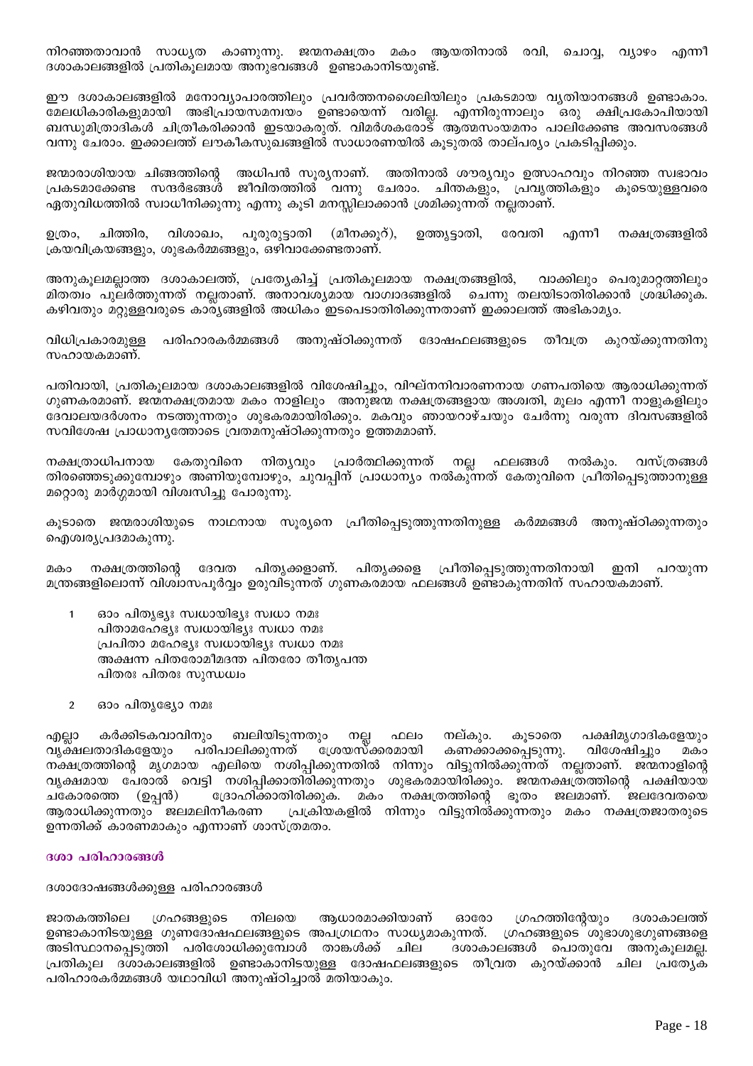നിറഞ്ഞതാവാൻ സാധ്യത കാണുന്നു. ജന്മനക്ഷത്രം മകം ആയതിനാൽ രവി, ചൊവ്വ, വ്യാഴം എന്നീ ദശാകാലങ്ങളിൽ പ്രതികൂലമായ അനുഭവങ്ങൾ ഉണ്ടാകാനിടയുണ്ട്.

ഈ ദശാകാലങ്ങളിൽ മനോവ്യാപാരത്തിലും പ്രവർത്തനശൈലിയിലും പ്രകടമായ വ്യതിയാനങ്ങൾ ഉണ്ടാകാം. മേലധികാരികളുമായി അഭിപ്രായസമന്വയം ഉണ്ടായെന്ന് വരില്ല. എന്നിരുന്നാലും ഒരു ക്ഷിപ്രകോപിയായി ബന്ധുമിത്രാദികൾ ചിത്രീകരിക്കാൻ ഇടയാകരുത്. വിമർശകരോട് ആത്മസംയമനം പാലിക്കേണ്ട അവസരങ്ങൾ വന്നു ചേരാം. ഇക്കാലത്ത് ലൗകികസുഖങ്ങളിൽ സാധാരണയിൽ കൂടുതൽ താല്പര്യം പ്രകടിപ്പിക്കും.

ജന്മരാശിയായ ചിങ്ങത്തിന്റെ അധിപൻ സൂര്യനാണ്. അതിനാൽ ശൗര്യവും ഉത്സാഹവും നിറഞ്ഞ സ്വഭാവം പ്രകടമാക്കേണ്ട സന്ദർഭങ്ങൾ ജീവിതത്തിൽ വന്നു ചേരാം. ചിന്തകളും, പ്രവൃത്തികളും കൂടെയുള്ളവരെ ഏതുവിധത്തിൽ സ്വാധീനിക്കുന്നു എന്നു കൂടി മനസ്സിലാക്കാൻ ശ്രമിക്കുന്നത് നല്ലതാണ്.

ഉത്രം, ചിത്തിര, വിശാഖം, പൂരുരുട്ടാതി (മീനക്കൂറ്), ഉത്തൃട്ടാതി, രേവതി എന്നീ നക്ഷത്രങ്ങളിൽ ക്രയവിക്രയങ്ങളും, ശുഭകർമ്മങ്ങളും, ഒഴിവാക്കേണ്ടതാണ്.

അനുകൂലമല്ലാത്ത ദശാകാലത്ത്, പ്രത്യേകിച്ച് പ്രതികൂലമായ നക്ഷത്രങ്ങളിൽ, വാക്കിലും പെരുമാറ്റത്തിലും മിതത്വം പുലർത്തുന്നത് നല്ലതാണ്. അനാവശ്യമായ വാഗ്വാദങ്ങളിൽ ചെന്നു തലയിടാതിരിക്കാൻ ശ്രദ്ധിക്കുക. കഴിവതും മറ്റുള്ളവരുടെ കാര്യങ്ങളിൽ അധികം ഇടപെടാതിരിക്കുന്നതാണ് ഇക്കാലത്ത് അഭികാമ്യം.

വിധിപ്രകാരമുള്ള പരിഹാരകർമ്മങ്ങൾ അനുഷ്ഠിക്കുന്നത് ദോഷഫലങ്ങളുടെ തീവ്രത കുറയ്ക്കുന്നതിനു സഹായകമാണ്.

പതിവായി, പ്രതികൂലമായ ദശാകാലങ്ങളിൽ വിശേഷിച്ചും, വിഘ്നനിവാരണനായ ഗണപതിയെ ആരാധിക്കുന്നത് ഗുണകരമാണ്. ജന്മനക്ഷത്രമായ മകം നാളിലും അനുജന്മ നക്ഷത്രങ്ങളായ അശ്വതി, മൂലം എന്നീ നാളുകളിലും ദേവാലയദർശനം നടത്തുന്നതും ശുഭകരമായിരിക്കും. മകവും ഞായറാഴ്ചയും ചേർന്നു വരുന്ന ദിവസങ്ങളിൽ സവിശേഷ പ്രാധാന്യത്തോടെ വ്രതമനുഷ്ഠിക്കുന്നതും ഉത്തമമാണ്.

നക്ഷത്രാധിപനായ കേതുവിനെ നിത്യവും പ്രാർത്ഥിക്കുന്നത് നല്ല ഫലങ്ങൾ നൽകും. വസ്ത്രങ്ങൾ തിരഞ്ഞെടുക്കുമ്പോഴും അണിയുമ്പോഴും, ചുവപ്പിന് പ്രാധാന്യം നൽകുന്നത് കേതുവിനെ പ്രീതിപ്പെടുത്താനുള്ള മറ്റൊരു മാർഗ്ഗമായി വിശ്വസിച്ചു പോരുന്നു.

കൂടാതെ ജന്മരാശിയുടെ നാഥനായ സൂര്യനെ പ്രീതിപ്പെടുത്തുന്നതിനുള്ള കർമ്മങ്ങൾ അനുഷ്ഠിക്കുന്നതും ഐശ്വര്യപ്രദമാകുന്നു.

മകം നക്ഷത്രത്തിന്റെ ദേവത പിതൃക്കളാണ്. പിതൃക്കളെ പ്രീതിപ്പെടുത്തുന്നതിനായി ഇനി പറയുന്ന മന്ത്രങ്ങളിലൊന്ന് വിശ്വാസപൂർവ്വം ഉരുവിടുന്നത് ഗുണകരമായ ഫലങ്ങൾ ഉണ്ടാകുന്നതിന് സഹായകമാണ്.

1. ഓം പിതൃഭ്യഃ സ്വധായിഭ്യഃ സ്വധാ നമഃ
   പിതാമഹേഭ്യഃ സ്വധായിഭ്യഃ സ്വധാ നമഃ
   പ്രപിതാ മഹേഭ്യഃ സ്വധായിഭ്യഃ സ്വധാ നമഃ
   അക്ഷന്ന പിതരോമീമദന്ത പിതരോ തീതൃപന്ത
   പിതരഃ പിതരഃ സുന്ധധ്വം

2. ഓം പിതൃഭ്യോ നമഃ

എല്ലാ കർക്കിടകവാവിനും ബലിയിടുന്നതും നല്ല ഫലം നല്കും. കൂടാതെ പക്ഷിമൃഗാദികളേയും വൃക്ഷലതാദികളേയും പരിപാലിക്കുന്നത് ശ്രേയസ്ക്കരമായി കണക്കാക്കപ്പെടുന്നു. വിശേഷിച്ചും മകം നക്ഷത്രത്തിന്റെ മൃഗമായ എലിയെ നശിപ്പിക്കുന്നതിൽ നിന്നും വിട്ടുനിൽക്കുന്നത് നല്ലതാണ്. ജന്മനാളിന്റെ വൃക്ഷമായ പേരാൽ വെട്ടി നശിപ്പിക്കാതിരിക്കുന്നതും ശുഭകരമായിരിക്കും. ജന്മനക്ഷത്രത്തിന്റെ പക്ഷിയായ ചകോരത്തെ (ഉപ്പൻ) ദ്രോഹിക്കാതിരിക്കുക. മകം നക്ഷത്രത്തിന്റെ ഭൂതം ജലമാണ്. ജലദേവതയെ ആരാധിക്കുന്നതും ജലമലിനീകരണ പ്രക്രിയകളിൽ നിന്നും വിട്ടുനിൽക്കുന്നതും മകം നക്ഷത്രജാതരുടെ ഉന്നതിക്ക് കാരണമാകും എന്നാണ് ശാസ്ത്രമതം.

## ദശാ പരിഹാരങ്ങൾ

ദശാദോഷങ്ങൾക്കുള്ള പരിഹാരങ്ങൾ

ജാതകത്തിലെ ഗ്രഹങ്ങളുടെ നിലയെ ആധാരമാക്കിയാണ് ഓരോ ഗ്രഹത്തിന്റേയും ദശാകാലത്ത് ഉണ്ടാകാനിടയുള്ള ഗുണദോഷഫലങ്ങളുടെ അപഗ്രഥനം സാധ്യമാകുന്നത്. ഗ്രഹങ്ങളുടെ ശുഭാശുഭഗുണങ്ങളെ അടിസ്ഥാനപ്പെടുത്തി പരിശോധിക്കുമ്പോൾ താങ്കൾക്ക് ചില ദശാകാലങ്ങൾ പൊതുവേ അനുകൂലമല്ല. പ്രതികൂല ദശാകാലങ്ങളിൽ ഉണ്ടാകാനിടയുള്ള ദോഷഫലങ്ങളുടെ തീവ്രത കുറയ്ക്കാൻ ചില പ്രത്യേക പരിഹാരകർമ്മങ്ങൾ യഥാവിധി അനുഷ്ഠിച്ചാൽ മതിയാകും.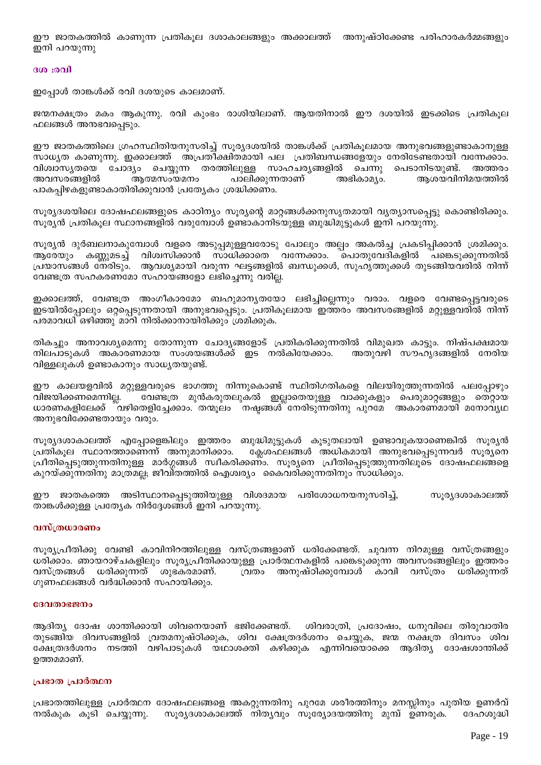ഈ ജാതകത്തിൽ കാണുന്ന പ്രതികൂല ദശാകാലങ്ങളും അക്കാലത്ത്  അനുഷ്ഠിക്കേണ്ട പരിഹാരകർമ്മങ്ങളും ഇനി പറയുന്നു

### ദശ :രവി

ഇപ്പോൾ താങ്കൾക്ക് രവി ദശയുടെ കാലമാണ്.

ജന്മനക്ഷത്രം മകം ആകുന്നു. രവി കുംഭം രാശിയിലാണ്. ആയതിനാൽ ഈ ദശയിൽ ഇടക്കിടെ പ്രതികൂല ഫലങ്ങൾ അനുഭവപ്പെടും.

ഈ ജാതകത്തിലെ ഗ്രഹസ്ഥിതിയനുസരിച്ച് സൂര്യദശയിൽ താങ്കൾക്ക് പ്രതികൂലമായ അനുഭവങ്ങളുണ്ടാകാനുള്ള സാധ്യത കാണുന്നു. ഇക്കാലത്ത്  അപ്രതീക്ഷിതമായി പല  പ്രതിബന്ധങ്ങളേയും നേരിടേണ്ടതായി വന്നേക്കാം. വിശ്വാസ്യതയെ ചോദ്യം ചെയ്യുന്ന തരത്തിലുള്ള സാഹചര്യങ്ങളിൽ ചെന്നു പെടാനിടയുണ്ട്. അത്തരം അവസരങ്ങളിൽ ആത്മസംയമനം പാലിക്കുന്നതാണ് അഭികാമ്യം. ആശയവിനിമയത്തിൽ പാകപ്പിഴകളുണ്ടാകാതിരിക്കുവാൻ പ്രത്യേകം ശ്രദ്ധിക്കണം.

സൂര്യദശയിലെ ദോഷഫലങ്ങളുടെ കാഠിന്യം സൂര്യന്റെ മാറ്റങ്ങൾക്കനുസൃതമായി വ്യത്യാസപ്പെട്ടു കൊണ്ടിരിക്കും. സൂര്യൻ പ്രതികൂല സ്ഥാനങ്ങളിൽ വരുമ്പോൾ ഉണ്ടാകാനിടയുള്ള ബുദ്ധിമുട്ടുകൾ ഇനി പറയുന്നു.

സൂര്യൻ ദുർബലനാകുമ്പോൾ വളരെ അടുപ്പമുള്ളവരോടു പോലും അല്പം അകൽച്ച പ്രകടിപ്പിക്കാൻ ശ്രമിക്കും. ആരേയും കണ്ണടച്ച് വിശ്വസിക്കാൻ സാധിക്കാതെ വന്നേക്കാം. പൊതുവേദികളിൽ പങ്കെടുക്കുന്നതിൽ പ്രയാസങ്ങൾ നേരിടും. ആവശ്യമായി വരുന്ന ഘട്ടങ്ങളിൽ ബന്ധുക്കൾ, സുഹൃത്തുക്കൾ തുടങ്ങിയവരിൽ നിന്ന് വേണ്ടത്ര സഹകരണമോ സഹായങ്ങളോ ലഭിച്ചെന്നു വരില്ല.

ഇക്കാലത്ത്, വേണ്ടത്ര അംഗീകാരമോ ബഹുമാന്യതയോ ലഭിച്ചില്ലെന്നും വരാം. വളരെ വേണ്ടപ്പെട്ടവരുടെ ഇടയിൽപ്പോലും ഒറ്റപ്പെടുന്നതായി അനുഭവപ്പെടും. പ്രതികൂലമായ ഇത്തരം അവസരങ്ങളിൽ മറ്റുള്ളവരിൽ നിന്ന് പരമാവധി ഒഴിഞ്ഞു മാറി നിൽക്കാനായിരിക്കും ശ്രമിക്കുക.

തികച്ചും അനാവശ്യമെന്നു തോന്നുന്ന ചോദ്യങ്ങളോട് പ്രതികരിക്കുന്നതിൽ വിമുഖത കാട്ടും. നിഷ്പക്ഷമായ നിലപാടുകൾ അകാരണമായ സംശയങ്ങൾക്ക് ഇട നൽകിയേക്കാം.  അതുവഴി സൗഹൃദങ്ങളിൽ നേരിയ വിള്ളലുകൾ ഉണ്ടാകാനും സാധ്യതയുണ്ട്.

ഈ കാലയളവിൽ മറ്റുള്ളവരുടെ ഭാഗത്തു നിന്നുകൊണ്ട് സ്ഥിതിഗതികളെ വിലയിരുത്തുന്നതിൽ പലപ്പോഴും വിജയിക്കണമെന്നില്ല.  വേണ്ടത്ര മുൻകരുതലുകൾ ഇല്ലാതെയുള്ള വാക്കുകളും പെരുമാറ്റങ്ങളും തെറ്റായ ധാരണകളിലേക്ക്  വഴിതെളിച്ചേക്കാം. തന്മൂലം  നഷ്ടങ്ങൾ നേരിടുന്നതിനു പുറമേ  അകാരണമായി മനോവ്യഥ അനുഭവിക്കേണ്ടതായും വരും.

സൂര്യദശാകാലത്ത് എപ്പോഴെങ്കിലും ഇത്തരം ബുദ്ധിമുട്ടുകൾ കൂടുതലായി ഉണ്ടാവുകയാണെങ്കിൽ സൂര്യൻ പ്രതികൂല സ്ഥാനത്താണെന്ന് അനുമാനിക്കാം.  ക്ലേശഫലങ്ങൾ അധികമായി അനുഭവപ്പെടുന്നവർ സൂര്യനെ പ്രീതിപ്പെടുത്തുന്നതിനുള്ള മാർഗ്ഗങ്ങൾ സ്വീകരിക്കണം. സൂര്യനെ പ്രീതിപ്പെടുത്തുന്നതിലൂടെ ദോഷഫലങ്ങളെ കുറയ്ക്കുന്നതിനു മാത്രമല്ല; ജീവിതത്തിൽ ഐശ്വര്യം  കൈവരിക്കുന്നതിനും സാധിക്കും.

ഈ ജാതകത്തെ അടിസ്ഥാനപ്പെടുത്തിയുള്ള വിശദമായ പരിശോധനയനുസരിച്ച്,  സൂര്യദശാകാലത്ത് താങ്കൾക്കുള്ള പ്രത്യേക നിർദ്ദേശങ്ങൾ ഇനി പറയുന്നു.

#### വസ്ത്രധാരണം

സൂര്യപ്രീതിക്കു വേണ്ടി കാവിനിറത്തിലുള്ള വസ്ത്രങ്ങളാണ് ധരിക്കേണ്ടത്. ചുവന്ന നിറമുള്ള വസ്ത്രങ്ങളും ധരിക്കാം. ഞായറാഴ്ചകളിലും സൂര്യപ്രീതിക്കായുള്ള പ്രാർത്ഥനകളിൽ പങ്കെടുക്കുന്ന അവസരങ്ങളിലും ഇത്തരം വസ്ത്രങ്ങൾ ധരിക്കുന്നത് ശുഭകരമാണ്.  വ്രതം അനുഷ്ഠിക്കുമ്പോൾ കാവി വസ്ത്രം ധരിക്കുന്നത് ഗുണഫലങ്ങൾ വർദ്ധിക്കാൻ സഹായിക്കും.

#### ദേവതാഭജനം

ആദിത്യ ദോഷ ശാന്തിക്കായി ശിവനെയാണ് ഭജിക്കേണ്ടത്.  ശിവരാത്രി, പ്രദോഷം, ധനുവിലെ തിരുവാതിര തുടങ്ങിയ ദിവസങ്ങളിൽ വ്രതമനുഷ്ഠിക്കുക, ശിവ ക്ഷേത്രദർശനം ചെയ്യുക, ജന്മ നക്ഷത്ര ദിവസം ശിവ ക്ഷേത്രദർശനം നടത്തി വഴിപാടുകൾ യഥാശക്തി കഴിക്കുക എന്നിവയൊക്കെ ആദിത്യ ദോഷശാന്തിക്ക് ഉത്തമമാണ്.

#### പ്രഭാത പ്രാർത്ഥന

പ്രഭാതത്തിലുള്ള പ്രാർത്ഥന ദോഷഫലങ്ങളെ അകറ്റുന്നതിനു പുറമേ ശരീരത്തിനും മനസ്സിനും പുതിയ ഉണർവ് നൽകുക കൂടി ചെയ്യുന്നു.  സൂര്യദശാകാലത്ത് നിത്യവും സൂര്യോദയത്തിനു മുമ്പ് ഉണരുക.  ദേഹശുദ്ധി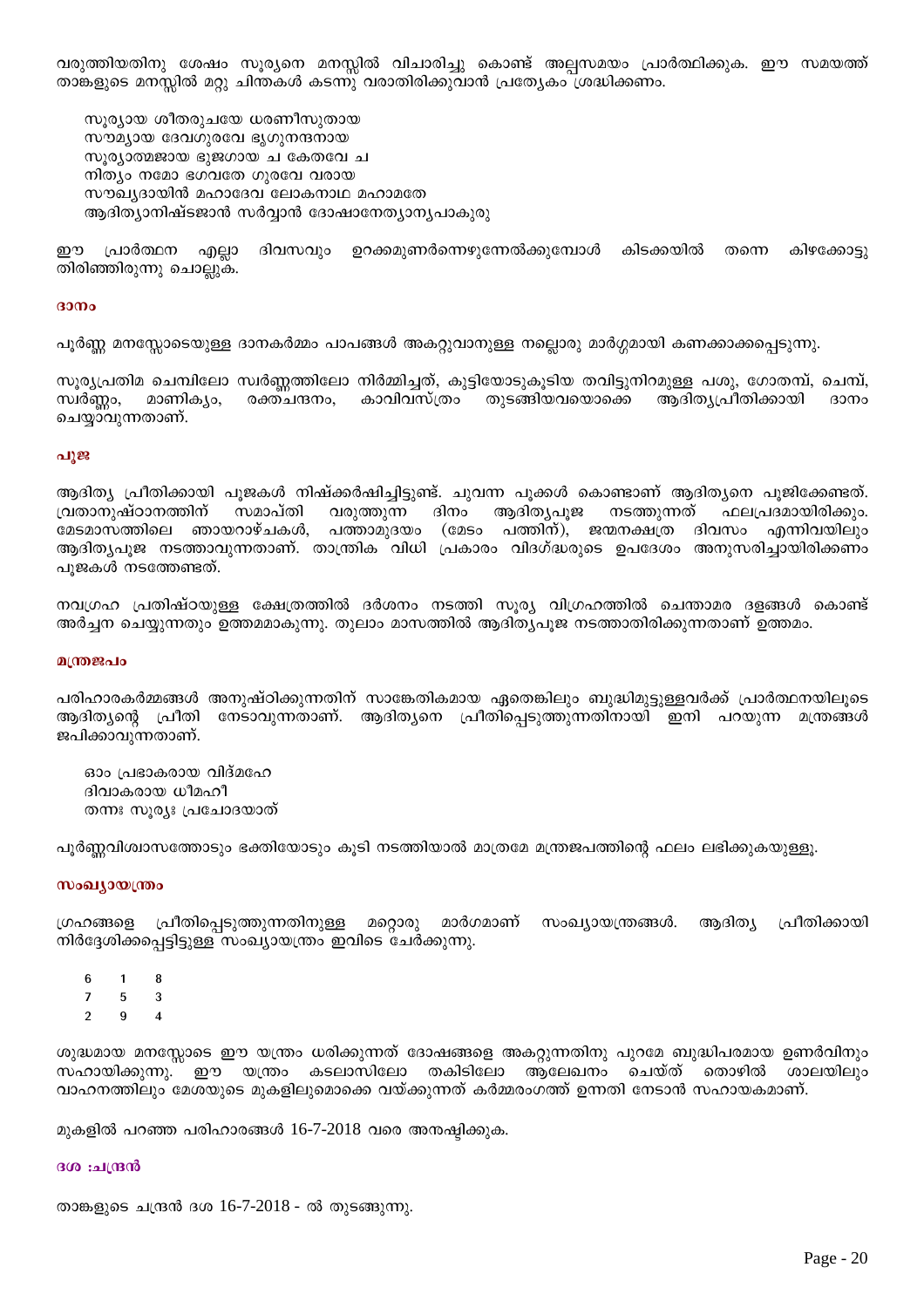വരുത്തിയതിനു ശേഷം സൂര്യനെ മനസ്സിൽ വിചാരിച്ചു കൊണ്ട് അല്പസമയം പ്രാർത്ഥിക്കുക. ഈ സമയത്ത് താങ്കളുടെ മനസ്സിൽ മറ്റു ചിന്തകൾ കടന്നു വരാതിരിക്കുവാൻ പ്രത്യേകം ശ്രദ്ധിക്കണം.

സൂര്യായ ശീതരുചയേ ധരണീസുതായ
സൗമ്യായ ദേവഗുരവേ ഭൃഗുനന്ദനായ
സൂര്യാത്മജായ ഭുജഗായ ച കേതവേ ച
നിത്യം നമോ ഭഗവതേ ഗുരവേ വരായ
സൗഖ്യദായിൻ മഹാദേവ ലോകനാഥ മഹാമതേ
ആദിത്യാനിഷ്ടജാൻ സർവ്വാൻ ദോഷാനേത്യാന്യപാകുരു

ഈ പ്രാർത്ഥന എല്ലാ ദിവസവും ഉറക്കമുണർന്നെഴുന്നേൽക്കുമ്പോൾ കിടക്കയിൽ തന്നെ കിഴക്കോട്ടു തിരിഞ്ഞിരുന്നു ചൊല്ലുക.

### ദാനം

പൂർണ്ണ മനസ്സോടെയുള്ള ദാനകർമ്മം പാപങ്ങൾ അകറ്റുവാനുള്ള നല്ലൊരു മാർഗ്ഗമായി കണക്കാക്കപ്പെടുന്നു.

സൂര്യപ്രതിമ ചെമ്പിലോ സ്വർണ്ണത്തിലോ നിർമ്മിച്ചത്, കുട്ടിയോടുകൂടിയ തവിട്ടുനിറമുള്ള പശു, ഗോതമ്പ്, ചെമ്പ്, സ്വർണ്ണം, മാണിക്യം, രക്തചന്ദനം, കാവിവസ്ത്രം തുടങ്ങിയവയൊക്കെ ആദിത്യപ്രീതിക്കായി ദാനം ചെയ്യാവുന്നതാണ്.

### പൂജ

ആദിത്യ പ്രീതിക്കായി പൂജകൾ നിഷ്ക്കർഷിച്ചിട്ടുണ്ട്. ചുവന്ന പൂക്കൾ കൊണ്ടാണ് ആദിത്യനെ പൂജിക്കേണ്ടത്. വ്രതാനുഷ്ഠാനത്തിന് സമാപ്തി വരുത്തുന്ന ദിനം ആദിത്യപൂജ നടത്തുന്നത് ഫലപ്രദമായിരിക്കും. മേടമാസത്തിലെ ഞായറാഴ്ചകൾ, പത്താമുദയം (മേടം പത്തിന്), ജന്മനക്ഷത്ര ദിവസം എന്നിവയിലും ആദിത്യപൂജ നടത്താവുന്നതാണ്. താന്ത്രിക വിധി പ്രകാരം വിദഗ്ദ്ധരുടെ ഉപദേശം അനുസരിച്ചായിരിക്കണം പൂജകൾ നടത്തേണ്ടത്.

നവഗ്രഹ പ്രതിഷ്ഠയുള്ള ക്ഷേത്രത്തിൽ ദർശനം നടത്തി സൂര്യ വിഗ്രഹത്തിൽ ചെന്താമര ദളങ്ങൾ കൊണ്ട് അർച്ചന ചെയ്യുന്നതും ഉത്തമമാകുന്നു. തുലാം മാസത്തിൽ ആദിത്യപൂജ നടത്താതിരിക്കുന്നതാണ് ഉത്തമം.

### മന്ത്രജപം

പരിഹാരകർമ്മങ്ങൾ അനുഷ്ഠിക്കുന്നതിന് സാങ്കേതികമായ ഏതെങ്കിലും ബുദ്ധിമുട്ടുള്ളവർക്ക് പ്രാർത്ഥനയിലൂടെ ആദിത്യന്റെ പ്രീതി നേടാവുന്നതാണ്. ആദിത്യനെ പ്രീതിപ്പെടുത്തുന്നതിനായി ഇനി പറയുന്ന മന്ത്രങ്ങൾ ജപിക്കാവുന്നതാണ്.

ഓം പ്രഭാകരായ വിദ്മഹേ
ദിവാകരായ ധീമഹീ
തന്നഃ സൂര്യഃ പ്രചോദയാത്

പൂർണ്ണവിശ്വാസത്തോടും ഭക്തിയോടും കൂടി നടത്തിയാൽ മാത്രമേ മന്ത്രജപത്തിന്റെ ഫലം ലഭിക്കുകയുള്ളൂ.

### സംഖ്യായന്ത്രം

ഗ്രഹങ്ങളെ പ്രീതിപ്പെടുത്തുന്നതിനുള്ള മറ്റൊരു മാർഗമാണ് സംഖ്യായന്ത്രങ്ങൾ. ആദിത്യ പ്രീതിക്കായി നിർദ്ദേശിക്കപ്പെട്ടിട്ടുള്ള സംഖ്യായന്ത്രം ഇവിടെ ചേർക്കുന്നു.

| | | |
|---|---|---|
| 6 | 1 | 8 |
| 7 | 5 | 3 |
| 2 | 9 | 4 |

ശുദ്ധമായ മനസ്സോടെ ഈ യന്ത്രം ധരിക്കുന്നത് ദോഷങ്ങളെ അകറ്റുന്നതിനു പുറമേ ബുദ്ധിപരമായ ഉണർവിനും സഹായിക്കുന്നു. ഈ യന്ത്രം കടലാസിലോ തകിടിലോ ആലേഖനം ചെയ്ത് തൊഴിൽ ശാലയിലും വാഹനത്തിലും മേശയുടെ മുകളിലുമൊക്കെ വയ്ക്കുന്നത് കർമ്മരംഗത്ത് ഉന്നതി നേടാൻ സഹായകമാണ്.

മുകളിൽ പറഞ്ഞ പരിഹാരങ്ങൾ 16-7-2018 വരെ അനുഷ്ഠിക്കുക.

### ദശ :ചന്ദ്രൻ

താങ്കളുടെ ചന്ദ്രൻ ദശ 16-7-2018 - ൽ തുടങ്ങുന്നു.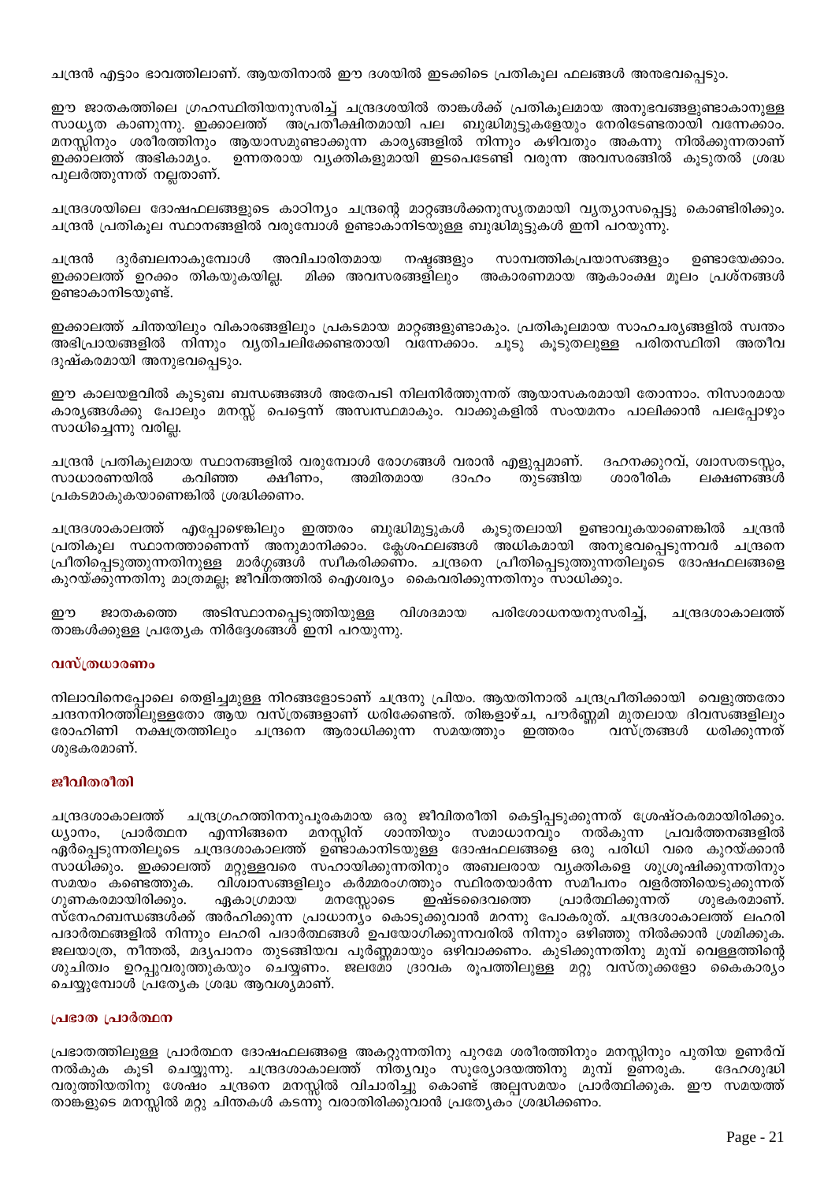ചന്ദ്രൻ എട്ടാം ഭാവത്തിലാണ്. ആയതിനാൽ ഈ ദശയിൽ ഇടക്കിടെ പ്രതികൂല ഫലങ്ങൾ അനുഭവപ്പെടും.

ഈ ജാതകത്തിലെ ഗ്രഹസ്ഥിതിയനുസരിച്ച് ചന്ദ്രദശയിൽ താങ്കൾക്ക് പ്രതികൂലമായ അനുഭവങ്ങളുണ്ടാകാനുള്ള സാധ്യത കാണുന്നു. ഇക്കാലത്ത് അപ്രതീക്ഷിതമായി പല ബുദ്ധിമുട്ടുകളേയും നേരിടേണ്ടതായി വന്നേക്കാം. മനസ്സിനും ശരീരത്തിനും ആയാസമുണ്ടാക്കുന്ന കാര്യങ്ങളിൽ നിന്നും കഴിവതും അകന്നു നിൽക്കുന്നതാണ് ഇക്കാലത്ത് അഭികാമ്യം. ഉന്നതരായ വ്യക്തികളുമായി ഇടപെടേണ്ടി വരുന്ന അവസരങ്ങളിൽ കൂടുതൽ ശ്രദ്ധ പുലർത്തുന്നത് നല്ലതാണ്.

ചന്ദ്രദശയിലെ ദോഷഫലങ്ങളുടെ കാഠിന്യം ചന്ദ്രന്റെ മാറ്റങ്ങൾക്കനുസൃതമായി വ്യത്യാസപ്പെട്ടു കൊണ്ടിരിക്കും. ചന്ദ്രൻ പ്രതികൂല സ്ഥാനങ്ങളിൽ വരുമ്പോൾ ഉണ്ടാകാനിടയുള്ള ബുദ്ധിമുട്ടുകൾ ഇനി പറയുന്നു.

ചന്ദ്രൻ ദുർബലനാകുമ്പോൾ അവിചാരിതമായ നഷ്ടങ്ങളും സാമ്പത്തികപ്രയാസങ്ങളും ഉണ്ടായേക്കാം. ഇക്കാലത്ത് ഉറക്കം തികയുകയില്ല. മിക്ക അവസരങ്ങളിലും അകാരണമായ ആകാംക്ഷ മൂലം പ്രശ്നങ്ങൾ ഉണ്ടാകാനിടയുണ്ട്.

ഇക്കാലത്ത് ചിന്തയിലും വികാരങ്ങളിലും പ്രകടമായ മാറ്റങ്ങളുണ്ടാകും. പ്രതികൂലമായ സാഹചര്യങ്ങളിൽ സ്വന്തം അഭിപ്രായങ്ങളിൽ നിന്നും വ്യതിചലിക്കേണ്ടതായി വന്നേക്കാം. ചൂടു കൂടുതലുള്ള പരിതസ്ഥിതി അതീവ ദുഷ്കരമായി അനുഭവപ്പെടും.

ഈ കാലയളവിൽ കുടുംബ ബന്ധങ്ങൾ അതേപടി നിലനിർത്തുന്നത് ആയാസകരമായി തോന്നാം. നിസാരമായ കാര്യങ്ങൾക്കു പോലും മനസ്സ് പെട്ടെന്ന് അസ്വസ്ഥമാകും. വാക്കുകളിൽ സംയമനം പാലിക്കാൻ പലപ്പോഴും സാധിച്ചെന്നു വരില്ല.

ചന്ദ്രൻ പ്രതികൂലമായ സ്ഥാനങ്ങളിൽ വരുമ്പോൾ രോഗങ്ങൾ വരാൻ എളുപ്പമാണ്. ദഹനക്കുറവ്, ശ്വാസതടസ്സം, സാധാരണയിൽ കവിഞ്ഞ ക്ഷീണം, അമിതമായ ദാഹം തുടങ്ങിയ ശാരീരിക ലക്ഷണങ്ങൾ പ്രകടമാകുകയാണെങ്കിൽ ശ്രദ്ധിക്കണം.

ചന്ദ്രദശാകാലത്ത് എപ്പോഴെങ്കിലും ഇത്തരം ബുദ്ധിമുട്ടുകൾ കൂടുതലായി ഉണ്ടാവുകയാണെങ്കിൽ ചന്ദ്രൻ പ്രതികൂല സ്ഥാനത്താണെന്ന് അനുമാനിക്കാം. ക്ലേശഫലങ്ങൾ അധികമായി അനുഭവപ്പെടുന്നവർ ചന്ദ്രനെ പ്രീതിപ്പെടുത്തുന്നതിനുള്ള മാർഗ്ഗങ്ങൾ സ്വീകരിക്കണം. ചന്ദ്രനെ പ്രീതിപ്പെടുത്തുന്നതിലൂടെ ദോഷഫലങ്ങളെ കുറയ്ക്കുന്നതിനു മാത്രമല്ല; ജീവിതത്തിൽ ഐശ്വര്യം കൈവരിക്കുന്നതിനും സാധിക്കും.

ഈ ജാതകത്തെ അടിസ്ഥാനപ്പെടുത്തിയുള്ള വിശദമായ പരിശോധനയനുസരിച്ച്, ചന്ദ്രദശാകാലത്ത് താങ്കൾക്കുള്ള പ്രത്യേക നിർദ്ദേശങ്ങൾ ഇനി പറയുന്നു.

### വസ്ത്രധാരണം

നിലാവിനെപ്പോലെ തെളിച്ചമുള്ള നിറങ്ങളോടാണ് ചന്ദ്രനു പ്രിയം. ആയതിനാൽ ചന്ദ്രപ്രീതിക്കായി വെളുത്തതോ ചന്ദനനിറത്തിലുള്ളതോ ആയ വസ്ത്രങ്ങളാണ് ധരിക്കേണ്ടത്. തിങ്കളാഴ്ച, പൗർണ്ണമി മുതലായ ദിവസങ്ങളിലും രോഹിണി നക്ഷത്രത്തിലും ചന്ദ്രനെ ആരാധിക്കുന്ന സമയത്തും ഇത്തരം വസ്ത്രങ്ങൾ ധരിക്കുന്നത് ശുഭകരമാണ്.

### ജീവിതരീതി

ചന്ദ്രദശാകാലത്ത് ചന്ദ്രഗ്രഹത്തിനനുപൂരകമായ ഒരു ജീവിതരീതി കെട്ടിപ്പടുക്കുന്നത് ശ്രേഷ്ഠകരമായിരിക്കും. ധ്യാനം, പ്രാർത്ഥന എന്നിങ്ങനെ മനസ്സിന് ശാന്തിയും സമാധാനവും നൽകുന്ന പ്രവർത്തനങ്ങളിൽ ഏർപ്പെടുന്നതിലൂടെ ചന്ദ്രദശാകാലത്ത് ഉണ്ടാകാനിടയുള്ള ദോഷഫലങ്ങളെ ഒരു പരിധി വരെ കുറയ്ക്കാൻ സാധിക്കും. ഇക്കാലത്ത് മറ്റുള്ളവരെ സഹായിക്കുന്നതിനും അബലരായ വ്യക്തികളെ ശുശ്രൂഷിക്കുന്നതിനും സമയം കണ്ടെത്തുക. വിശ്വാസങ്ങളിലും കർമ്മരംഗത്തും സ്ഥിരതയാർന്ന സമീപനം വളർത്തിയെടുക്കുന്നത് ഗുണകരമായിരിക്കും. ഏകാഗ്രമായ മനസ്സോടെ ഇഷ്ടദൈവത്തെ പ്രാർത്ഥിക്കുന്നത് ശുഭകരമാണ്. സ്നേഹബന്ധങ്ങൾക്ക് അർഹിക്കുന്ന പ്രാധാന്യം കൊടുക്കുവാൻ മറന്നു പോകരുത്. ചന്ദ്രദശാകാലത്ത് ലഹരി പദാർത്ഥങ്ങളിൽ നിന്നും ലഹരി പദാർത്ഥങ്ങൾ ഉപയോഗിക്കുന്നവരിൽ നിന്നും ഒഴിഞ്ഞു നിൽക്കാൻ ശ്രമിക്കുക. ജലയാത്ര, നീന്തൽ, മദ്യപാനം തുടങ്ങിയവ പൂർണ്ണമായും ഒഴിവാക്കണം. കുടിക്കുന്നതിനു മുമ്പ് വെള്ളത്തിന്റെ ശുചിത്വം ഉറപ്പുവരുത്തുകയും ചെയ്യണം. ജലമോ ദ്രാവക രൂപത്തിലുള്ള മറ്റു വസ്തുക്കളോ കൈകാര്യം ചെയ്യുമ്പോൾ പ്രത്യേക ശ്രദ്ധ ആവശ്യമാണ്.

### പ്രഭാത പ്രാർത്ഥന

പ്രഭാതത്തിലുള്ള പ്രാർത്ഥന ദോഷഫലങ്ങളെ അകറ്റുന്നതിനു പുറമേ ശരീരത്തിനും മനസ്സിനും പുതിയ ഉണർവ് നൽകുക കൂടി ചെയ്യുന്നു. ചന്ദ്രദശാകാലത്ത് നിത്യവും സൂര്യോദയത്തിനു മുമ്പ് ഉണരുക. ദേഹശുദ്ധി വരുത്തിയതിനു ശേഷം ചന്ദ്രനെ മനസ്സിൽ വിചാരിച്ചു കൊണ്ട് അല്പസമയം പ്രാർത്ഥിക്കുക. ഈ സമയത്ത് താങ്കളുടെ മനസ്സിൽ മറ്റു ചിന്തകൾ കടന്നു വരാതിരിക്കുവാൻ പ്രത്യേകം ശ്രദ്ധിക്കണം.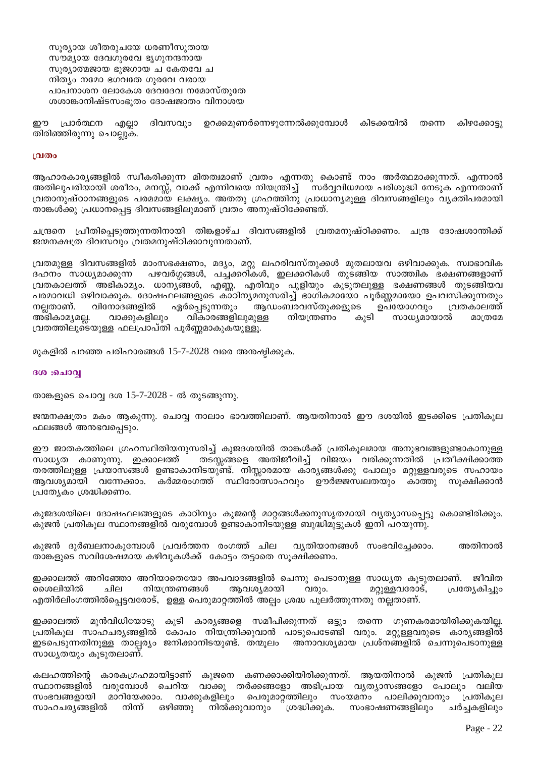സൂര്യായ ശീതരുചയേ ധരണീസുതായ
സൗമ്യായ ദേവഗുരവേ ഭൃഗുനന്ദനായ
സൂര്യാത്മജായ ഭുജഗായ ച കേതവേ ച
നിത്യം നമോ ഭഗവതേ ഗുരവേ വരായ
പാപനാശന ലോകേശ ദേവദേവ നമോസ്തുതേ
ശശാങ്കാനിഷ്ടസംഭൂതം ദോഷജാതം വിനാശയ

ഈ പ്രാർത്ഥന എല്ലാ ദിവസവും ഉറക്കമുണർന്നെഴുന്നേൽക്കുമ്പോൾ കിടക്കയിൽ തന്നെ കിഴക്കോട്ടു തിരിഞ്ഞിരുന്നു ചൊല്ലുക.

**വ്രതം**

ആഹാരകാര്യങ്ങളിൽ സ്വീകരിക്കുന്ന മിതത്വമാണ് വ്രതം എന്നതു കൊണ്ട് നാം അർത്ഥമാക്കുന്നത്. എന്നാൽ അതിലുപരിയായി ശരീരം, മനസ്സ്, വാക്ക് എന്നിവയെ നിയന്ത്രിച്ച് സർവ്വവിധമായ പരിശുദ്ധി നേടുക എന്നതാണ് വ്രതാനുഷ്ഠാനങ്ങളുടെ പരമമായ ലക്ഷ്യം. അതതു ഗ്രഹത്തിനു പ്രാധാന്യമുള്ള ദിവസങ്ങളിലും വ്യക്തിപരമായി താങ്കൾക്കു പ്രധാനപ്പെട്ട ദിവസങ്ങളിലുമാണ് വ്രതം അനുഷ്ഠിക്കേണ്ടത്.

ചന്ദ്രനെ പ്രീതിപ്പെടുത്തുന്നതിനായി തിങ്കളാഴ്ച ദിവസങ്ങളിൽ വ്രതമനുഷ്ഠിക്കണം. ചന്ദ്ര ദോഷശാന്തിക്ക് ജന്മനക്ഷത്ര ദിവസവും വ്രതമനുഷ്ഠിക്കാവുന്നതാണ്.

വ്രതമുള്ള ദിവസങ്ങളിൽ മാംസഭക്ഷണം, മദ്യം, മറ്റു ലഹരിവസ്തുക്കൾ മുതലായവ ഒഴിവാക്കുക. സ്വാഭാവിക ദഹനം സാധ്യമാക്കുന്ന പഴവർഗ്ഗങ്ങൾ, പച്ചക്കറികൾ, ഇലക്കറികൾ തുടങ്ങിയ സാത്വിക ഭക്ഷണങ്ങളാണ് വ്രതകാലത്ത് അഭികാമ്യം. ധാന്യങ്ങൾ, എണ്ണ, എരിവും പുളിയും കൂടുതലുള്ള ഭക്ഷണങ്ങൾ തുടങ്ങിയവ പരമാവധി ഒഴിവാക്കുക. ദോഷഫലങ്ങളുടെ കാഠിന്യമനുസരിച്ച് ഭാഗികമായോ പൂർണ്ണമായോ ഉപവസിക്കുന്നതും നല്ലതാണ്. വിനോദങ്ങളിൽ ഏർപ്പെടുന്നതും ആഡംബരവസ്തുക്കളുടെ ഉപയോഗവും വ്രതകാലത്ത് അഭികാമ്യമല്ല. വാക്കുകളിലും വികാരങ്ങളിലുമുള്ള നിയന്ത്രണം കൂടി സാധ്യമായാൽ മാത്രമേ വ്രതത്തിലൂടെയുള്ള ഫലപ്രാപ്തി പൂർണ്ണമാകുകയുള്ളൂ.

മുകളിൽ പറഞ്ഞ പരിഹാരങ്ങൾ 15-7-2028 വരെ അനുഷ്ഠിക്കുക.

**ദശ :ചൊവ്വ**

താങ്കളുടെ ചൊവ്വ ദശ 15-7-2028 - ൽ തുടങ്ങുന്നു.

ജന്മനക്ഷത്രം മകം ആകുന്നു. ചൊവ്വ നാലാം ഭാവത്തിലാണ്. ആയതിനാൽ ഈ ദശയിൽ ഇടക്കിടെ പ്രതികൂല ഫലങ്ങൾ അനുഭവപ്പെടും.

ഈ ജാതകത്തിലെ ഗ്രഹസ്ഥിതിയനുസരിച്ച് കുജദശയിൽ താങ്കൾക്ക് പ്രതികൂലമായ അനുഭവങ്ങളുണ്ടാകാനുള്ള സാധ്യത കാണുന്നു. ഇക്കാലത്ത് തടസ്സങ്ങളെ അതിജീവിച്ച് വിജയം വരിക്കുന്നതിൽ പ്രതീക്ഷിക്കാത്ത തരത്തിലുള്ള പ്രയാസങ്ങൾ ഉണ്ടാകാനിടയുണ്ട്. നിസ്സാരമായ കാര്യങ്ങൾക്കു പോലും മറ്റുള്ളവരുടെ സഹായം ആവശ്യമായി വന്നേക്കാം. കർമ്മരംഗത്ത് സ്ഥിരോത്സാഹവും ഊർജ്ജസ്വലതയും കാത്തു സൂക്ഷിക്കാൻ പ്രത്യേകം ശ്രദ്ധിക്കണം.

കുജദശയിലെ ദോഷഫലങ്ങളുടെ കാഠിന്യം കുജന്റെ മാറ്റങ്ങൾക്കനുസൃതമായി വ്യത്യാസപ്പെട്ടു കൊണ്ടിരിക്കും. കുജൻ പ്രതികൂല സ്ഥാനങ്ങളിൽ വരുമ്പോൾ ഉണ്ടാകാനിടയുള്ള ബുദ്ധിമുട്ടുകൾ ഇനി പറയുന്നു.

കുജൻ ദുർബലനാകുമ്പോൾ പ്രവർത്തന രംഗത്ത് ചില വ്യതിയാനങ്ങൾ സംഭവിച്ചേക്കാം. അതിനാൽ താങ്കളുടെ സവിശേഷമായ കഴിവുകൾക്ക് കോട്ടം തട്ടാതെ സൂക്ഷിക്കണം.

ഇക്കാലത്ത് അറിഞ്ഞോ അറിയാതെയോ അപവാദങ്ങളിൽ ചെന്നു പെടാനുള്ള സാധ്യത കൂടുതലാണ്. ജീവിത ശൈലിയിൽ ചില നിയന്ത്രണങ്ങൾ ആവശ്യമായി വരും. മറ്റുള്ളവരോട്, പ്രത്യേകിച്ചും എതിർലിംഗത്തിൽപ്പെട്ടവരോട്, ഉള്ള പെരുമാറ്റത്തിൽ അല്പം ശ്രദ്ധ പുലർത്തുന്നതു നല്ലതാണ്.

ഇക്കാലത്ത് മുൻവിധിയോടു കൂടി കാര്യങ്ങളെ സമീപിക്കുന്നത് ഒട്ടും തന്നെ ഗുണകരമായിരിക്കുകയില്ല. പ്രതികൂല സാഹചര്യങ്ങളിൽ കോപം നിയന്ത്രിക്കുവാൻ പാടുപെടേണ്ടി വരും. മറ്റുള്ളവരുടെ കാര്യങ്ങളിൽ ഇടപെടുന്നതിനുള്ള താല്പര്യം ജനിക്കാനിടയുണ്ട്. തന്മൂലം അനാവശ്യമായ പ്രശ്നങ്ങളിൽ ചെന്നുപെടാനുള്ള സാധ്യതയും കൂടുതലാണ്.

കലഹത്തിന്റെ കാരകഗ്രഹമായിട്ടാണ് കുജനെ കണക്കാക്കിയിരിക്കുന്നത്. ആയതിനാൽ കുജൻ പ്രതികൂല സ്ഥാനങ്ങളിൽ വരുമ്പോൾ ചെറിയ വാക്കു തർക്കങ്ങളോ അഭിപ്രായ വ്യത്യാസങ്ങളോ പോലും വലിയ സംഭവങ്ങളായി മാറിയേക്കാം. വാക്കുകളിലും പെരുമാറ്റത്തിലും സംയമനം പാലിക്കുവാനും പ്രതികൂല സാഹചര്യങ്ങളിൽ നിന്ന് ഒഴിഞ്ഞു നിൽക്കുവാനും ശ്രദ്ധിക്കുക. സംഭാഷണങ്ങളിലും ചർച്ചകളിലും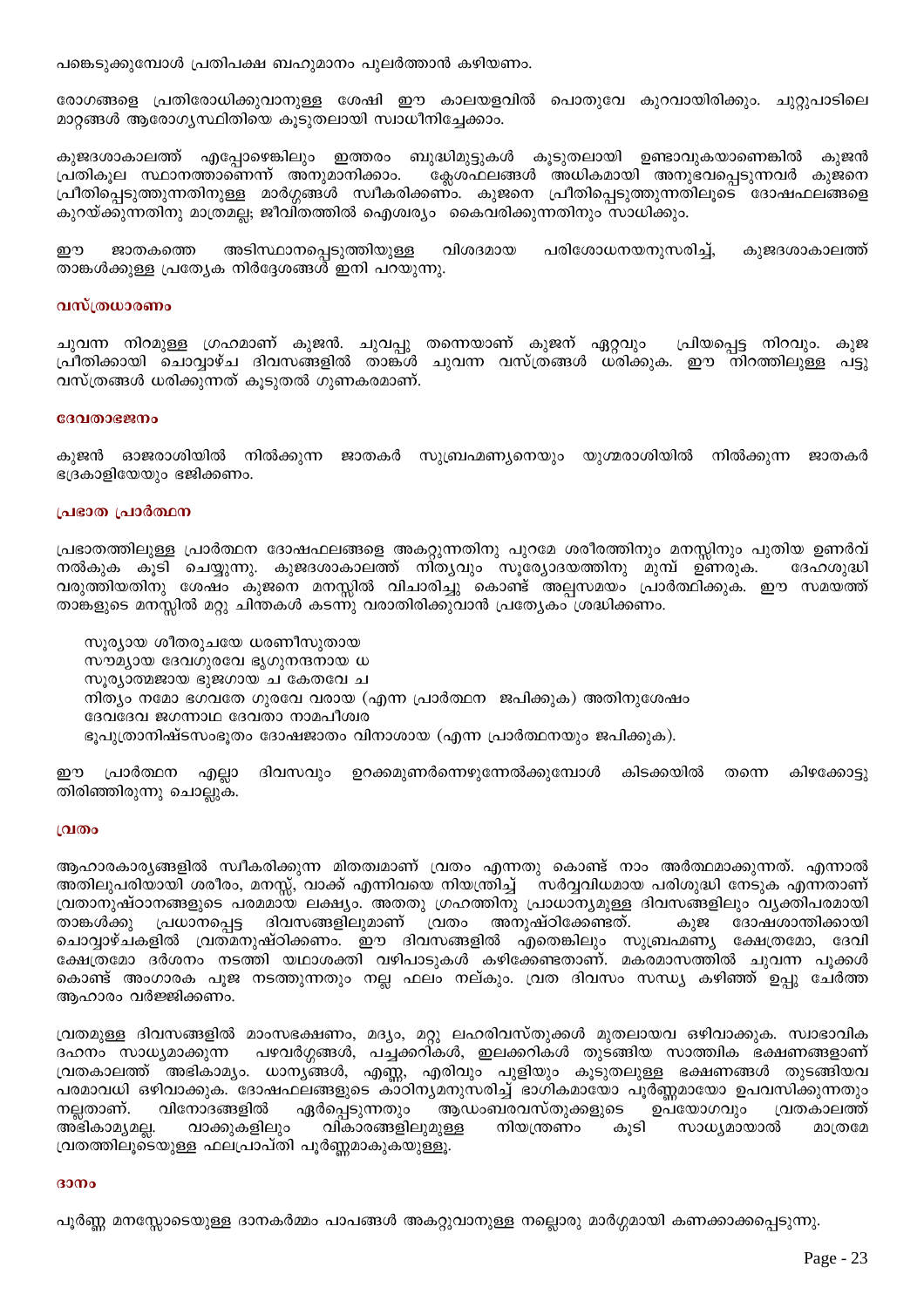പങ്കെടുക്കുമ്പോൾ പ്രതിപക്ഷ ബഹുമാനം പുലർത്താൻ കഴിയണം.

രോഗങ്ങളെ പ്രതിരോധിക്കുവാനുള്ള ശേഷി ഈ കാലയളവിൽ പൊതുവേ കുറവായിരിക്കും. ചുറ്റുപാടിലെ മാറ്റങ്ങൾ ആരോഗ്യസ്ഥിതിയെ കൂടുതലായി സ്വാധീനിച്ചേക്കാം.

കുജദശാകാലത്ത് എപ്പോഴെങ്കിലും ഇത്തരം ബുദ്ധിമുട്ടുകൾ കൂടുതലായി ഉണ്ടാവുകയാണെങ്കിൽ കുജൻ പ്രതികൂല സ്ഥാനത്താണെന്ന് അനുമാനിക്കാം. ക്ലേശഫലങ്ങൾ അധികമായി അനുഭവപ്പെടുന്നവർ കുജനെ പ്രീതിപ്പെടുത്തുന്നതിനുള്ള മാർഗ്ഗങ്ങൾ സ്വീകരിക്കണം. കുജനെ പ്രീതിപ്പെടുത്തുന്നതിലൂടെ ദോഷഫലങ്ങളെ കുറയ്ക്കുന്നതിനു മാത്രമല്ല; ജീവിതത്തിൽ ഐശ്വര്യം കൈവരിക്കുന്നതിനും സാധിക്കും.

ഈ ജാതകത്തെ അടിസ്ഥാനപ്പെടുത്തിയുള്ള വിശദമായ പരിശോധനയനുസരിച്ച്, കുജദശാകാലത്ത് താങ്കൾക്കുള്ള പ്രത്യേക നിർദ്ദേശങ്ങൾ ഇനി പറയുന്നു.

### വസ്ത്രധാരണം

ചുവന്ന നിറമുള്ള ഗ്രഹമാണ് കുജൻ. ചുവപ്പു തന്നെയാണ് കുജന് ഏറ്റവും പ്രിയപ്പെട്ട നിറവും. കുജ പ്രീതിക്കായി ചൊവ്വാഴ്ച ദിവസങ്ങളിൽ താങ്കൾ ചുവന്ന വസ്ത്രങ്ങൾ ധരിക്കുക. ഈ നിറത്തിലുള്ള പട്ടു വസ്ത്രങ്ങൾ ധരിക്കുന്നത് കൂടുതൽ ഗുണകരമാണ്.

### ദേവതാഭജനം

കുജൻ ഓജരാശിയിൽ നിൽക്കുന്ന ജാതകർ സുബ്രഹ്മണ്യനെയും യുഗ്മരാശിയിൽ നിൽക്കുന്ന ജാതകർ ഭദ്രകാളിയേയും ഭജിക്കണം.

### പ്രഭാത പ്രാർത്ഥന

പ്രഭാതത്തിലുള്ള പ്രാർത്ഥന ദോഷഫലങ്ങളെ അകറ്റുന്നതിനു പുറമേ ശരീരത്തിനും മനസ്സിനും പുതിയ ഉണർവ് നൽകുക കൂടി ചെയ്യുന്നു. കുജദശാകാലത്ത് നിത്യവും സൂര്യോദയത്തിനു മുമ്പ് ഉണരുക. ദേഹശുദ്ധി വരുത്തിയതിനു ശേഷം കുജനെ മനസ്സിൽ വിചാരിച്ചു കൊണ്ട് അല്പസമയം പ്രാർത്ഥിക്കുക. ഈ സമയത്ത് താങ്കളുടെ മനസ്സിൽ മറ്റു ചിന്തകൾ കടന്നു വരാതിരിക്കുവാൻ പ്രത്യേകം ശ്രദ്ധിക്കണം.

> സൂര്യായ ശീതരുചയേ ധരണീസുതായ
> സൗമ്യായ ദേവഗുരവേ ഭൃഗുനന്ദനായ ധ
> സൂര്യാത്മജായ ഭുജഗായ ച കേതവേ ച
> നിത്യം നമോ ഭഗവതേ ഗുരവേ വരായ (എന്ന പ്രാർത്ഥന ജപിക്കുക) അതിനുശേഷം
> ദേവദേവ ജഗന്നാഥ ദേവതാ നാമപീശ്വര
> ഭൂപുത്രാനിഷ്ടസംഭൂതം ദോഷജാതം വിനാശായ (എന്ന പ്രാർത്ഥനയും ജപിക്കുക).

ഈ പ്രാർത്ഥന എല്ലാ ദിവസവും ഉറക്കമുണർന്നെഴുന്നേൽക്കുമ്പോൾ കിടക്കയിൽ തന്നെ കിഴക്കോട്ടു തിരിഞ്ഞിരുന്നു ചൊല്ലുക.

### വ്രതം

ആഹാരകാര്യങ്ങളിൽ സ്വീകരിക്കുന്ന മിതത്വമാണ് വ്രതം എന്നതു കൊണ്ട് നാം അർത്ഥമാക്കുന്നത്. എന്നാൽ അതിലുപരിയായി ശരീരം, മനസ്സ്, വാക്ക് എന്നിവയെ നിയന്ത്രിച്ച് സർവ്വവിധമായ പരിശുദ്ധി നേടുക എന്നതാണ് വ്രതാനുഷ്ഠാനങ്ങളുടെ പരമമായ ലക്ഷ്യം. അതതു ഗ്രഹത്തിനു പ്രാധാന്യമുള്ള ദിവസങ്ങളിലും വ്യക്തിപരമായി താങ്കൾക്കു പ്രധാനപ്പെട്ട ദിവസങ്ങളിലുമാണ് വ്രതം അനുഷ്ഠിക്കേണ്ടത്. കുജ ദോഷശാന്തിക്കായി ചൊവ്വാഴ്ചകളിൽ വ്രതമനുഷ്ഠിക്കണം. ഈ ദിവസങ്ങളിൽ എതെങ്കിലും സുബ്രഹ്മണ്യ ക്ഷേത്രമോ, ദേവി ക്ഷേത്രമോ ദർശനം നടത്തി യഥാശക്തി വഴിപാടുകൾ കഴിക്കേണ്ടതാണ്. മകരമാസത്തിൽ ചുവന്ന പൂക്കൾ കൊണ്ട് അംഗാരക പൂജ നടത്തുന്നതും നല്ല ഫലം നല്കും. വ്രത ദിവസം സന്ധ്യ കഴിഞ്ഞ് ഉപ്പു ചേർത്ത ആഹാരം വർജ്ജിക്കണം.

വ്രതമുള്ള ദിവസങ്ങളിൽ മാംസഭക്ഷണം, മദ്യം, മറ്റു ലഹരിവസ്തുക്കൾ മുതലായവ ഒഴിവാക്കുക. സ്വാഭാവിക ദഹനം സാധ്യമാക്കുന്ന പഴവർഗ്ഗങ്ങൾ, പച്ചക്കറികൾ, ഇലക്കറികൾ തുടങ്ങിയ സാത്വിക ഭക്ഷണങ്ങളാണ് വ്രതകാലത്ത് അഭികാമ്യം. ധാന്യങ്ങൾ, എണ്ണ, എരിവും പുളിയും കൂടുതലുള്ള ഭക്ഷണങ്ങൾ തുടങ്ങിയവ പരമാവധി ഒഴിവാക്കുക. ദോഷഫലങ്ങളുടെ കാഠിന്യമനുസരിച്ച് ഭാഗികമായോ പൂർണ്ണമായോ ഉപവസിക്കുന്നതും നല്ലതാണ്. വിനോദങ്ങളിൽ ഏർപ്പെടുന്നതും ആഡംബരവസ്തുക്കളുടെ ഉപയോഗവും വ്രതകാലത്ത് അഭികാമ്യമല്ല. വാക്കുകളിലും വികാരങ്ങളിലുമുള്ള നിയന്ത്രണം കൂടി സാധ്യമായാൽ മാത്രമേ വ്രതത്തിലൂടെയുള്ള ഫലപ്രാപ്തി പൂർണ്ണമാകുകയുള്ളൂ.

### ദാനം

പൂർണ്ണ മനസ്സോടെയുള്ള ദാനകർമ്മം പാപങ്ങൾ അകറ്റുവാനുള്ള നല്ലൊരു മാർഗ്ഗമായി കണക്കാക്കപ്പെടുന്നു.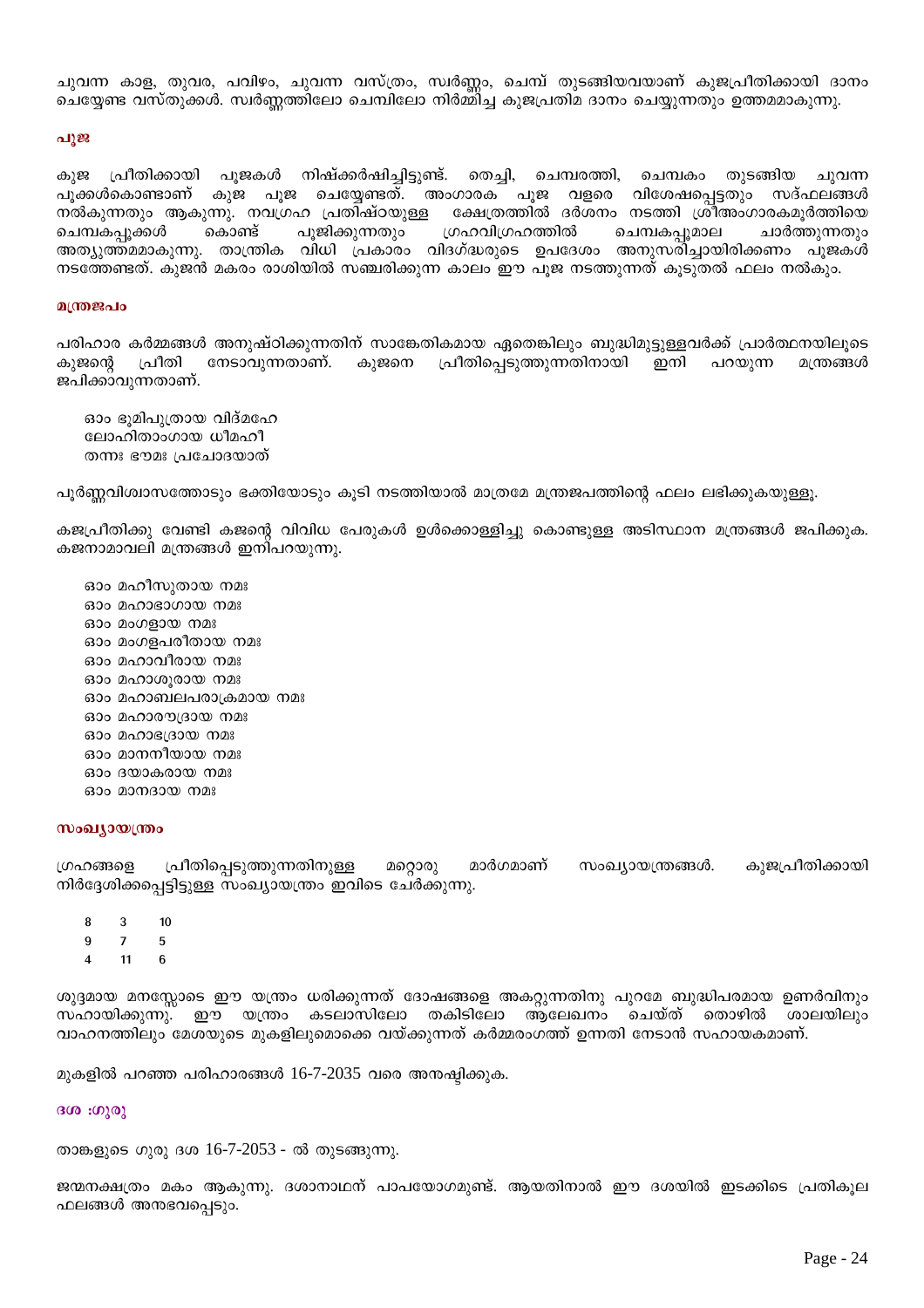ചുവന്ന കാള, തുവര, പവിഴം, ചുവന്ന വസ്ത്രം, സ്വർണ്ണം, ചെമ്പ് തുടങ്ങിയവയാണ് കുജപ്രീതിക്കായി ദാനം ചെയ്യേണ്ട വസ്തുക്കൾ. സ്വർണ്ണത്തിലോ ചെമ്പിലോ നിർമ്മിച്ച കുജപ്രതിമ ദാനം ചെയ്യുന്നതും ഉത്തമമാകുന്നു.

### പൂജ

കുജ പ്രീതിക്കായി പൂജകൾ നിഷ്ക്കർഷിച്ചിട്ടുണ്ട്. തെച്ചി, ചെമ്പരത്തി, ചെമ്പകം തുടങ്ങിയ ചുവന്ന പൂക്കൾകൊണ്ടാണ് കുജ പൂജ ചെയ്യേണ്ടത്. അംഗാരക പൂജ വളരെ വിശേഷപ്പെട്ടതും സദ്ഫലങ്ങൾ നൽകുന്നതും ആകുന്നു. നവഗ്രഹ പ്രതിഷ്ഠയുള്ള ക്ഷേത്രത്തിൽ ദർശനം നടത്തി ശ്രീഅംഗാരകമൂർത്തിയെ ചെമ്പകപ്പൂക്കൾ കൊണ്ട് പൂജിക്കുന്നതും ഗ്രഹവിഗ്രഹത്തിൽ ചെമ്പകപ്പൂമാല ചാർത്തുന്നതും അത്യുത്തമമാകുന്നു. താന്ത്രിക വിധി പ്രകാരം വിദഗ്ദ്ധരുടെ ഉപദേശം അനുസരിച്ചായിരിക്കണം പൂജകൾ നടത്തേണ്ടത്. കുജൻ മകരം രാശിയിൽ സഞ്ചരിക്കുന്ന കാലം ഈ പൂജ നടത്തുന്നത് കൂടുതൽ ഫലം നൽകും.

### മന്ത്രജപം

പരിഹാര കർമ്മങ്ങൾ അനുഷ്ഠിക്കുന്നതിന് സാങ്കേതികമായ ഏതെങ്കിലും ബുദ്ധിമുട്ടുള്ളവർക്ക് പ്രാർത്ഥനയിലൂടെ കുജന്റെ പ്രീതി നേടാവുന്നതാണ്. കുജനെ പ്രീതിപ്പെടുത്തുന്നതിനായി ഇനി പറയുന്ന മന്ത്രങ്ങൾ ജപിക്കാവുന്നതാണ്.

ഓം ഭൂമിപുത്രായ വിദ്മഹേ
ലോഹിതാംഗായ ധീമഹീ
തന്നഃ ഭൗമഃ പ്രചോദയാത്

പൂർണ്ണവിശ്വാസത്തോടും ഭക്തിയോടും കൂടി നടത്തിയാൽ മാത്രമേ മന്ത്രജപത്തിന്റെ ഫലം ലഭിക്കുകയുള്ളൂ.

കുജപ്രീതിക്കു വേണ്ടി കുജന്റെ വിവിധ പേരുകൾ ഉൾക്കൊള്ളിച്ചു കൊണ്ടുള്ള അടിസ്ഥാന മന്ത്രങ്ങൾ ജപിക്കുക. കുജനാമാവലി മന്ത്രങ്ങൾ ഇനിപറയുന്നു.

ഓം മഹീസുതായ നമഃ
ഓം മഹാഭാഗായ നമഃ
ഓം മംഗളായ നമഃ
ഓം മംഗളപരീതായ നമഃ
ഓം മഹാവീരായ നമഃ
ഓം മഹാശൂരായ നമഃ
ഓം മഹാബലപരാക്രമായ നമഃ
ഓം മഹാരൗദ്രായ നമഃ
ഓം മഹാഭദ്രായ നമഃ
ഓം മാനനീയായ നമഃ
ഓം ദയാകരായ നമഃ
ഓം മാനദായ നമഃ

### സംഖ്യായന്ത്രം

ഗ്രഹങ്ങളെ പ്രീതിപ്പെടുത്തുന്നതിനുള്ള മറ്റൊരു മാർഗമാണ് സംഖ്യായന്ത്രങ്ങൾ. കുജപ്രീതിക്കായി നിർദ്ദേശിക്കപ്പെട്ടിട്ടുള്ള സംഖ്യായന്ത്രം ഇവിടെ ചേർക്കുന്നു.

| | | |
|---|---|---|
| 8 | 3 | 10 |
| 9 | 7 | 5 |
| 4 | 11 | 6 |

ശുദ്ദമായ മനസ്സോടെ ഈ യന്ത്രം ധരിക്കുന്നത് ദോഷങ്ങളെ അകറ്റുന്നതിനു പുറമേ ബുദ്ധിപരമായ ഉണർവിനും സഹായിക്കുന്നു. ഈ യന്ത്രം കടലാസിലോ തകിടിലോ ആലേഖനം ചെയ്ത് തൊഴിൽ ശാലയിലും വാഹനത്തിലും മേശയുടെ മുകളിലുമൊക്കെ വയ്ക്കുന്നത് കർമ്മരംഗത്ത് ഉന്നതി നേടാൻ സഹായകമാണ്.

മുകളിൽ പറഞ്ഞ പരിഹാരങ്ങൾ 16-7-2035 വരെ അനുഷ്ഠിക്കുക.

### ദശ :ഗുരു

താങ്കളുടെ ഗുരു ദശ 16-7-2053 - ൽ തുടങ്ങുന്നു.

ജന്മനക്ഷത്രം മകം ആകുന്നു. ദശാനാഥന് പാപയോഗമുണ്ട്. ആയതിനാൽ ഈ ദശയിൽ ഇടക്കിടെ പ്രതികൂല ഫലങ്ങൾ അനുഭവപ്പെടും.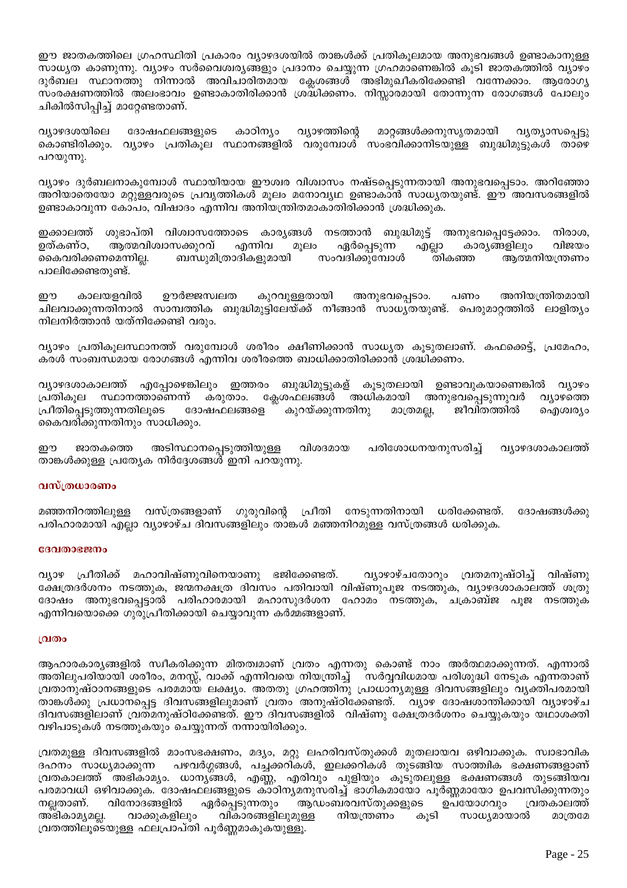ഈ ജാതകത്തിലെ ഗ്രഹസ്ഥിതി പ്രകാരം വ്യാഴദശയിൽ താങ്കൾക്ക് പ്രതികൂലമായ അനുഭവങ്ങൾ ഉണ്ടാകാനുള്ള സാധ്യത കാണുന്നു. വ്യാഴം സർവൈശ്വര്യങ്ങളും പ്രദാനം ചെയ്യുന്ന ഗ്രഹമാണെങ്കിൽ കൂടി ജാതകത്തിൽ വ്യാഴം ദുർബല സ്ഥാനത്തു നിന്നാൽ അവിചാരിതമായ ക്ലേശങ്ങൾ അഭിമുഖീകരിക്കേണ്ടി വന്നേക്കാം. ആരോഗ്യ സംരക്ഷണത്തിൽ അലംഭാവം ഉണ്ടാകാതിരിക്കാൻ ശ്രദ്ധിക്കണം. നിസ്സാരമായി തോന്നുന്ന രോഗങ്ങൾ പോലും ചികിൽസിപ്പിച്ച് മാറ്റേണ്ടതാണ്.

വ്യാഴദശയിലെ ദോഷഫലങ്ങളുടെ കാഠിന്യം വ്യാഴത്തിന്റെ മാറ്റങ്ങൾക്കനുസൃതമായി വ്യത്യാസപ്പെട്ടു കൊണ്ടിരിക്കും. വ്യാഴം പ്രതികൂല സ്ഥാനങ്ങളിൽ വരുമ്പോൾ സംഭവിക്കാനിടയുള്ള ബുദ്ധിമുട്ടുകൾ താഴെ പറയുന്നു.

വ്യാഴം ദുർബലനാകുമ്പോൾ സ്ഥായിയായ ഈശ്വര വിശ്വാസം നഷ്ടപ്പെടുന്നതായി അനുഭവപ്പെടാം. അറിഞ്ഞോ അറിയാതെയോ മറ്റുള്ളവരുടെ പ്രവൃത്തികൾ മൂലം മനോവ്യഥ ഉണ്ടാകാൻ സാധ്യതയുണ്ട്. ഈ അവസരങ്ങളിൽ ഉണ്ടാകാവുന്ന കോപം, വിഷാദം എന്നിവ അനിയന്ത്രിതമാകാതിരിക്കാൻ ശ്രദ്ധിക്കുക.

ഇക്കാലത്ത് ശുഭാപ്തി വിശ്വാസത്തോടെ കാര്യങ്ങൾ നടത്താൻ ബുദ്ധിമുട്ട് അനുഭവപ്പെട്ടേക്കാം. നിരാശ, ഉത്കണ്ഠ, ആത്മവിശ്വാസക്കുറവ് എന്നിവ മൂലം ഏർപ്പെടുന്ന എല്ലാ കാര്യങ്ങളിലും വിജയം കൈവരിക്കണമെന്നില്ല. ബന്ധുമിത്രാദികളുമായി സംവദിക്കുമ്പോൾ തികഞ്ഞ ആത്മനിയന്ത്രണം പാലിക്കേണ്ടതുണ്ട്.

ഈ കാലയളവിൽ ഊർജ്ജസ്വലത കുറവുള്ളതായി അനുഭവപ്പെടാം. പണം അനിയന്ത്രിതമായി ചിലവാക്കുന്നതിനാൽ സാമ്പത്തിക ബുദ്ധിമുട്ടിലേയ്ക്ക് നീങ്ങാൻ സാധ്യതയുണ്ട്. പെരുമാറ്റത്തിൽ ലാളിത്യം നിലനിർത്താൻ യത്നിക്കേണ്ടി വരും.

വ്യാഴം പ്രതികൂലസ്ഥാനത്ത് വരുമ്പോൾ ശരീരം ക്ഷീണിക്കാൻ സാധ്യത കൂടുതലാണ്. കഫക്കെട്ട്, പ്രമേഹം, കരൾ സംബന്ധമായ രോഗങ്ങൾ എന്നിവ ശരീരത്തെ ബാധിക്കാതിരിക്കാൻ ശ്രദ്ധിക്കണം.

വ്യാഴദശാകാലത്ത് എപ്പോഴെങ്കിലും ഇത്തരം ബുദ്ധിമുട്ടുകള്‍ കൂടുതലായി ഉണ്ടാവുകയാണെങ്കിൽ വ്യാഴം പ്രതികൂല സ്ഥാനത്താണെന്ന് കരുതാം. ക്ലേശഫലങ്ങൾ അധികമായി അനുഭവപ്പെടുന്നുവർ വ്യാഴത്തെ പ്രീതിപ്പെടുത്തുന്നതിലൂടെ ദോഷഫലങ്ങളെ കുറയ്ക്കുന്നതിനു മാത്രമല്ല, ജീവിതത്തിൽ ഐശ്വര്യം കൈവരിക്കുന്നതിനും സാധിക്കും.

ഈ ജാതകത്തെ അടിസ്ഥാനപ്പെടുത്തിയുള്ള വിശദമായ പരിശോധനയനുസരിച്ച് വ്യാഴദശാകാലത്ത് താങ്കൾക്കുള്ള പ്രത്യേക നിർദ്ദേശങ്ങൾ ഇനി പറയുന്നു.

#### വസ്ത്രധാരണം

മഞ്ഞനിറത്തിലുള്ള വസ്ത്രങ്ങളാണ് ഗുരുവിന്റെ പ്രീതി നേടുന്നതിനായി ധരിക്കേണ്ടത്. ദോഷങ്ങൾക്കു പരിഹാരമായി എല്ലാ വ്യാഴാഴ്ച ദിവസങ്ങളിലും താങ്കൾ മഞ്ഞനിറമുള്ള വസ്ത്രങ്ങൾ ധരിക്കുക.

#### ദേവതാഭജനം

വ്യാഴ പ്രീതിക്ക് മഹാവിഷ്ണുവിനെയാണു ഭജിക്കേണ്ടത്. വ്യാഴാഴ്ചതോറും വ്രതമനുഷ്ഠിച്ച് വിഷ്ണു ക്ഷേത്രദർശനം നടത്തുക, ജന്മനക്ഷത്ര ദിവസം പതിവായി വിഷ്ണുപൂജ നടത്തുക, വ്യാഴദശാകാലത്ത് ശത്രു ദോഷം അനുഭവപ്പെട്ടാൽ പരിഹാരമായി മഹാസുദർശന ഹോമം നടത്തുക, ചക്രാബ്ജ പൂജ നടത്തുക എന്നിവയൊക്കെ ഗുരുപ്രീതിക്കായി ചെയ്യാവുന്ന കർമ്മങ്ങളാണ്.

#### വ്രതം

ആഹാരകാര്യങ്ങളിൽ സ്വീകരിക്കുന്ന മിതത്വമാണ് വ്രതം എന്നതു കൊണ്ട് നാം അർത്ഥമാക്കുന്നത്. എന്നാൽ അതിലുപരിയായി ശരീരം, മനസ്സ്, വാക്ക് എന്നിവയെ നിയന്ത്രിച്ച് സർവ്വവിധമായ പരിശുദ്ധി നേടുക എന്നതാണ് വ്രതാനുഷ്ഠാനങ്ങളുടെ പരമമായ ലക്ഷ്യം. അതതു ഗ്രഹത്തിനു പ്രാധാന്യമുള്ള ദിവസങ്ങളിലും വ്യക്തിപരമായി താങ്കൾക്കു പ്രധാനപ്പെട്ട ദിവസങ്ങളിലുമാണ് വ്രതം അനുഷ്ഠിക്കേണ്ടത്. വ്യാഴ ദോഷശാന്തിക്കായി വ്യാഴാഴ്ച ദിവസങ്ങളിലാണ് വ്രതമനുഷ്ഠിക്കേണ്ടത്. ഈ ദിവസങ്ങളിൽ വിഷ്ണു ക്ഷേത്രദർശനം ചെയ്യുകയും യഥാശക്തി വഴിപാടുകൾ നടത്തുകയും ചെയ്യുന്നത് നന്നായിരിക്കും.

വ്രതമുള്ള ദിവസങ്ങളിൽ മാംസഭക്ഷണം, മദ്യം, മറ്റു ലഹരിവസ്തുക്കൾ മുതലായവ ഒഴിവാക്കുക. സ്വാഭാവിക ദഹനം സാധ്യമാക്കുന്ന പഴവർഗ്ഗങ്ങൾ, പച്ചക്കറികൾ, ഇലക്കറികൾ തുടങ്ങിയ സാത്വിക ഭക്ഷണങ്ങളാണ് വ്രതകാലത്ത് അഭികാമ്യം. ധാന്യങ്ങൾ, എണ്ണ, എരിവും പുളിയും കൂടുതലുള്ള ഭക്ഷണങ്ങൾ തുടങ്ങിയവ പരമാവധി ഒഴിവാക്കുക. ദോഷഫലങ്ങളുടെ കാഠിന്യമനുസരിച്ച് ഭാഗികമായോ പൂർണ്ണമായോ ഉപവസിക്കുന്നതും നല്ലതാണ്. വിനോദങ്ങളിൽ ഏർപ്പെടുന്നതും ആഡംബരവസ്തുക്കളുടെ ഉപയോഗവും വ്രതകാലത്ത് അഭികാമ്യമല്ല. വാക്കുകളിലും വികാരങ്ങളിലുമുള്ള നിയന്ത്രണം കൂടി സാധ്യമായാൽ മാത്രമേ വ്രതത്തിലൂടെയുള്ള ഫലപ്രാപ്തി പൂർണ്ണമാകുകയുള്ളൂ.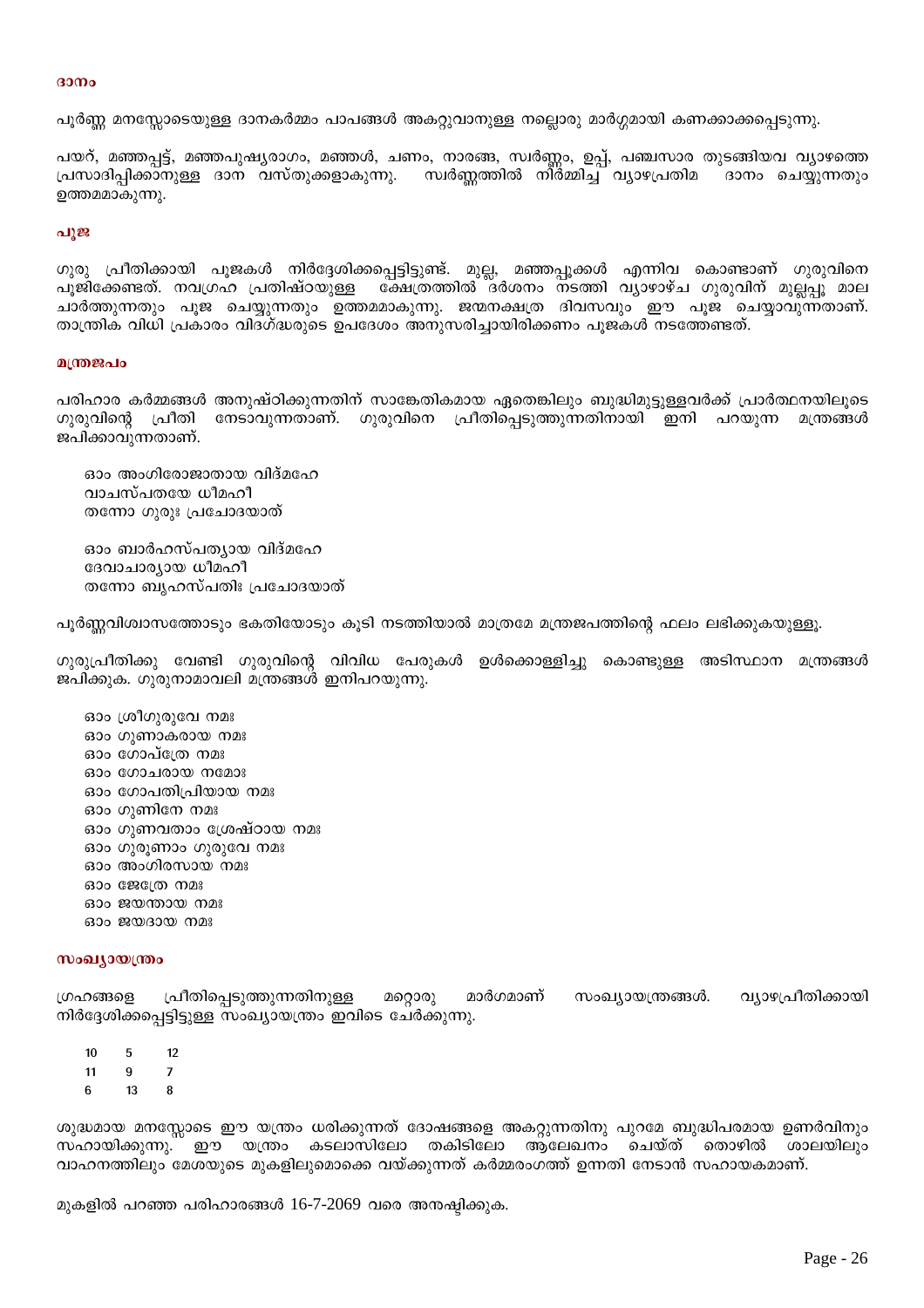### ദാനം

പൂർണ്ണ മനസ്സോടെയുള്ള ദാനകർമ്മം പാപങ്ങൾ അകറ്റുവാനുള്ള നല്ലൊരു മാർഗ്ഗമായി കണക്കാക്കപ്പെടുന്നു.

പയറ്, മഞ്ഞപ്പട്ട്, മഞ്ഞപുഷ്യരാഗം, മഞ്ഞൾ, ചണം, നാരങ്ങ, സ്വർണ്ണം, ഉപ്പ്, പഞ്ചസാര തുടങ്ങിയവ വ്യാഴത്തെ പ്രസാദിപ്പിക്കാനുള്ള ദാന വസ്തുക്കളാകുന്നു. സ്വർണ്ണത്തിൽ നിർമ്മിച്ച വ്യാഴപ്രതിമ ദാനം ചെയ്യുന്നതും ഉത്തമമാകുന്നു.

### പൂജ

ഗുരു പ്രീതിക്കായി പൂജകൾ നിർദ്ദേശിക്കപ്പെട്ടിട്ടുണ്ട്. മുല്ല, മഞ്ഞപ്പൂക്കൾ എന്നിവ കൊണ്ടാണ് ഗുരുവിനെ പൂജിക്കേണ്ടത്. നവഗ്രഹ പ്രതിഷ്ഠയുള്ള ക്ഷേത്രത്തിൽ ദർശനം നടത്തി വ്യാഴാഴ്ച ഗുരുവിന് മുല്ലപ്പൂ മാല ചാർത്തുന്നതും പൂജ ചെയ്യുന്നതും ഉത്തമമാകുന്നു. ജന്മനക്ഷത്ര ദിവസവും ഈ പൂജ ചെയ്യാവുന്നതാണ്. താന്ത്രിക വിധി പ്രകാരം വിദഗ്ദ്ധരുടെ ഉപദേശം അനുസരിച്ചായിരിക്കണം പൂജകൾ നടത്തേണ്ടത്.

### മന്ത്രജപം

പരിഹാര കർമ്മങ്ങൾ അനുഷ്ഠിക്കുന്നതിന് സാങ്കേതികമായ ഏതെങ്കിലും ബുദ്ധിമുട്ടുള്ളവർക്ക് പ്രാർത്ഥനയിലൂടെ ഗുരുവിന്റെ പ്രീതി നേടാവുന്നതാണ്. ഗുരുവിനെ പ്രീതിപ്പെടുത്തുന്നതിനായി ഇനി പറയുന്ന മന്ത്രങ്ങൾ ജപിക്കാവുന്നതാണ്.

ഓം അംഗിരോജാതായ വിദ്മഹേ  
വാചസ്പതയേ ധീമഹീ  
തന്നോ ഗുരുഃ പ്രചോദയാത്

ഓം ബാർഹസ്പത്യായ വിദ്മഹേ  
ദേവാചാര്യായ ധീമഹീ  
തന്നോ ബൃഹസ്പതിഃ പ്രചോദയാത്

പൂർണ്ണവിശ്വാസത്തോടും ഭക്തിയോടും കൂടി നടത്തിയാൽ മാത്രമേ മന്ത്രജപത്തിന്റെ ഫലം ലഭിക്കുകയുള്ളൂ.

ഗുരുപ്രീതിക്കു വേണ്ടി ഗുരുവിന്റെ വിവിധ പേരുകൾ ഉൾക്കൊള്ളിച്ചു കൊണ്ടുള്ള അടിസ്ഥാന മന്ത്രങ്ങൾ ജപിക്കുക. ഗുരുനാമാവലി മന്ത്രങ്ങൾ ഇനിപറയുന്നു.

ഓം ശ്രീഗുരുവേ നമഃ  
ഓം ഗുണാകരായ നമഃ  
ഓം ഗോപ്ത്രേ നമഃ  
ഓം ഗോചരായ നമോഃ  
ഓം ഗോപതിപ്രിയായ നമഃ  
ഓം ഗുണിനേ നമഃ  
ഓം ഗുണവതാം ശ്രേഷ്ഠായ നമഃ  
ഓം ഗുരൂണാം ഗുരുവേ നമഃ  
ഓം അംഗിരസായ നമഃ  
ഓം ജേത്രേ നമഃ  
ഓം ജയന്തായ നമഃ  
ഓം ജയദായ നമഃ

### സംഖ്യായന്ത്രം

ഗ്രഹങ്ങളെ പ്രീതിപ്പെടുത്തുന്നതിനുള്ള മറ്റൊരു മാർഗമാണ് സംഖ്യായന്ത്രങ്ങൾ. വ്യാഴപ്രീതിക്കായി നിർദ്ദേശിക്കപ്പെട്ടിട്ടുള്ള സംഖ്യായന്ത്രം ഇവിടെ ചേർക്കുന്നു.

| | | |
|---|---|---|
| 10 | 5 | 12 |
| 11 | 9 | 7 |
| 6 | 13 | 8 |

ശുദ്ധമായ മനസ്സോടെ ഈ യന്ത്രം ധരിക്കുന്നത് ദോഷങ്ങളെ അകറ്റുന്നതിനു പുറമേ ബുദ്ധിപരമായ ഉണർവിനും സഹായിക്കുന്നു. ഈ യന്ത്രം കടലാസിലോ തകിടിലോ ആലേഖനം ചെയ്ത് തൊഴിൽ ശാലയിലും വാഹനത്തിലും മേശയുടെ മുകളിലുമൊക്കെ വയ്ക്കുന്നത് കർമ്മരംഗത്ത് ഉന്നതി നേടാൻ സഹായകമാണ്.

മുകളിൽ പറഞ്ഞ പരിഹാരങ്ങൾ 16-7-2069 വരെ അനുഷ്ഠിക്കുക.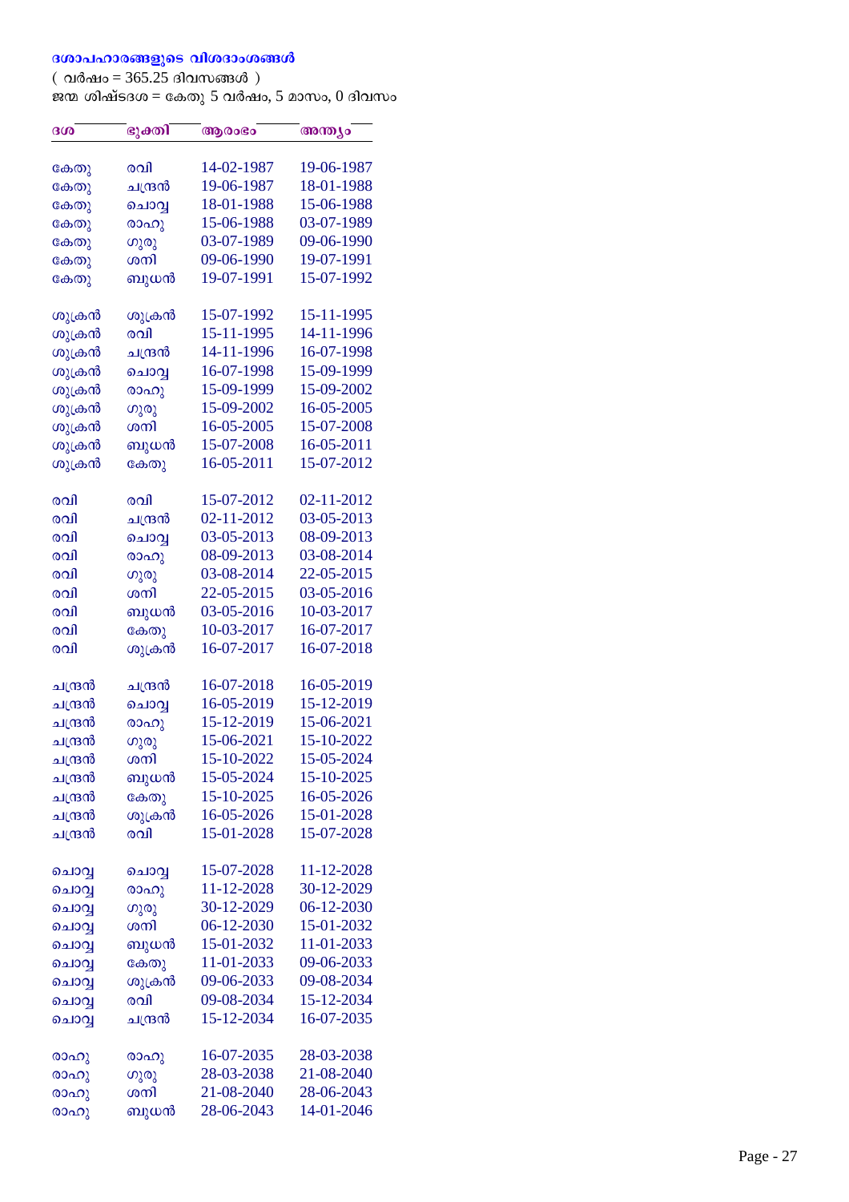### ദശാപഹാരങ്ങളുടെ വിശദാംശങ്ങൾ

( വർഷം = 365.25 ദിവസങ്ങൾ )

ജന്മ ശിഷ്ടദശ = കേതു 5 വർഷം, 5 മാസം, 0 ദിവസം

| ദശ | ഭുക്തി | ആരംഭം | അന്ത്യം |
|---|---|---|---|
| കേതു | രവി | 14-02-1987 | 19-06-1987 |
| കേതു | ചന്ദ്രൻ | 19-06-1987 | 18-01-1988 |
| കേതു | ചൊവ്വ | 18-01-1988 | 15-06-1988 |
| കേതു | രാഹു | 15-06-1988 | 03-07-1989 |
| കേതു | ഗുരു | 03-07-1989 | 09-06-1990 |
| കേതു | ശനി | 09-06-1990 | 19-07-1991 |
| കേതു | ബുധൻ | 19-07-1991 | 15-07-1992 |
| | | | |
| ശുക്രൻ | ശുക്രൻ | 15-07-1992 | 15-11-1995 |
| ശുക്രൻ | രവി | 15-11-1995 | 14-11-1996 |
| ശുക്രൻ | ചന്ദ്രൻ | 14-11-1996 | 16-07-1998 |
| ശുക്രൻ | ചൊവ്വ | 16-07-1998 | 15-09-1999 |
| ശുക്രൻ | രാഹു | 15-09-1999 | 15-09-2002 |
| ശുക്രൻ | ഗുരു | 15-09-2002 | 16-05-2005 |
| ശുക്രൻ | ശനി | 16-05-2005 | 15-07-2008 |
| ശുക്രൻ | ബുധൻ | 15-07-2008 | 16-05-2011 |
| ശുക്രൻ | കേതു | 16-05-2011 | 15-07-2012 |
| | | | |
| രവി | രവി | 15-07-2012 | 02-11-2012 |
| രവി | ചന്ദ്രൻ | 02-11-2012 | 03-05-2013 |
| രവി | ചൊവ്വ | 03-05-2013 | 08-09-2013 |
| രവി | രാഹു | 08-09-2013 | 03-08-2014 |
| രവി | ഗുരു | 03-08-2014 | 22-05-2015 |
| രവി | ശനി | 22-05-2015 | 03-05-2016 |
| രവി | ബുധൻ | 03-05-2016 | 10-03-2017 |
| രവി | കേതു | 10-03-2017 | 16-07-2017 |
| രവി | ശുക്രൻ | 16-07-2017 | 16-07-2018 |
| | | | |
| ചന്ദ്രൻ | ചന്ദ്രൻ | 16-07-2018 | 16-05-2019 |
| ചന്ദ്രൻ | ചൊവ്വ | 16-05-2019 | 15-12-2019 |
| ചന്ദ്രൻ | രാഹു | 15-12-2019 | 15-06-2021 |
| ചന്ദ്രൻ | ഗുരു | 15-06-2021 | 15-10-2022 |
| ചന്ദ്രൻ | ശനി | 15-10-2022 | 15-05-2024 |
| ചന്ദ്രൻ | ബുധൻ | 15-05-2024 | 15-10-2025 |
| ചന്ദ്രൻ | കേതു | 15-10-2025 | 16-05-2026 |
| ചന്ദ്രൻ | ശുക്രൻ | 16-05-2026 | 15-01-2028 |
| ചന്ദ്രൻ | രവി | 15-01-2028 | 15-07-2028 |
| | | | |
| ചൊവ്വ | ചൊവ്വ | 15-07-2028 | 11-12-2028 |
| ചൊവ്വ | രാഹു | 11-12-2028 | 30-12-2029 |
| ചൊവ്വ | ഗുരു | 30-12-2029 | 06-12-2030 |
| ചൊവ്വ | ശനി | 06-12-2030 | 15-01-2032 |
| ചൊവ്വ | ബുധൻ | 15-01-2032 | 11-01-2033 |
| ചൊവ്വ | കേതു | 11-01-2033 | 09-06-2033 |
| ചൊവ്വ | ശുക്രൻ | 09-06-2033 | 09-08-2034 |
| ചൊവ്വ | രവി | 09-08-2034 | 15-12-2034 |
| ചൊവ്വ | ചന്ദ്രൻ | 15-12-2034 | 16-07-2035 |
| | | | |
| രാഹു | രാഹു | 16-07-2035 | 28-03-2038 |
| രാഹു | ഗുരു | 28-03-2038 | 21-08-2040 |
| രാഹു | ശനി | 21-08-2040 | 28-06-2043 |
| രാഹു | ബുധൻ | 28-06-2043 | 14-01-2046 |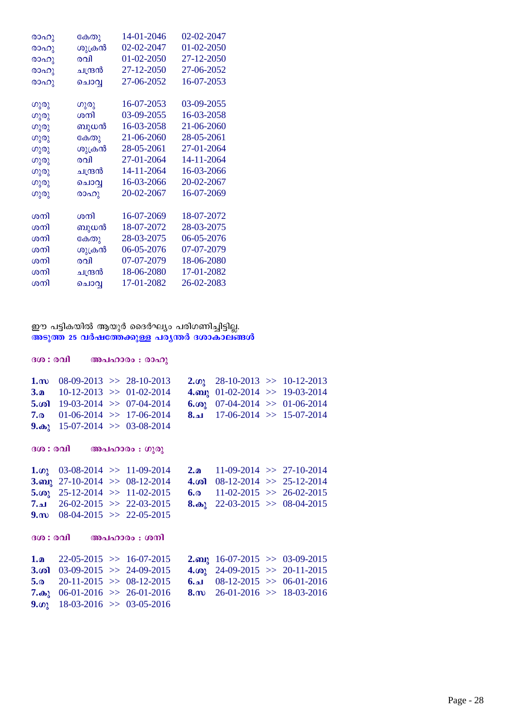| | | | |
|---|---|---|---|
| രാഹു | കേതു | 14-01-2046 | 02-02-2047 |
| രാഹു | ശുക്രൻ | 02-02-2047 | 01-02-2050 |
| രാഹു | രവി | 01-02-2050 | 27-12-2050 |
| രാഹു | ചന്ദ്രൻ | 27-12-2050 | 27-06-2052 |
| രാഹു | ചൊവ്വ | 27-06-2052 | 16-07-2053 |
| | | | |
| ഗുരു | ഗുരു | 16-07-2053 | 03-09-2055 |
| ഗുരു | ശനി | 03-09-2055 | 16-03-2058 |
| ഗുരു | ബുധൻ | 16-03-2058 | 21-06-2060 |
| ഗുരു | കേതു | 21-06-2060 | 28-05-2061 |
| ഗുരു | ശുക്രൻ | 28-05-2061 | 27-01-2064 |
| ഗുരു | രവി | 27-01-2064 | 14-11-2064 |
| ഗുരു | ചന്ദ്രൻ | 14-11-2064 | 16-03-2066 |
| ഗുരു | ചൊവ്വ | 16-03-2066 | 20-02-2067 |
| ഗുരു | രാഹു | 20-02-2067 | 16-07-2069 |
| | | | |
| ശനി | ശനി | 16-07-2069 | 18-07-2072 |
| ശനി | ബുധൻ | 18-07-2072 | 28-03-2075 |
| ശനി | കേതു | 28-03-2075 | 06-05-2076 |
| ശനി | ശുക്രൻ | 06-05-2076 | 07-07-2079 |
| ശനി | രവി | 07-07-2079 | 18-06-2080 |
| ശനി | ചന്ദ്രൻ | 18-06-2080 | 17-01-2082 |
| ശനി | ചൊവ്വ | 17-01-2082 | 26-02-2083 |

ഈ പട്ടികയിൽ ആയുർ ദൈർഘ്യം പരിഗണിച്ചിട്ടില്ല.

**അടുത്ത 25 വർഷത്തേക്കുള്ള പര്യന്തർ ദശാകാലങ്ങൾ**

**ദശ : രവി അപഹാരം : രാഹു**

| | | | |
|---|---|---|---|
| **1.സ** | 08-09-2013 >> 28-10-2013 | **2.ഗു** | 28-10-2013 >> 10-12-2013 |
| **3.മ** | 10-12-2013 >> 01-02-2014 | **4.ബു** | 01-02-2014 >> 19-03-2014 |
| **5.ശി** | 19-03-2014 >> 07-04-2014 | **6.ശു** | 07-04-2014 >> 01-06-2014 |
| **7.ര** | 01-06-2014 >> 17-06-2014 | **8.ച** | 17-06-2014 >> 15-07-2014 |
| **9.കു** | 15-07-2014 >> 03-08-2014 | | |

**ദശ : രവി അപഹാരം : ഗുരു**

| | | | |
|---|---|---|---|
| **1.ഗു** | 03-08-2014 >> 11-09-2014 | **2.മ** | 11-09-2014 >> 27-10-2014 |
| **3.ബു** | 27-10-2014 >> 08-12-2014 | **4.ശി** | 08-12-2014 >> 25-12-2014 |
| **5.ശു** | 25-12-2014 >> 11-02-2015 | **6.ര** | 11-02-2015 >> 26-02-2015 |
| **7.ച** | 26-02-2015 >> 22-03-2015 | **8.കു** | 22-03-2015 >> 08-04-2015 |
| **9.സ** | 08-04-2015 >> 22-05-2015 | | |

**ദശ : രവി അപഹാരം : ശനി**

| | | | |
|---|---|---|---|
| **1.മ** | 22-05-2015 >> 16-07-2015 | **2.ബു** | 16-07-2015 >> 03-09-2015 |
| **3.ശി** | 03-09-2015 >> 24-09-2015 | **4.ശു** | 24-09-2015 >> 20-11-2015 |
| **5.ര** | 20-11-2015 >> 08-12-2015 | **6.ച** | 08-12-2015 >> 06-01-2016 |
| **7.കു** | 06-01-2016 >> 26-01-2016 | **8.സ** | 26-01-2016 >> 18-03-2016 |
| **9.ഗു** | 18-03-2016 >> 03-05-2016 | | |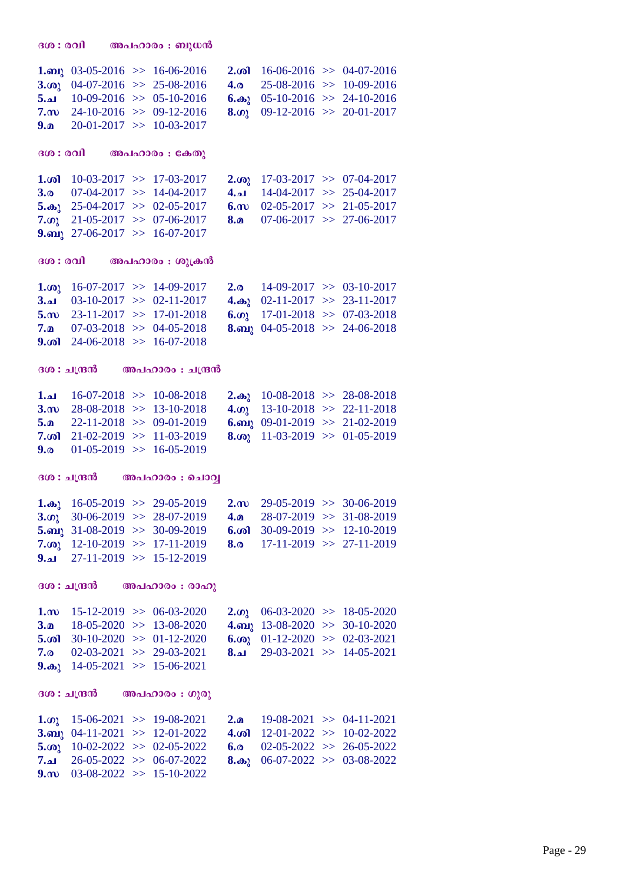**ദശ : രവി അപഹാരം : ബുധൻ**

| | | | |
|---|---|---|---|
| **1.ബു** | 03-05-2016 >> 16-06-2016 | **2.ശി** | 16-06-2016 >> 04-07-2016 |
| **3.ശു** | 04-07-2016 >> 25-08-2016 | **4.ര** | 25-08-2016 >> 10-09-2016 |
| **5.ച** | 10-09-2016 >> 05-10-2016 | **6.കു** | 05-10-2016 >> 24-10-2016 |
| **7.സ** | 24-10-2016 >> 09-12-2016 | **8.ഗു** | 09-12-2016 >> 20-01-2017 |
| **9.മ** | 20-01-2017 >> 10-03-2017 | | |

**ദശ : രവി അപഹാരം : കേതു**

| | | | |
|---|---|---|---|
| **1.ശി** | 10-03-2017 >> 17-03-2017 | **2.ശു** | 17-03-2017 >> 07-04-2017 |
| **3.ര** | 07-04-2017 >> 14-04-2017 | **4.ച** | 14-04-2017 >> 25-04-2017 |
| **5.കു** | 25-04-2017 >> 02-05-2017 | **6.സ** | 02-05-2017 >> 21-05-2017 |
| **7.ഗു** | 21-05-2017 >> 07-06-2017 | **8.മ** | 07-06-2017 >> 27-06-2017 |
| **9.ബു** | 27-06-2017 >> 16-07-2017 | | |

**ദശ : രവി അപഹാരം : ശുക്രൻ**

| | | | |
|---|---|---|---|
| **1.ശു** | 16-07-2017 >> 14-09-2017 | **2.ര** | 14-09-2017 >> 03-10-2017 |
| **3.ച** | 03-10-2017 >> 02-11-2017 | **4.കു** | 02-11-2017 >> 23-11-2017 |
| **5.സ** | 23-11-2017 >> 17-01-2018 | **6.ഗു** | 17-01-2018 >> 07-03-2018 |
| **7.മ** | 07-03-2018 >> 04-05-2018 | **8.ബു** | 04-05-2018 >> 24-06-2018 |
| **9.ശി** | 24-06-2018 >> 16-07-2018 | | |

**ദശ : ചന്ദ്രൻ അപഹാരം : ചന്ദ്രൻ**

| | | | |
|---|---|---|---|
| **1.ച** | 16-07-2018 >> 10-08-2018 | **2.കു** | 10-08-2018 >> 28-08-2018 |
| **3.സ** | 28-08-2018 >> 13-10-2018 | **4.ഗു** | 13-10-2018 >> 22-11-2018 |
| **5.മ** | 22-11-2018 >> 09-01-2019 | **6.ബു** | 09-01-2019 >> 21-02-2019 |
| **7.ശി** | 21-02-2019 >> 11-03-2019 | **8.ശു** | 11-03-2019 >> 01-05-2019 |
| **9.ര** | 01-05-2019 >> 16-05-2019 | | |

**ദശ : ചന്ദ്രൻ അപഹാരം : ചൊവ്വ**

| | | | |
|---|---|---|---|
| **1.കു** | 16-05-2019 >> 29-05-2019 | **2.സ** | 29-05-2019 >> 30-06-2019 |
| **3.ഗു** | 30-06-2019 >> 28-07-2019 | **4.മ** | 28-07-2019 >> 31-08-2019 |
| **5.ബു** | 31-08-2019 >> 30-09-2019 | **6.ശി** | 30-09-2019 >> 12-10-2019 |
| **7.ശു** | 12-10-2019 >> 17-11-2019 | **8.ര** | 17-11-2019 >> 27-11-2019 |
| **9.ച** | 27-11-2019 >> 15-12-2019 | | |

**ദശ : ചന്ദ്രൻ അപഹാരം : രാഹു**

| | | | |
|---|---|---|---|
| **1.സ** | 15-12-2019 >> 06-03-2020 | **2.ഗു** | 06-03-2020 >> 18-05-2020 |
| **3.മ** | 18-05-2020 >> 13-08-2020 | **4.ബു** | 13-08-2020 >> 30-10-2020 |
| **5.ശി** | 30-10-2020 >> 01-12-2020 | **6.ശു** | 01-12-2020 >> 02-03-2021 |
| **7.ര** | 02-03-2021 >> 29-03-2021 | **8.ച** | 29-03-2021 >> 14-05-2021 |
| **9.കു** | 14-05-2021 >> 15-06-2021 | | |

**ദശ : ചന്ദ്രൻ അപഹാരം : ഗുരു**

| | | | |
|---|---|---|---|
| **1.ഗു** | 15-06-2021 >> 19-08-2021 | **2.മ** | 19-08-2021 >> 04-11-2021 |
| **3.ബു** | 04-11-2021 >> 12-01-2022 | **4.ശി** | 12-01-2022 >> 10-02-2022 |
| **5.ശു** | 10-02-2022 >> 02-05-2022 | **6.ര** | 02-05-2022 >> 26-05-2022 |
| **7.ച** | 26-05-2022 >> 06-07-2022 | **8.കു** | 06-07-2022 >> 03-08-2022 |
| **9.സ** | 03-08-2022 >> 15-10-2022 | | |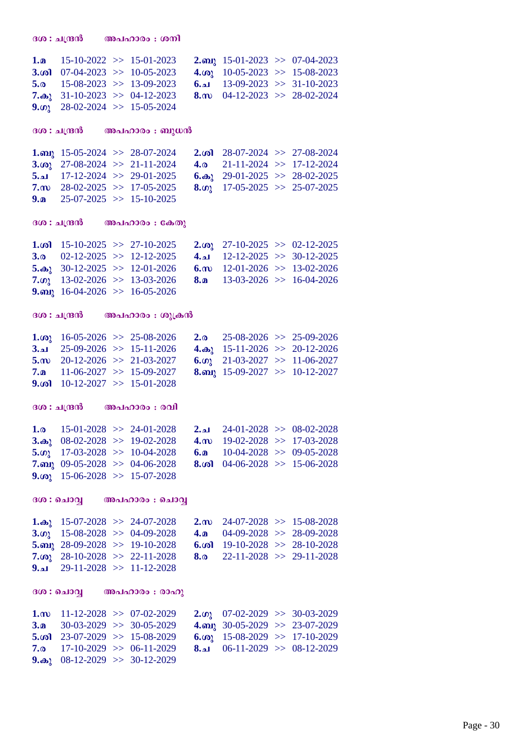**ദശ : ചന്ദ്രൻ        അപഹാരം : ശനി**

| | | | |
|---|---|---|---|
| **1.മ** | 15-10-2022 >> 15-01-2023 | **2.ബു** | 15-01-2023 >> 07-04-2023 |
| **3.ശി** | 07-04-2023 >> 10-05-2023 | **4.ശു** | 10-05-2023 >> 15-08-2023 |
| **5.ര** | 15-08-2023 >> 13-09-2023 | **6.ച** | 13-09-2023 >> 31-10-2023 |
| **7.കു** | 31-10-2023 >> 04-12-2023 | **8.സ** | 04-12-2023 >> 28-02-2024 |
| **9.ഗു** | 28-02-2024 >> 15-05-2024 | | |

**ദശ : ചന്ദ്രൻ        അപഹാരം : ബുധൻ**

| | | | |
|---|---|---|---|
| **1.ബു** | 15-05-2024 >> 28-07-2024 | **2.ശി** | 28-07-2024 >> 27-08-2024 |
| **3.ശു** | 27-08-2024 >> 21-11-2024 | **4.ര** | 21-11-2024 >> 17-12-2024 |
| **5.ച** | 17-12-2024 >> 29-01-2025 | **6.കു** | 29-01-2025 >> 28-02-2025 |
| **7.സ** | 28-02-2025 >> 17-05-2025 | **8.ഗു** | 17-05-2025 >> 25-07-2025 |
| **9.മ** | 25-07-2025 >> 15-10-2025 | | |

**ദശ : ചന്ദ്രൻ        അപഹാരം : കേതു**

| | | | |
|---|---|---|---|
| **1.ശി** | 15-10-2025 >> 27-10-2025 | **2.ശു** | 27-10-2025 >> 02-12-2025 |
| **3.ര** | 02-12-2025 >> 12-12-2025 | **4.ച** | 12-12-2025 >> 30-12-2025 |
| **5.കു** | 30-12-2025 >> 12-01-2026 | **6.സ** | 12-01-2026 >> 13-02-2026 |
| **7.ഗു** | 13-02-2026 >> 13-03-2026 | **8.മ** | 13-03-2026 >> 16-04-2026 |
| **9.ബു** | 16-04-2026 >> 16-05-2026 | | |

**ദശ : ചന്ദ്രൻ        അപഹാരം : ശുക്രൻ**

| | | | |
|---|---|---|---|
| **1.ശു** | 16-05-2026 >> 25-08-2026 | **2.ര** | 25-08-2026 >> 25-09-2026 |
| **3.ച** | 25-09-2026 >> 15-11-2026 | **4.കു** | 15-11-2026 >> 20-12-2026 |
| **5.സ** | 20-12-2026 >> 21-03-2027 | **6.ഗു** | 21-03-2027 >> 11-06-2027 |
| **7.മ** | 11-06-2027 >> 15-09-2027 | **8.ബു** | 15-09-2027 >> 10-12-2027 |
| **9.ശി** | 10-12-2027 >> 15-01-2028 | | |

**ദശ : ചന്ദ്രൻ        അപഹാരം : രവി**

| | | | |
|---|---|---|---|
| **1.ര** | 15-01-2028 >> 24-01-2028 | **2.ച** | 24-01-2028 >> 08-02-2028 |
| **3.കു** | 08-02-2028 >> 19-02-2028 | **4.സ** | 19-02-2028 >> 17-03-2028 |
| **5.ഗു** | 17-03-2028 >> 10-04-2028 | **6.മ** | 10-04-2028 >> 09-05-2028 |
| **7.ബു** | 09-05-2028 >> 04-06-2028 | **8.ശി** | 04-06-2028 >> 15-06-2028 |
| **9.ശു** | 15-06-2028 >> 15-07-2028 | | |

**ദശ : ചൊവ്വ        അപഹാരം : ചൊവ്വ**

| | | | |
|---|---|---|---|
| **1.കു** | 15-07-2028 >> 24-07-2028 | **2.സ** | 24-07-2028 >> 15-08-2028 |
| **3.ഗു** | 15-08-2028 >> 04-09-2028 | **4.മ** | 04-09-2028 >> 28-09-2028 |
| **5.ബു** | 28-09-2028 >> 19-10-2028 | **6.ശി** | 19-10-2028 >> 28-10-2028 |
| **7.ശു** | 28-10-2028 >> 22-11-2028 | **8.ര** | 22-11-2028 >> 29-11-2028 |
| **9.ച** | 29-11-2028 >> 11-12-2028 | | |

**ദശ : ചൊവ്വ        അപഹാരം : രാഹു**

| | | | |
|---|---|---|---|
| **1.സ** | 11-12-2028 >> 07-02-2029 | **2.ഗു** | 07-02-2029 >> 30-03-2029 |
| **3.മ** | 30-03-2029 >> 30-05-2029 | **4.ബു** | 30-05-2029 >> 23-07-2029 |
| **5.ശി** | 23-07-2029 >> 15-08-2029 | **6.ശു** | 15-08-2029 >> 17-10-2029 |
| **7.ര** | 17-10-2029 >> 06-11-2029 | **8.ച** | 06-11-2029 >> 08-12-2029 |
| **9.കു** | 08-12-2029 >> 30-12-2029 | | |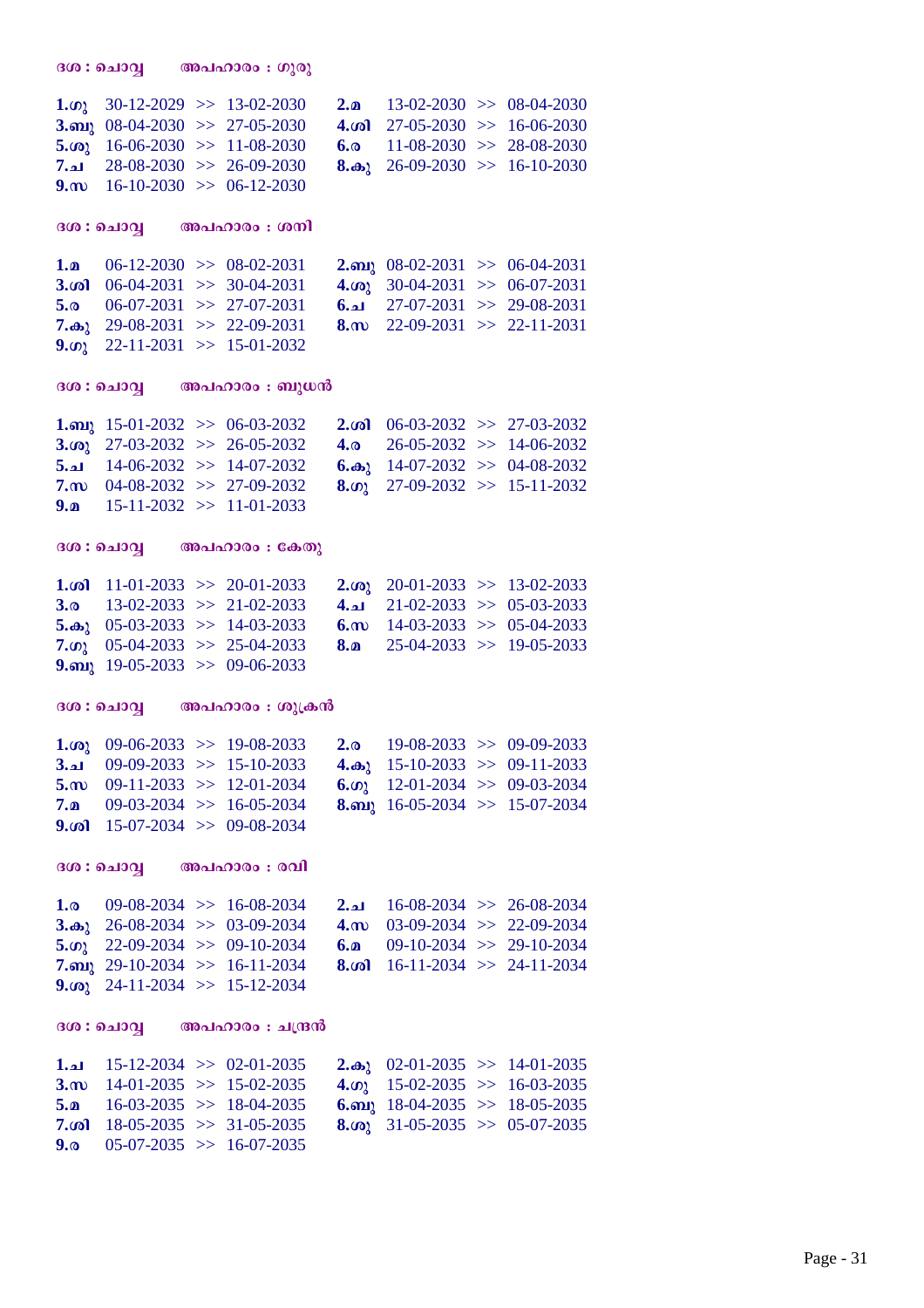ദശ : ചൊവ്വ    അപഹാരം : ഗുരു

| | | | |
|---|---|---|---|
| **1.ഗു** | 30-12-2029 >> 13-02-2030 | **2.മ** | 13-02-2030 >> 08-04-2030 |
| **3.ബു** | 08-04-2030 >> 27-05-2030 | **4.ശി** | 27-05-2030 >> 16-06-2030 |
| **5.ശു** | 16-06-2030 >> 11-08-2030 | **6.ര** | 11-08-2030 >> 28-08-2030 |
| **7.ച** | 28-08-2030 >> 26-09-2030 | **8.കു** | 26-09-2030 >> 16-10-2030 |
| **9.സ** | 16-10-2030 >> 06-12-2030 | | |

ദശ : ചൊവ്വ    അപഹാരം : ശനി

| | | | |
|---|---|---|---|
| **1.മ** | 06-12-2030 >> 08-02-2031 | **2.ബു** | 08-02-2031 >> 06-04-2031 |
| **3.ശി** | 06-04-2031 >> 30-04-2031 | **4.ശു** | 30-04-2031 >> 06-07-2031 |
| **5.ര** | 06-07-2031 >> 27-07-2031 | **6.ച** | 27-07-2031 >> 29-08-2031 |
| **7.കു** | 29-08-2031 >> 22-09-2031 | **8.സ** | 22-09-2031 >> 22-11-2031 |
| **9.ഗു** | 22-11-2031 >> 15-01-2032 | | |

ദശ : ചൊവ്വ    അപഹാരം : ബുധൻ

| | | | |
|---|---|---|---|
| **1.ബു** | 15-01-2032 >> 06-03-2032 | **2.ശി** | 06-03-2032 >> 27-03-2032 |
| **3.ശു** | 27-03-2032 >> 26-05-2032 | **4.ര** | 26-05-2032 >> 14-06-2032 |
| **5.ച** | 14-06-2032 >> 14-07-2032 | **6.കു** | 14-07-2032 >> 04-08-2032 |
| **7.സ** | 04-08-2032 >> 27-09-2032 | **8.ഗു** | 27-09-2032 >> 15-11-2032 |
| **9.മ** | 15-11-2032 >> 11-01-2033 | | |

ദശ : ചൊവ്വ    അപഹാരം : കേതു

| | | | |
|---|---|---|---|
| **1.ശി** | 11-01-2033 >> 20-01-2033 | **2.ശു** | 20-01-2033 >> 13-02-2033 |
| **3.ര** | 13-02-2033 >> 21-02-2033 | **4.ച** | 21-02-2033 >> 05-03-2033 |
| **5.കു** | 05-03-2033 >> 14-03-2033 | **6.സ** | 14-03-2033 >> 05-04-2033 |
| **7.ഗു** | 05-04-2033 >> 25-04-2033 | **8.മ** | 25-04-2033 >> 19-05-2033 |
| **9.ബു** | 19-05-2033 >> 09-06-2033 | | |

ദശ : ചൊവ്വ    അപഹാരം : ശുക്രൻ

| | | | |
|---|---|---|---|
| **1.ശു** | 09-06-2033 >> 19-08-2033 | **2.ര** | 19-08-2033 >> 09-09-2033 |
| **3.ച** | 09-09-2033 >> 15-10-2033 | **4.കു** | 15-10-2033 >> 09-11-2033 |
| **5.സ** | 09-11-2033 >> 12-01-2034 | **6.ഗു** | 12-01-2034 >> 09-03-2034 |
| **7.മ** | 09-03-2034 >> 16-05-2034 | **8.ബു** | 16-05-2034 >> 15-07-2034 |
| **9.ശി** | 15-07-2034 >> 09-08-2034 | | |

ദശ : ചൊവ്വ    അപഹാരം : രവി

| | | | |
|---|---|---|---|
| **1.ര** | 09-08-2034 >> 16-08-2034 | **2.ച** | 16-08-2034 >> 26-08-2034 |
| **3.കു** | 26-08-2034 >> 03-09-2034 | **4.സ** | 03-09-2034 >> 22-09-2034 |
| **5.ഗു** | 22-09-2034 >> 09-10-2034 | **6.മ** | 09-10-2034 >> 29-10-2034 |
| **7.ബു** | 29-10-2034 >> 16-11-2034 | **8.ശി** | 16-11-2034 >> 24-11-2034 |
| **9.ശു** | 24-11-2034 >> 15-12-2034 | | |

ദശ : ചൊവ്വ    അപഹാരം : ചന്ദ്രൻ

| | | | |
|---|---|---|---|
| **1.ച** | 15-12-2034 >> 02-01-2035 | **2.കു** | 02-01-2035 >> 14-01-2035 |
| **3.സ** | 14-01-2035 >> 15-02-2035 | **4.ഗു** | 15-02-2035 >> 16-03-2035 |
| **5.മ** | 16-03-2035 >> 18-04-2035 | **6.ബു** | 18-04-2035 >> 18-05-2035 |
| **7.ശി** | 18-05-2035 >> 31-05-2035 | **8.ശു** | 31-05-2035 >> 05-07-2035 |
| **9.ര** | 05-07-2035 >> 16-07-2035 | | |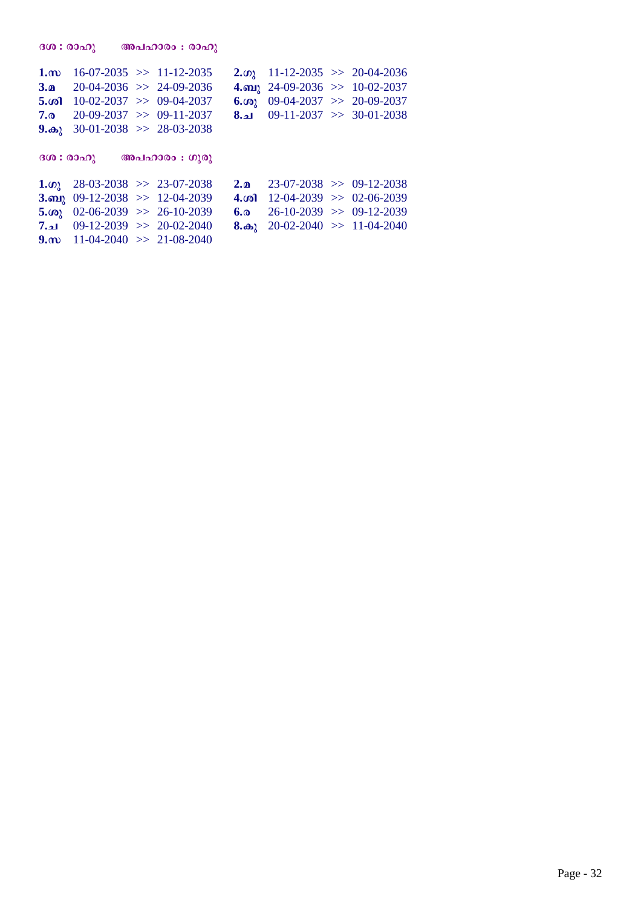ദശ : രാഹു      അപഹാരം : രാഹു

| | | | |
|---|---|---|---|
| **1. സ** | 16-07-2035 >> 11-12-2035 | **2.ഗു** | 11-12-2035 >> 20-04-2036 |
| **3.മ** | 20-04-2036 >> 24-09-2036 | **4.ബു** | 24-09-2036 >> 10-02-2037 |
| **5.ശി** | 10-02-2037 >> 09-04-2037 | **6.ശു** | 09-04-2037 >> 20-09-2037 |
| **7.ര** | 20-09-2037 >> 09-11-2037 | **8.ച** | 09-11-2037 >> 30-01-2038 |
| **9.കു** | 30-01-2038 >> 28-03-2038 | | |

ദശ : രാഹു      അപഹാരം : ഗുരു

| | | | |
|---|---|---|---|
| **1.ഗു** | 28-03-2038 >> 23-07-2038 | **2.മ** | 23-07-2038 >> 09-12-2038 |
| **3.ബു** | 09-12-2038 >> 12-04-2039 | **4.ശി** | 12-04-2039 >> 02-06-2039 |
| **5.ശു** | 02-06-2039 >> 26-10-2039 | **6.ര** | 26-10-2039 >> 09-12-2039 |
| **7.ച** | 09-12-2039 >> 20-02-2040 | **8.കു** | 20-02-2040 >> 11-04-2040 |
| **9.സ** | 11-04-2040 >> 21-08-2040 | | |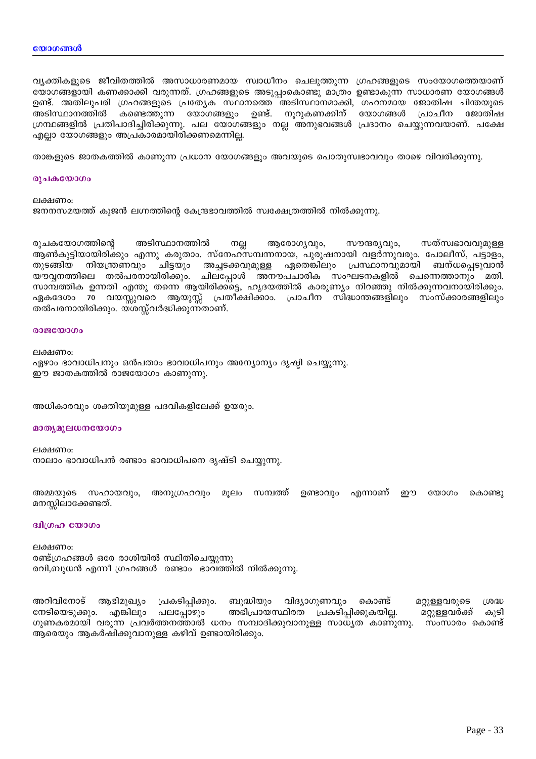## യോഗങ്ങൾ

വ്യക്തികളുടെ ജീവിതത്തിൽ അസാധാരണമായ സ്വാധീനം ചെലുത്തുന്ന ഗ്രഹങ്ങളുടെ സംയോഗത്തെയാണ് യോഗങ്ങളായി കണക്കാക്കി വരുന്നത്. ഗ്രഹങ്ങളുടെ അടുപ്പംകൊണ്ടു മാത്രം ഉണ്ടാകുന്ന സാധാരണ യോഗങ്ങൾ ഉണ്ട്. അതിലുപരി ഗ്രഹങ്ങളുടെ പ്രത്യേക സ്ഥാനത്തെ അടിസ്ഥാനമാക്കി, ഗഹനമായ ജോതിഷ ചിന്തയുടെ അടിസ്ഥാനത്തിൽ കണ്ടെത്തുന്ന യോഗങ്ങളും ഉണ്ട്. നൂറുകണക്കിന് യോഗങ്ങൾ പ്രാചീന ജോതിഷ ഗ്രന്ഥങ്ങളിൽ പ്രതിപാദിച്ചിരിക്കുന്നു. പല യോഗങ്ങളും നല്ല അനുഭവങ്ങൾ പ്രദാനം ചെയ്യുന്നവയാണ്. പക്ഷേ എല്ലാ യോഗങ്ങളും അപ്രകാരമായിരിക്കണമെന്നില്ല.

താങ്കളുടെ ജാതകത്തിൽ കാണുന്ന പ്രധാന യോഗങ്ങളും അവയുടെ പൊതുസ്വഭാവവും താഴെ വിവരിക്കുന്നു.

### രുചകയോഗം

ലക്ഷണം:
ജനനസമയത്ത് കുജൻ ലഗ്നത്തിന്റെ കേന്ദ്രഭാവത്തിൽ സ്വക്ഷേത്രത്തിൽ നിൽക്കുന്നു.

രുചകയോഗത്തിന്റെ അടിസ്ഥാനത്തിൽ നല്ല ആരോഗ്യവും, സൗന്ദര്യവും, സത്സ്വഭാവവുമുള്ള ആൺകുട്ടിയായിരിക്കും എന്നു കരുതാം. സ്നേഹസമ്പന്നനായ, പുരുഷനായി വളർന്നുവരും. പോലീസ്, പട്ടാളം, തുടങ്ങിയ നിയന്ത്രണവും ചിട്ടയും അച്ചടക്കവുമുള്ള ഏതെങ്കിലും പ്രസ്ഥാനവുമായി ബന്ധപ്പെടുവാൻ യൗവ്വനത്തിലെ തൽപരനായിരിക്കും. ചിലപ്പോൾ അനൗപചാരിക സംഘടനകളിൽ ചെന്നെത്താനും മതി. സാമ്പത്തിക ഉന്നതി എന്തു തന്നെ ആയിരിക്കട്ടെ, ഹൃദയത്തിൽ കാരുണ്യം നിറഞ്ഞു നിൽക്കുന്നവനായിരിക്കും. ഏകദേശം 70 വയസ്സുവരെ ആയുസ്സ് പ്രതീക്ഷിക്കാം. പ്രാചീന സിദ്ധാന്തങ്ങളിലും സംസ്ക്കാരങ്ങളിലും തൽപരനായിരിക്കും. യശസ്സ്വർദ്ധിക്കുന്നതാണ്.

### രാജയോഗം

ലക്ഷണം:
ഏഴാം ഭാവാധിപനും ഒൻപതാം ഭാവാധിപനും അന്യോന്യം ദൃഷ്ടി ചെയ്യുന്നു.
ഈ ജാതകത്തിൽ രാജയോഗം കാണുന്നു.

അധികാരവും ശക്തിയുമുള്ള പദവികളിലേക്ക് ഉയരും.

### മാതൃമൂലധനയോഗം

ലക്ഷണം:
നാലാം ഭാവാധിപൻ രണ്ടാം ഭാവാധിപനെ ദൃഷ്ടി ചെയ്യുന്നു.

അമ്മയുടെ സഹായവും, അനുഗ്രഹവും മൂലം സമ്പത്ത് ഉണ്ടാവും എന്നാണ് ഈ യോഗം കൊണ്ടു മനസ്സിലാക്കേണ്ടത്.

### ദ്വിഗ്രഹ യോഗം

ലക്ഷണം:
രണ്ട്ഗ്രഹങ്ങൾ ഒരേ രാശിയിൽ സ്ഥിതിചെയ്യുന്നു
രവി,ബുധൻ എന്നീ ഗ്രഹങ്ങൾ രണ്ടാം ഭാവത്തിൽ നിൽക്കുന്നു.

അറിവിനോട് ആഭിമുഖ്യം പ്രകടിപ്പിക്കും. ബുദ്ധിയും വിദ്യാഗുണവും കൊണ്ട് മറ്റുള്ളവരുടെ ശ്രദ്ധ നേടിയെടുക്കും. എങ്കിലും പലപ്പോഴും അഭിപ്രായസ്ഥിരത പ്രകടിപ്പിക്കുകയില്ല. മറ്റുള്ളവർക്ക് കൂടി ഗുണകരമായി വരുന്ന പ്രവർത്തനത്താൽ ധനം സമ്പാദിക്കുവാനുള്ള സാധ്യത കാണുന്നു. സംസാരം കൊണ്ട് ആരെയും ആകർഷിക്കുവാനുള്ള കഴിവ് ഉണ്ടായിരിക്കും.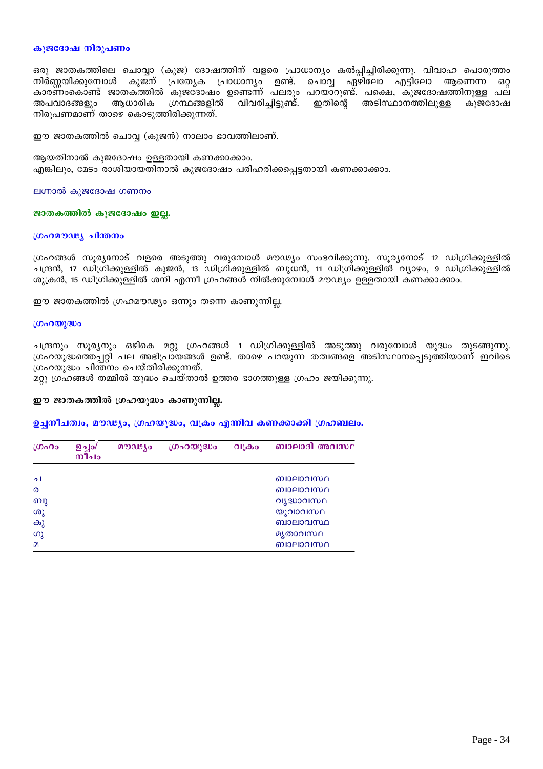### കുജദോഷ നിരൂപണം

ഒരു ജാതകത്തിലെ ചൊവ്വാ (കുജ) ദോഷത്തിന് വളരെ പ്രാധാന്യം കൽപ്പിച്ചിരിക്കുന്നു. വിവാഹ പൊരുത്തം നിർണ്ണയിക്കുമ്പോൾ കുജന് പ്രത്യേക പ്രാധാന്യം ഉണ്ട്. ചൊവ്വ ഏഴിലോ എട്ടിലോ ആണെന്ന ഒറ്റ കാരണംകൊണ്ട് ജാതകത്തിൽ കുജദോഷം ഉണ്ടെന്ന് പലരും പറയാറുണ്ട്. പക്ഷെ, കുജദോഷത്തിനുള്ള പല അപവാദങ്ങളും ആധാരിക ഗ്രന്ഥങ്ങളിൽ വിവരിച്ചിട്ടുണ്ട്. ഇതിന്റെ അടിസ്ഥാനത്തിലുള്ള കുജദോഷ നിരൂപണമാണ് താഴെ കൊടുത്തിരിക്കുന്നത്.

ഈ ജാതകത്തിൽ ചൊവ്വ (കുജൻ) നാലാം ഭാവത്തിലാണ്.

ആയതിനാൽ കുജദോഷം ഉള്ളതായി കണക്കാക്കാം.
എങ്കിലും, മേടം രാശിയായതിനാൽ കുജദോഷം പരിഹരിക്കപ്പെട്ടതായി കണക്കാക്കാം.

ലഗ്നാൽ കുജദോഷ ഗണനം

**ജാതകത്തിൽ കുജദോഷം ഇല്ല.**

### ഗ്രഹമൗഢ്യ ചിന്തനം

ഗ്രഹങ്ങൾ സൂര്യനോട് വളരെ അടുത്തു വരുമ്പോൾ മൗഢ്യം സംഭവിക്കുന്നു. സൂര്യനോട് 12 ഡിഗ്രിക്കുള്ളിൽ ചന്ദ്രൻ, 17 ഡിഗ്രിക്കുള്ളിൽ കുജൻ, 13 ഡിഗ്രിക്കുള്ളിൽ ബുധൻ, 11 ഡിഗ്രിക്കുള്ളിൽ വ്യാഴം, 9 ഡിഗ്രിക്കുള്ളിൽ ശുക്രൻ, 15 ഡിഗ്രിക്കുള്ളിൽ ശനി എന്നീ ഗ്രഹങ്ങൾ നിൽക്കുമ്പോൾ മൗഢ്യം ഉള്ളതായി കണക്കാക്കാം.

ഈ ജാതകത്തിൽ ഗ്രഹമൗഢ്യം ഒന്നും തന്നെ കാണുന്നില്ല.

### ഗ്രഹയുദ്ധം

ചന്ദ്രനും സൂര്യനും ഒഴികെ മറ്റു ഗ്രഹങ്ങൾ 1 ഡിഗ്രിക്കുള്ളിൽ അടുത്തു വരുമ്പോൾ യുദ്ധം തുടങ്ങുന്നു. ഗ്രഹയുദ്ധത്തെപ്പറ്റി പല അഭിപ്രായങ്ങൾ ഉണ്ട്. താഴെ പറയുന്ന തത്വങ്ങളെ അടിസ്ഥാനപ്പെടുത്തിയാണ് ഇവിടെ ഗ്രഹയുദ്ധം ചിന്തനം ചെയ്തിരിക്കുന്നത്.
മറ്റു ഗ്രഹങ്ങൾ തമ്മിൽ യുദ്ധം ചെയ്താൽ ഉത്തര ഭാഗത്തുള്ള ഗ്രഹം ജയിക്കുന്നു.

**ഈ ജാതകത്തിൽ ഗ്രഹയുദ്ധം കാണുന്നില്ല.**

**ഉച്ചനീചത്വം, മൗഢ്യം, ഗ്രഹയുദ്ധം, വക്രം എന്നിവ കണക്കാക്കി ഗ്രഹബലം.**

| ഗ്രഹം | ഉച്ചം/ നീചം | മൗഢ്യം | ഗ്രഹയുദ്ധം | വക്രം | ബാലാദി അവസ്ഥ |
|---|---|---|---|---|---|
| ച | | | | | ബാലാവസ്ഥ |
| ര | | | | | ബാലാവസ്ഥ |
| ബു | | | | | വൃദ്ധാവസ്ഥ |
| ശു | | | | | യുവാവസ്ഥ |
| കു | | | | | ബാലാവസ്ഥ |
| ഗു | | | | | മൃതാവസ്ഥ |
| മ | | | | | ബാലാവസ്ഥ |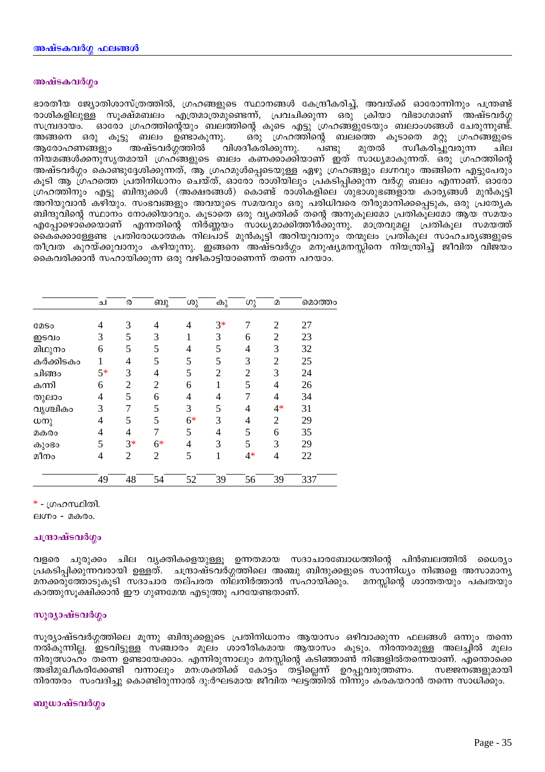## അഷ്ടകവർഗ്ഗ ഫലങ്ങൾ

### അഷ്ടകവർഗ്ഗം

ഭാരതീയ ജ്യോതിശാസ്ത്രത്തിൽ, ഗ്രഹങ്ങളുടെ സ്ഥാനങ്ങൾ കേന്ദ്രീകരിച്ച്, അവയ്ക്ക് ഓരോന്നിനും പന്ത്രണ്ട് രാശികളിലുള്ള സൂക്ഷ്മബലം എത്രമാത്രമുണ്ടെന്ന്, പ്രവചിക്കുന്ന ഒരു ക്രിയാ വിഭാഗമാണ് അഷ്ടവർഗ്ഗ സമ്പ്രദായം. ഓരോ ഗ്രഹത്തിന്റെയും ബലത്തിന്റെ കൂടെ എട്ടു ഗ്രഹങ്ങളുടേയും ബലാംശങ്ങൾ ചേരുന്നുണ്ട്. അങ്ങനെ ഒരു കൂട്ടു ബലം ഉണ്ടാകുന്നു. ഒരു ഗ്രഹത്തിന്റെ ബലത്തെ കൂടാതെ മറ്റു ഗ്രഹങ്ങളുടെ ആരോഹണങ്ങളും അഷ്ടവർഗ്ഗത്തിൽ വിശദീകരിക്കുന്നു. പണ്ടു മുതൽ സ്വീകരിച്ചുവരുന്ന ചില നിയമങ്ങൾക്കനുസൃതമായി ഗ്രഹങ്ങളുടെ ബലം കണക്കാക്കിയാണ് ഇത് സാധ്യമാകുന്നത്. ഒരു ഗ്രഹത്തിന്റെ അഷ്ടവർഗ്ഗം കൊണ്ടുദ്ദേശിക്കുന്നത്, ആ ഗ്രഹമുൾപ്പെടെയുള്ള ഏഴു ഗ്രഹങ്ങളും ലഗ്നവും അങ്ങിനെ എട്ടുപേരും കൂടി ആ ഗ്രഹത്തെ പ്രതിനിധാനം ചെയ്ത്, ഓരോ രാശിയിലും പ്രകടിപ്പിക്കുന്ന വർഗ്ഗ ബലം എന്നാണ്. ഓരോ ഗ്രഹത്തിനും എട്ടു ബിന്ദുക്കൾ (അക്ഷരങ്ങൾ) കൊണ്ട് രാശികളിലെ ശുഭാശുഭങ്ങളായ കാര്യങ്ങൾ മുൻകൂട്ടി അറിയുവാൻ കഴിയും. സംഭവങ്ങളും അവയുടെ സമയവും ഒരു പരിധിവരെ തീരുമാനിക്കപ്പെടുക, ഒരു പ്രത്യേക ബിന്ദുവിന്റെ സ്ഥാനം നോക്കിയാവും. കൂടാതെ ഒരു വ്യക്തിക്ക് തന്റെ അനുകൂലമോ പ്രതികൂലമോ ആയ സമയം എപ്പോഴൊക്കെയാണ് എന്നതിന്റെ നിർണ്ണയം സാധ്യമാക്കിത്തീർക്കുന്നു. മാത്രവുമല്ല പ്രതികൂല സമയത്ത് കൈക്കൊള്ളേണ്ട പ്രതിരോധാത്മക നിലപാട് മുൻകൂട്ടി അറിയുവാനും തന്മൂലം പ്രതികൂല സാഹചര്യങ്ങളുടെ തീവ്രത കുറയ്ക്കുവാനും കഴിയുന്നു. ഇങ്ങനെ അഷ്ടവർഗ്ഗം മനുഷ്യമനസ്സിനെ നിയന്ത്രിച്ച് ജീവിത വിജയം കൈവരിക്കാൻ സഹായിക്കുന്ന ഒരു വഴികാട്ടിയാണെന്ന് തന്നെ പറയാം.

| | ച | ര | ബു | ശു | കു | ഗു | മ | മൊത്തം |
|---|---|---|---|---|---|---|---|---|
| മേടം | 4 | 3 | 4 | 4 | 3* | 7 | 2 | 27 |
| ഇടവം | 3 | 5 | 3 | 1 | 3 | 6 | 2 | 23 |
| മിഥുനം | 6 | 5 | 5 | 4 | 5 | 4 | 3 | 32 |
| കർക്കിടകം | 1 | 4 | 5 | 5 | 5 | 3 | 2 | 25 |
| ചിങ്ങം | 5* | 3 | 4 | 5 | 2 | 2 | 3 | 24 |
| കന്നി | 6 | 2 | 2 | 6 | 1 | 5 | 4 | 26 |
| തുലാം | 4 | 5 | 6 | 4 | 4 | 7 | 4 | 34 |
| വൃശ്ചികം | 3 | 7 | 5 | 3 | 5 | 4 | 4* | 31 |
| ധനു | 4 | 5 | 5 | 6* | 3 | 4 | 2 | 29 |
| മകരം | 4 | 4 | 7 | 5 | 4 | 5 | 6 | 35 |
| കുംഭം | 5 | 3* | 6* | 4 | 3 | 5 | 3 | 29 |
| മീനം | 4 | 2 | 2 | 5 | 1 | 4* | 4 | 22 |
| | 49 | 48 | 54 | 52 | 39 | 56 | 39 | 337 |

\* - ഗ്രഹസ്ഥിതി.
ലഗ്നം - മകരം.

### ചന്ദ്രാഷ്ടവർഗ്ഗം

വളരെ ചുരുക്കം ചില വ്യക്തികളെയുള്ളൂ ഉന്നതമായ സദാചാരബോധത്തിന്റെ പിൻബലത്തിൽ ധൈര്യം പ്രകടിപ്പിക്കുന്നവരായി ഉള്ളത്. ചന്ദ്രാഷ്ടവർഗ്ഗത്തിലെ അഞ്ചു ബിന്ദുക്കളുടെ സാന്നിധ്യം നിങ്ങളെ അസാമാന്യ മനക്കരുത്തോടുകൂടി സദാചാര തല്പരത നിലനിർത്താൻ സഹായിക്കും. മനസ്സിന്റെ ശാന്തതയും പക്വതയും കാത്തുസൂക്ഷിക്കാൻ ഈ ഗുണമേന്മ എടുത്തു പറയേണ്ടതാണ്.

### സൂര്യാഷ്ടവർഗ്ഗം

സൂര്യാഷ്ടവർഗ്ഗത്തിലെ മൂന്നു ബിന്ദുക്കളുടെ പ്രതിനിധാനം ആയാസം ഒഴിവാക്കുന്ന ഫലങ്ങൾ ഒന്നും തന്നെ നൽകുന്നില്ല. ഇടവിട്ടുള്ള സഞ്ചാരം മൂലം ശാരീരികമായ ആയാസം കൂടും. നിരന്തരമുള്ള അലച്ചിൽ മൂലം നിരുത്സാഹം തന്നെ ഉണ്ടായേക്കാം. എന്നിരുന്നാലും മനസ്സിന്റെ കടിഞ്ഞാൺ നിങ്ങളിൽതന്നെയാണ്. എന്തൊക്കെ അഭിമുഖീകരിക്കേണ്ടി വന്നാലും മന:ശക്തിക്ക് കോട്ടം തട്ടില്ലെന്ന് ഉറപ്പുവരുത്തണം. സജ്ജനങ്ങളുമായി നിരന്തരം സംവദിച്ചു കൊണ്ടിരുന്നാൽ ദു:ർഘടമായ ജീവിത ഘട്ടത്തിൽ നിന്നും കരകയറാൻ തന്നെ സാധിക്കും.

### ബുധാഷ്ടവർഗ്ഗം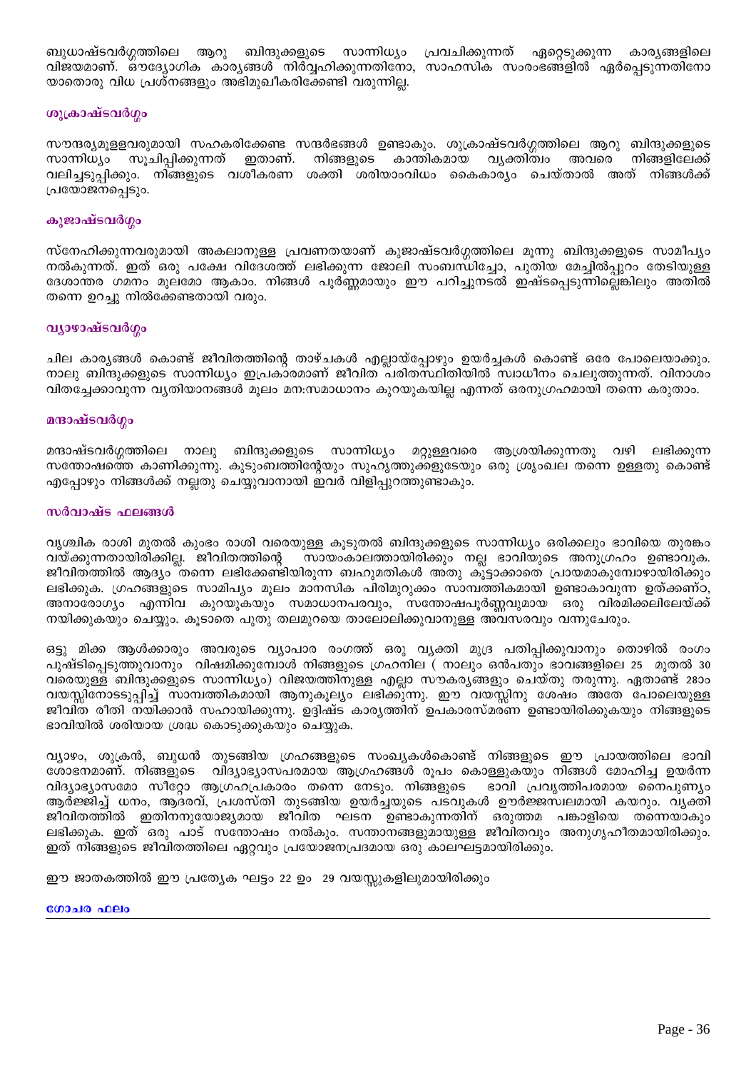ബുധാഷ്ടവർഗ്ഗത്തിലെ ആറു ബിന്ദുക്കളുടെ സാന്നിധ്യം പ്രവചിക്കുന്നത് ഏറ്റെടുക്കുന്ന കാര്യങ്ങളിലെ വിജയമാണ്. ഔദ്യോഗിക കാര്യങ്ങൾ നിർവ്വഹിക്കുന്നതിനോ, സാഹസിക സംരംഭങ്ങളിൽ ഏർപ്പെടുന്നതിനോ യാതൊരു വിധ പ്രശ്നങ്ങളും അഭിമുഖീകരിക്കേണ്ടി വരുന്നില്ല.

### ശുക്രാഷ്ടവർഗ്ഗം

സൗന്ദര്യമുള്ളവരുമായി സഹകരിക്കേണ്ട സന്ദർഭങ്ങൾ ഉണ്ടാകും. ശുക്രാഷ്ടവർഗ്ഗത്തിലെ ആറു ബിന്ദുക്കളുടെ സാന്നിധ്യം സൂചിപ്പിക്കുന്നത് ഇതാണ്. നിങ്ങളുടെ കാന്തികമായ വ്യക്തിത്വം അവരെ നിങ്ങളിലേക്ക് വലിച്ചടുപ്പിക്കും. നിങ്ങളുടെ വശീകരണ ശക്തി ശരിയാംവിധം കൈകാര്യം ചെയ്താൽ അത് നിങ്ങൾക്ക് പ്രയോജനപ്പെടും.

### കുജാഷ്ടവർഗ്ഗം

സ്നേഹിക്കുന്നവരുമായി അകലാനുള്ള പ്രവണതയാണ് കുജാഷ്ടവർഗ്ഗത്തിലെ മൂന്നു ബിന്ദുക്കളുടെ സാമീപ്യം നൽകുന്നത്. ഇത് ഒരു പക്ഷേ വിദേശത്ത് ലഭിക്കുന്ന ജോലി സംബന്ധിച്ചോ, പുതിയ മേച്ചിൽപ്പുറം തേടിയുള്ള ദേശാന്തര ഗമനം മൂലമോ ആകാം. നിങ്ങൾ പൂർണ്ണമായും ഈ പറിച്ചുനടൽ ഇഷ്ടപ്പെടുന്നില്ലെങ്കിലും അതിൽ തന്നെ ഉറച്ചു നിൽക്കേണ്ടതായി വരും.

### വ്യാഴാഷ്ടവർഗ്ഗം

ചില കാര്യങ്ങൾ കൊണ്ട് ജീവിതത്തിന്റെ താഴ്ചകൾ എല്ലായ്പ്പോഴും ഉയർച്ചകൾ കൊണ്ട് ഒരേ പോലെയാക്കും. നാലു ബിന്ദുക്കളുടെ സാന്നിധ്യം ഇപ്രകാരമാണ് ജീവിത പരിതസ്ഥിതിയിൽ സ്വാധീനം ചെലുത്തുന്നത്. വിനാശം വിതച്ചേക്കാവുന്ന വ്യതിയാനങ്ങൾ മൂലം മന:സമാധാനം കുറയുകയില്ല എന്നത് ഒരനുഗ്രഹമായി തന്നെ കരുതാം.

### മന്ദാഷ്ടവർഗ്ഗം

മന്ദാഷ്ടവർഗ്ഗത്തിലെ നാലു ബിന്ദുക്കളുടെ സാന്നിധ്യം മറ്റുള്ളവരെ ആശ്രയിക്കുന്നതു വഴി ലഭിക്കുന്ന സന്തോഷത്തെ കാണിക്കുന്നു. കുടുംബത്തിന്റേയും സുഹൃത്തുക്കളുടേയും ഒരു ശൃംഖല തന്നെ ഉള്ളതു കൊണ്ട് എപ്പോഴും നിങ്ങൾക്ക് നല്ലതു ചെയ്യുവാനായി ഇവർ വിളിപ്പുറത്തുണ്ടാകും.

### സർവാഷ്ട ഫലങ്ങൾ

വൃശ്ചിക രാശി മുതൽ കുംഭം രാശി വരെയുള്ള കൂടുതൽ ബിന്ദുക്കളുടെ സാന്നിധ്യം ഒരിക്കലും ഭാവിയെ തുരങ്കം വയ്ക്കുന്നതായിരിക്കില്ല. ജീവിതത്തിന്റെ സായംകാലത്തായിരിക്കും നല്ല ഭാവിയുടെ അനുഗ്രഹം ഉണ്ടാവുക. ജീവിതത്തിൽ ആദ്യം തന്നെ ലഭിക്കേണ്ടിയിരുന്ന ബഹുമതികൾ അതു കൂട്ടാക്കാതെ പ്രായമാകുമ്പോഴായിരിക്കും ലഭിക്കുക. ഗ്രഹങ്ങളുടെ സാമിപ്യം മൂലം മാനസിക പിരിമുറുക്കം സാമ്പത്തികമായി ഉണ്ടാകാവുന്ന ഉത്ക്കണ്ഠ, അനാരോഗ്യം എന്നിവ കുറയുകയും സമാധാനപരവും, സന്തോഷപൂർണ്ണവുമായ ഒരു വിരമിക്കലിലേയ്ക്ക് നയിക്കുകയും ചെയ്യും. കൂടാതെ പുതു തലമുറയെ താലോലിക്കുവാനുള്ള അവസരവും വന്നുചേരും.

ഒട്ടു മിക്ക ആൾക്കാരും അവരുടെ വ്യാപാര രംഗത്ത് ഒരു വ്യക്തി മുദ്ര പതിപ്പിക്കുവാനും തൊഴിൽ രംഗം പുഷ്ടിപ്പെടുത്തുവാനും വിഷമിക്കുമ്പോൾ നിങ്ങളുടെ ഗ്രഹനില ( നാലും ഒൻപതും ഭാവങ്ങളിലെ 25 മുതൽ 30 വരെയുള്ള ബിന്ദുക്കളുടെ സാന്നിധ്യം) വിജയത്തിനുള്ള എല്ലാ സൗകര്യങ്ങളും ചെയ്തു തരുന്നു. ഏതാണ്ട് 28ാം വയസ്സിനോടടുപ്പിച്ച് സാമ്പത്തികമായി ആനുകൂല്യം ലഭിക്കുന്നു. ഈ വയസ്സിനു ശേഷം അതേ പോലെയുള്ള ജീവിത രീതി നയിക്കാൻ സഹായിക്കുന്നു. ഉദ്ദിഷ്ട കാര്യത്തിന് ഉപകാരസ്മരണ ഉണ്ടായിരിക്കുകയും നിങ്ങളുടെ ഭാവിയിൽ ശരിയായ ശ്രദ്ധ കൊടുക്കുകയും ചെയ്യുക.

വ്യാഴം, ശുക്രൻ, ബുധൻ തുടങ്ങിയ ഗ്രഹങ്ങളുടെ സംഖ്യകൾകൊണ്ട് നിങ്ങളുടെ ഈ പ്രായത്തിലെ ഭാവി ശോഭനമാണ്. നിങ്ങളുടെ വിദ്യാഭ്യാസപരമായ ആഗ്രഹങ്ങൾ രൂപം കൊള്ളുകയും നിങ്ങൾ മോഹിച്ച ഉയർന്ന വിദ്യാഭ്യാസമോ സീറ്റോ ആഗ്രഹപ്രകാരം തന്നെ നേടും. നിങ്ങളുടെ ഭാവി പ്രവൃത്തിപരമായ നൈപുണ്യം ആർജ്ജിച്ച് ധനം, ആദരവ്, പ്രശസ്തി തുടങ്ങിയ ഉയർച്ചയുടെ പടവുകൾ ഊർജ്ജസ്വലമായി കയറും. വ്യക്തി ജീവിതത്തിൽ ഇതിനനുയോജ്യമായ ജീവിത ഘടന ഉണ്ടാകുന്നതിന് ഒരുത്തമ പങ്കാളിയെ തന്നെയാകും ലഭിക്കുക. ഇത് ഒരു പാട് സന്തോഷം നൽകും. സന്താനങ്ങളുമായുള്ള ജീവിതവും അനുഗൃഹീതമായിരിക്കും. ഇത് നിങ്ങളുടെ ജീവിതത്തിലെ ഏറ്റവും പ്രയോജനപ്രദമായ ഒരു കാലഘട്ടമായിരിക്കും.

ഈ ജാതകത്തിൽ ഈ പ്രത്യേക ഘട്ടം 22 ഉം 29 വയസ്സുകളിലുമായിരിക്കും

### ഗോചര ഫലം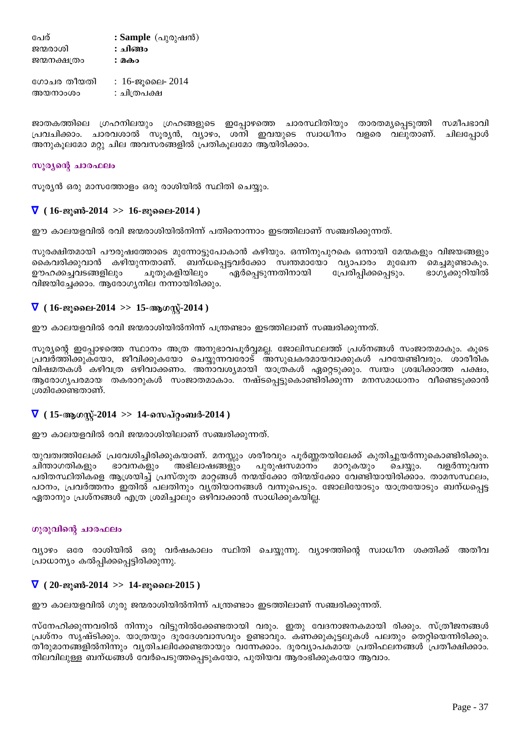| | |
|---|---|
| പേര് | : **Sample** (പുരുഷൻ) |
| ജന്മരാശി | : **ചിങ്ങം** |
| ജന്മനക്ഷത്രം | : **മകം** |
| ഗോചര തീയതി | : 16-ജൂലൈ- 2014 |
| അയനാംശം | : ചിത്രപക്ഷ |

ജാതകത്തിലെ ഗ്രഹനിലയും ഗ്രഹങ്ങളുടെ ഇപ്പോഴത്തെ ചാരസ്ഥിതിയും താരതമ്യപ്പെടുത്തി സമീപഭാവി പ്രവചിക്കാം. ചാരവശാൽ സൂര്യൻ, വ്യാഴം, ശനി ഇവയുടെ സ്വാധീനം വളരെ വലുതാണ്. ചിലപ്പോൾ അനുകൂലമോ മറ്റു ചില അവസരങ്ങളിൽ പ്രതികൂലമോ ആയിരിക്കാം.

### സൂര്യന്റെ ചാരഫലം

സൂര്യൻ ഒരു മാസത്തോളം ഒരു രാശിയിൽ സ്ഥിതി ചെയ്യും.

#### ∇ ( 16-ജൂൺ-2014 >> 16-ജൂലൈ-2014 )

ഈ കാലയളവിൽ രവി ജന്മരാശിയിൽനിന്ന് പതിനൊന്നാം ഇടത്തിലാണ് സഞ്ചരിക്കുന്നത്.

സുരക്ഷിതമായി പൗരുഷത്തോടെ മുന്നോട്ടുപോകാൻ കഴിയും. ഒന്നിനുപുറകെ ഒന്നായി മേന്മകളും വിജയങ്ങളും കൈവരിക്കുവാൻ കഴിയുന്നതാണ്. ബന്ധപ്പെട്ടവർക്കോ സ്വന്തമായോ വ്യാപാരം മുഖേന മെച്ചമുണ്ടാകും. ഊഹക്കച്ചവടങ്ങളിലും ചൂതുകളിയിലും ഏർപ്പെടുന്നതിനായി പ്രേരിപ്പിക്കപ്പെടും. ഭാഗ്യക്കുറിയിൽ വിജയിച്ചേക്കാം. ആരോഗ്യനില നന്നായിരിക്കും.

#### ∇ ( 16-ജൂലൈ-2014 >> 15-ആഗസ്റ്റ്-2014 )

ഈ കാലയളവിൽ രവി ജന്മരാശിയിൽനിന്ന് പന്ത്രണ്ടാം ഇടത്തിലാണ് സഞ്ചരിക്കുന്നത്.

സൂര്യന്റെ ഇപ്പോഴത്തെ സ്ഥാനം അത്ര അനുഭാവപൂർവ്വമല്ല. ജോലിസ്ഥലത്ത് പ്രശ്നങ്ങൾ സംജാതമാകും. കൂടെ പ്രവർത്തിക്കുകയോ, ജീവിക്കുകയോ ചെയ്യുന്നവരോട് അസുഖകരമായവാക്കുകൾ പറയേണ്ടിവരും. ശാരീരിക വിഷമതകൾ കഴിവത്ര ഒഴിവാക്കണം. അനാവശ്യമായി യാത്രകൾ ഏറ്റെടുക്കും. സ്വയം ശ്രദ്ധിക്കാത്ത പക്ഷം, ആരോഗ്യപരമായ തകരാറുകൾ സംജാതമാകാം. നഷ്ടപ്പെട്ടുകൊണ്ടിരിക്കുന്ന മനസമാധാനം വീണ്ടെടുക്കാൻ ശ്രമിക്കേണ്ടതാണ്.

#### ∇ ( 15-ആഗസ്റ്റ്-2014 >> 14-സെപ്റ്റംബർ-2014 )

ഈ കാലയളവിൽ രവി ജന്മരാശിയിലാണ് സഞ്ചരിക്കുന്നത്.

യുവത്വത്തിലേക്ക് പ്രവേശിച്ചിരിക്കുകയാണ്. മനസ്സും ശരീരവും പൂർണ്ണതയിലേക്ക് കുതിച്ചുയർന്നുകൊണ്ടിരിക്കും. ചിന്താഗതികളും ഭാവനകളും അഭിലാഷങ്ങളും പുരുഷസമാനം മാറുകയും ചെയ്യും. വളർന്നുവന്ന പരിതസ്ഥിതികളെ ആശ്രയിച്ച് പ്രസ്തുത മാറ്റങ്ങൾ നന്മയ്ക്കോ തിന്മയ്ക്കോ വേണ്ടിയായിരിക്കാം. താമസസ്ഥലം, പഠനം, പ്രവർത്തനം ഇതിൽ പലതിനും വ്യതിയാനങ്ങൾ വന്നുപെടും. ജോലിയോടും യാത്രയോടും ബന്ധപ്പെട്ട ഏതാനും പ്രശ്നങ്ങൾ എത്ര ശ്രമിച്ചാലും ഒഴിവാക്കാൻ സാധിക്കുകയില്ല.

### ഗുരുവിന്റെ ചാരഫലം

വ്യാഴം ഒരേ രാശിയിൽ ഒരു വർഷകാലം സ്ഥിതി ചെയ്യുന്നു. വ്യാഴത്തിന്റെ സ്വാധീന ശക്തിക്ക് അതീവ പ്രാധാന്യം കൽപ്പിക്കപ്പെട്ടിരിക്കുന്നു.

#### ∇ ( 20-ജൂൺ-2014 >> 14-ജൂലൈ-2015 )

ഈ കാലയളവിൽ ഗുരു ജന്മരാശിയിൽനിന്ന് പന്ത്രണ്ടാം ഇടത്തിലാണ് സഞ്ചരിക്കുന്നത്.

സ്നേഹിക്കുന്നവരിൽ നിന്നും വിട്ടുനിൽക്കേണ്ടതായി വരും. ഇതു വേദനാജനകമായി രിക്കും. സ്ത്രീജനങ്ങൾ പ്രശ്നം സൃഷ്ടിക്കും. യാത്രയും ദൂരദേശവാസവും ഉണ്ടാവും. കണക്കുകൂട്ടലുകൾ പലതും തെറ്റിയെന്നിരിക്കും. തീരുമാനങ്ങളിൽനിന്നും വ്യതിചലിക്കേണ്ടതായും വന്നേക്കാം. ദൂരവ്യാപകമായ പ്രതിഫലനങ്ങൾ പ്രതീക്ഷിക്കാം. നിലവിലുള്ള ബന്ധങ്ങൾ വേർപെടുത്തപ്പെടുകയോ, പുതിയവ ആരംഭിക്കുകയോ ആവാം.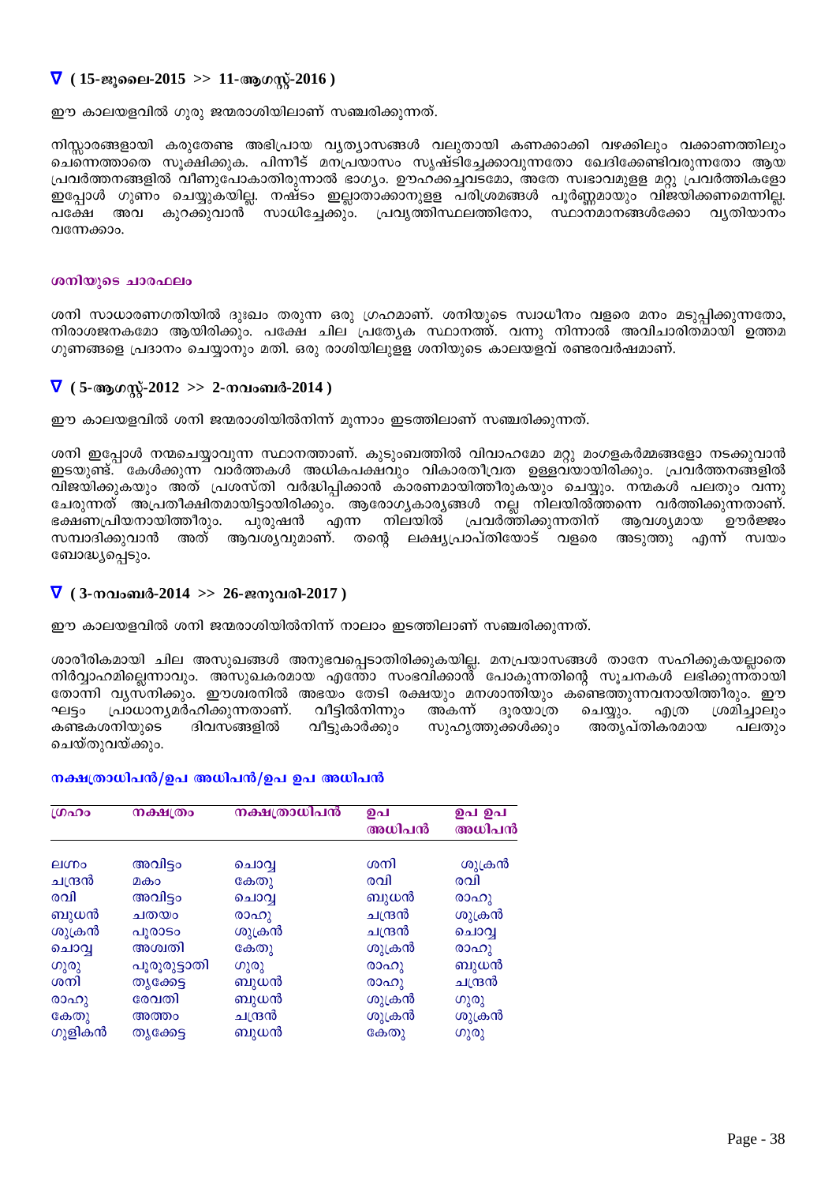### ∇ ( 15-ജൂലൈ-2015 >> 11-ആഗസ്റ്റ്-2016 )

ഈ കാലയളവിൽ ഗുരു ജന്മരാശിയിലാണ് സഞ്ചരിക്കുന്നത്.

നിസ്സാരങ്ങളായി കരുതേണ്ട അഭിപ്രായ വ്യത്യാസങ്ങൾ വലുതായി കണക്കാക്കി വഴക്കിലും വക്കാണത്തിലും ചെന്നെത്താതെ സൂക്ഷിക്കുക. പിന്നീട് മനപ്രയാസം സൃഷ്ടിച്ചേക്കാവുന്നതോ ഖേദിക്കേണ്ടിവരുന്നതോ ആയ പ്രവർത്തനങ്ങളിൽ വീണുപോകാതിരുന്നാൽ ഭാഗ്യം. ഊഹക്കച്ചവടമോ, അതേ സ്വഭാവമുള്ള മറ്റു പ്രവർത്തികളോ ഇപ്പോൾ ഗുണം ചെയ്യുകയില്ല. നഷ്ടം ഇല്ലാതാക്കാനുള്ള പരിശ്രമങ്ങൾ പൂർണ്ണമായും വിജയിക്കണമെന്നില്ല. പക്ഷേ അവ കുറക്കുവാൻ സാധിച്ചേക്കും. പ്രവൃത്തിസ്ഥലത്തിനോ, സ്ഥാനമാനങ്ങൾക്കോ വ്യതിയാനം വന്നേക്കാം.

#### ശനിയുടെ ചാരഫലം

ശനി സാധാരണഗതിയിൽ ദുഃഖം തരുന്ന ഒരു ഗ്രഹമാണ്. ശനിയുടെ സ്വാധീനം വളരെ മനം മടുപ്പിക്കുന്നതോ, നിരാശജനകമോ ആയിരിക്കും. പക്ഷേ ചില പ്രത്യേക സ്ഥാനത്ത് വന്നു നിന്നാൽ അവിചാരിതമായി ഉത്തമ ഗുണങ്ങളെ പ്രദാനം ചെയ്യാനും മതി. ഒരു രാശിയിലുള്ള ശനിയുടെ കാലയളവ് രണ്ടരവർഷമാണ്.

### ∇ ( 5-ആഗസ്റ്റ്-2012 >> 2-നവംബർ-2014 )

ഈ കാലയളവിൽ ശനി ജന്മരാശിയിൽനിന്ന് മൂന്നാം ഇടത്തിലാണ് സഞ്ചരിക്കുന്നത്.

ശനി ഇപ്പോൾ നന്മചെയ്യാവുന്ന സ്ഥാനത്താണ്. കുടുംബത്തിൽ വിവാഹമോ മറ്റു മംഗളകർമ്മങ്ങളോ നടക്കുവാൻ ഇടയുണ്ട്. കേൾക്കുന്ന വാർത്തകൾ അധികപക്ഷവും വികാരതീവ്രത ഉള്ളവയായിരിക്കും. പ്രവർത്തനങ്ങളിൽ വിജയിക്കുകയും അത് പ്രശസ്തി വർദ്ധിപ്പിക്കാൻ കാരണമായിത്തീരുകയും ചെയ്യും. നന്മകൾ പലതും വന്നു ചേരുന്നത് അപ്രതീക്ഷിതമായിട്ടായിരിക്കും. ആരോഗ്യകാര്യങ്ങൾ നല്ല നിലയിൽത്തന്നെ വർത്തിക്കുന്നതാണ്. ഭക്ഷണപ്രിയനായിത്തീരും. പുരുഷൻ എന്ന നിലയിൽ പ്രവർത്തിക്കുന്നതിന് ആവശ്യമായ ഊർജ്ജം സമ്പാദിക്കുവാൻ അത് ആവശ്യവുമാണ്. തന്റെ ലക്ഷ്യപ്രാപ്തിയോട് വളരെ അടുത്തു എന്ന് സ്വയം ബോദ്ധ്യപ്പെടും.

### ∇ ( 3-നവംബർ-2014 >> 26-ജനുവരി-2017 )

ഈ കാലയളവിൽ ശനി ജന്മരാശിയിൽനിന്ന് നാലാം ഇടത്തിലാണ് സഞ്ചരിക്കുന്നത്.

ശാരീരികമായി ചില അസുഖങ്ങൾ അനുഭവപ്പെടാതിരിക്കുകയില്ല. മനപ്രയാസങ്ങൾ താനേ സഹിക്കുകയല്ലാതെ നിർവ്വാഹമില്ലെന്നാവും. അസുഖകരമായ എന്തോ സംഭവിക്കാൻ പോകുന്നതിന്റെ സൂചനകൾ ലഭിക്കുന്നതായി തോന്നി വ്യസനിക്കും. ഈശ്വരനിൽ അഭയം തേടി രക്ഷയും മനശാന്തിയും കണ്ടെത്തുന്നവനായിത്തീരും. ഈ ഘട്ടം പ്രാധാന്യമർഹിക്കുന്നതാണ്. വീട്ടിൽനിന്നും അകന്ന് ദൂരയാത്ര ചെയ്യും. എത്ര ശ്രമിച്ചാലും കണ്ടകശനിയുടെ ദിവസങ്ങളിൽ വീട്ടുകാർക്കും സുഹൃത്തുക്കൾക്കും അതൃപ്തികരമായ പലതും ചെയ്തുവയ്ക്കും.

#### നക്ഷത്രാധിപൻ/ഉപ അധിപൻ/ഉപ ഉപ അധിപൻ

| ഗ്രഹം | നക്ഷത്രം | നക്ഷത്രാധിപൻ | ഉപ അധിപൻ | ഉപ ഉപ അധിപൻ |
|---|---|---|---|---|
| ലഗ്നം | അവിട്ടം | ചൊവ്വ | ശനി | ശുക്രൻ |
| ചന്ദ്രൻ | മകം | കേതു | രവി | രവി |
| രവി | അവിട്ടം | ചൊവ്വ | ബുധൻ | രാഹു |
| ബുധൻ | ചതയം | രാഹു | ചന്ദ്രൻ | ശുക്രൻ |
| ശുക്രൻ | പൂരാടം | ശുക്രൻ | ചന്ദ്രൻ | ചൊവ്വ |
| ചൊവ്വ | അശ്വതി | കേതു | ശുക്രൻ | രാഹു |
| ഗുരു | പൂരുരുട്ടാതി | ഗുരു | രാഹു | ബുധൻ |
| ശനി | തൃക്കേട്ട | ബുധൻ | രാഹു | ചന്ദ്രൻ |
| രാഹു | രേവതി | ബുധൻ | ശുക്രൻ | ഗുരു |
| കേതു | അത്തം | ചന്ദ്രൻ | ശുക്രൻ | ശുക്രൻ |
| ഗുളികൻ | തൃക്കേട്ട | ബുധൻ | കേതു | ഗുരു |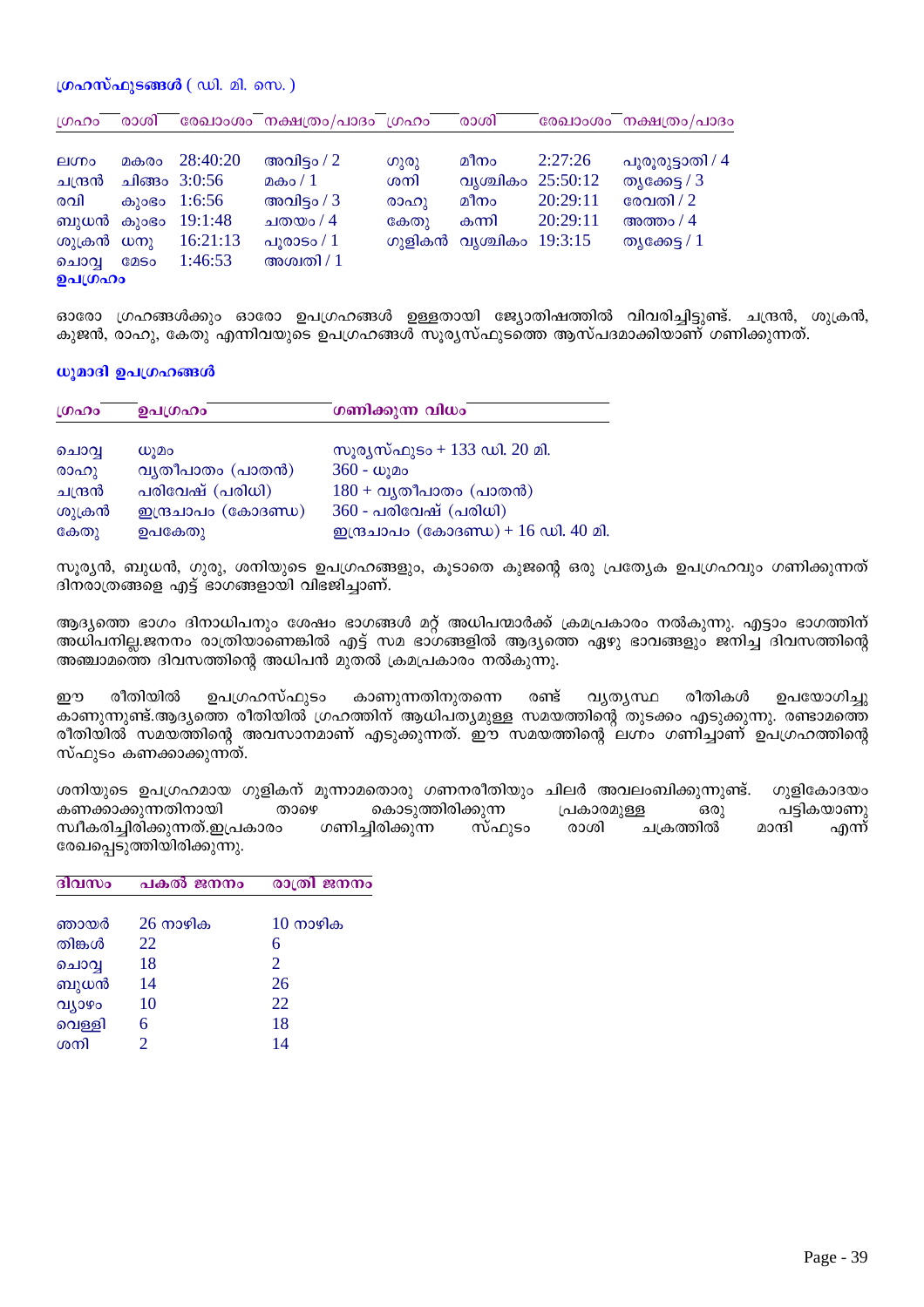**ഗ്രഹസ്ഫുടങ്ങൾ** ( ഡി. മി. സെ. )

| ഗ്രഹം | രാശി | രേഖാംശം | നക്ഷത്രം/പാദം | ഗ്രഹം | രാശി | രേഖാംശം | നക്ഷത്രം/പാദം |
|---|---|---|---|---|---|---|---|
| ലഗ്നം | മകരം | 28:40:20 | അവിട്ടം / 2 | ഗുരു | മീനം | 2:27:26 | പൂരൂരുട്ടാതി / 4 |
| ചന്ദ്രൻ | ചിങ്ങം | 3:0:56 | മകം / 1 | ശനി | വൃശ്ചികം | 25:50:12 | തൃക്കേട്ട / 3 |
| രവി | കുംഭം | 1:6:56 | അവിട്ടം / 3 | രാഹു | മീനം | 20:29:11 | രേവതി / 2 |
| ബുധൻ | കുംഭം | 19:1:48 | ചതയം / 4 | കേതു | കന്നി | 20:29:11 | അത്തം / 4 |
| ശുക്രൻ | ധനു | 16:21:13 | പൂരാടം / 1 | ഗുളികൻ | വൃശ്ചികം | 19:3:15 | തൃക്കേട്ട / 1 |
| ചൊവ്വ | മേടം | 1:46:53 | അശ്വതി / 1 | | | | |

**ഉപഗ്രഹം**

ഓരോ ഗ്രഹങ്ങൾക്കും ഓരോ ഉപഗ്രഹങ്ങൾ ഉള്ളതായി ജ്യോതിഷത്തിൽ വിവരിച്ചിട്ടുണ്ട്. ചന്ദ്രൻ, ശുക്രൻ, കുജൻ, രാഹു, കേതു എന്നിവയുടെ ഉപഗ്രഹങ്ങൾ സൂര്യസ്ഫുടത്തെ ആസ്പദമാക്കിയാണ് ഗണിക്കുന്നത്.

**ധൂമാദി ഉപഗ്രഹങ്ങൾ**

| ഗ്രഹം | ഉപഗ്രഹം | ഗണിക്കുന്ന വിധം |
|---|---|---|
| ചൊവ്വ | ധൂമം | സൂര്യസ്ഫുടം + 133 ഡി. 20 മി. |
| രാഹു | വ്യതീപാതം (പാതൻ) | 360 - ധൂമം |
| ചന്ദ്രൻ | പരിവേഷ് (പരിധി) | 180 + വ്യതീപാതം (പാതൻ) |
| ശുക്രൻ | ഇന്ദ്രചാപം (കോദണ്ഡ) | 360 - പരിവേഷ് (പരിധി) |
| കേതു | ഉപകേതു | ഇന്ദ്രചാപം (കോദണ്ഡ) + 16 ഡി. 40 മി. |

സൂര്യൻ, ബുധൻ, ഗുരു, ശനിയുടെ ഉപഗ്രഹങ്ങളും, കൂടാതെ കുജന്റെ ഒരു പ്രത്യേക ഉപഗ്രഹവും ഗണിക്കുന്നത് ദിനരാത്രങ്ങളെ എട്ട് ഭാഗങ്ങളായി വിഭജിച്ചാണ്.

ആദ്യത്തെ ഭാഗം ദിനാധിപനും ശേഷം ഭാഗങ്ങൾ മറ്റ് അധിപന്മാർക്ക് ക്രമപ്രകാരം നൽകുന്നു. എട്ടാം ഭാഗത്തിന് അധിപനില്ല.ജനനം രാത്രിയാണെങ്കിൽ എട്ട് സമ ഭാഗങ്ങളിൽ ആദ്യത്തെ ഏഴു ഭാവങ്ങളും ജനിച്ച ദിവസത്തിന്റെ അഞ്ചാമത്തെ ദിവസത്തിന്റെ അധിപൻ മുതൽ ക്രമപ്രകാരം നൽകുന്നു.

ഈ രീതിയിൽ ഉപഗ്രഹസ്ഫുടം കാണുന്നതിനുതന്നെ രണ്ട് വ്യത്യസ്ഥ രീതികൾ ഉപയോഗിച്ചു കാണുന്നുണ്ട്.ആദ്യത്തെ രീതിയിൽ ഗ്രഹത്തിന് ആധിപത്യമുള്ള സമയത്തിന്റെ തുടക്കം എടുക്കുന്നു. രണ്ടാമത്തെ രീതിയിൽ സമയത്തിന്റെ അവസാനമാണ് എടുക്കുന്നത്. ഈ സമയത്തിന്റെ ലഗ്നം ഗണിച്ചാണ് ഉപഗ്രഹത്തിന്റെ സ്ഫുടം കണക്കാക്കുന്നത്.

ശനിയുടെ ഉപഗ്രഹമായ ഗുളികന് മൂന്നാമതൊരു ഗണനരീതിയും ചിലർ അവലംബിക്കുന്നുണ്ട്. ഗുളികോദയം കണക്കാക്കുന്നതിനായി താഴെ കൊടുത്തിരിക്കുന്ന പ്രകാരമുള്ള ഒരു പട്ടികയാണു സ്വീകരിച്ചിരിക്കുന്നത്.ഇപ്രകാരം ഗണിച്ചിരിക്കുന്ന സ്ഫുടം രാശി ചക്രത്തിൽ മാന്ദി എന്ന് രേഖപ്പെടുത്തിയിരിക്കുന്നു.

| ദിവസം | പകൽ ജനനം | രാത്രി ജനനം |
|---|---|---|
| ഞായർ | 26 നാഴിക | 10 നാഴിക |
| തിങ്കൾ | 22 | 6 |
| ചൊവ്വ | 18 | 2 |
| ബുധൻ | 14 | 26 |
| വ്യാഴം | 10 | 22 |
| വെള്ളി | 6 | 18 |
| ശനി | 2 | 14 |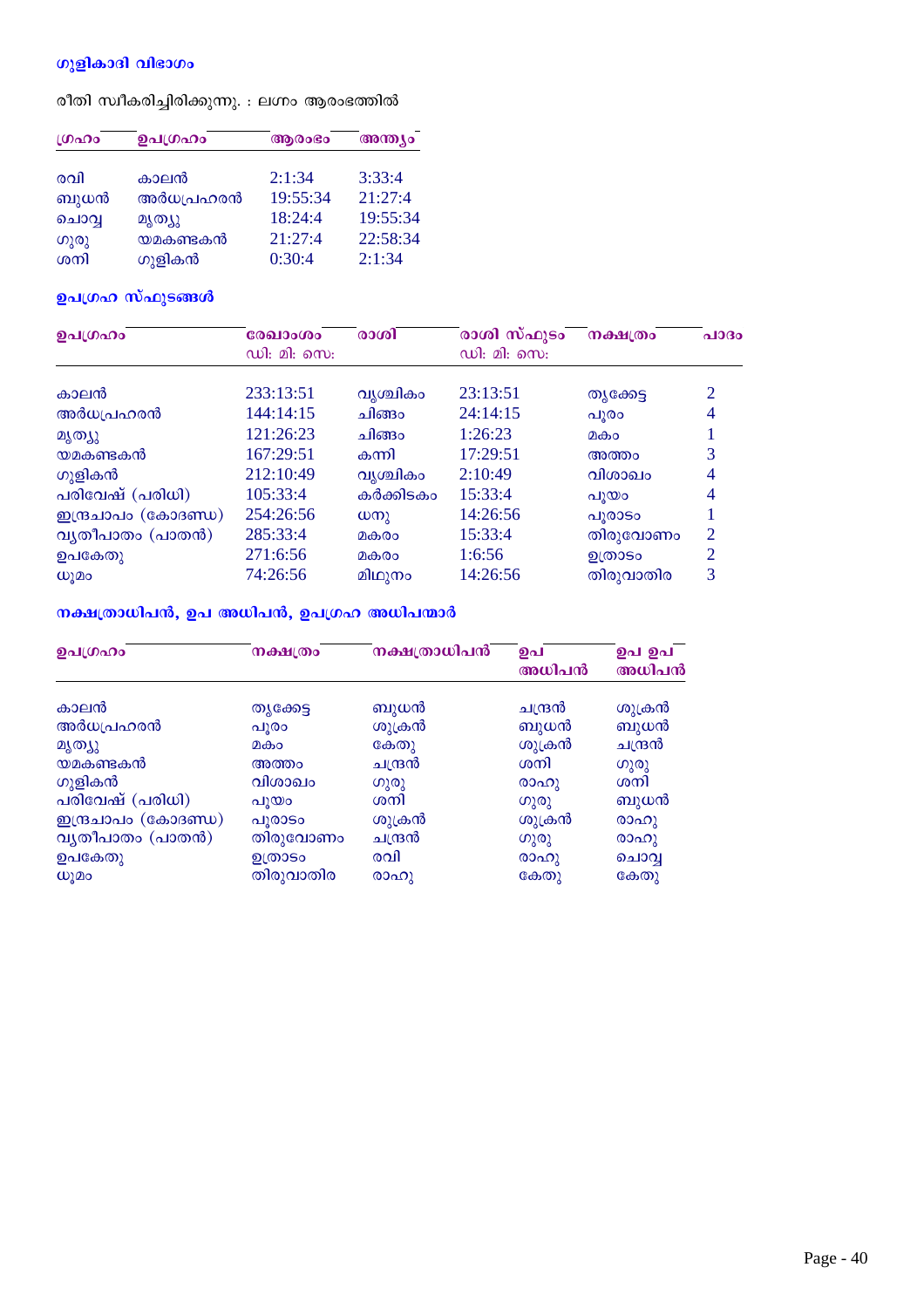### ഗുളികാദി വിഭാഗം

രീതി സ്വീകരിച്ചിരിക്കുന്നു. : ലഗ്നം ആരംഭത്തിൽ

| ഗ്രഹം | ഉപഗ്രഹം | ആരംഭം | അന്ത്യം |
|---|---|---|---|
| രവി | കാലൻ | 2:1:34 | 3:33:4 |
| ബുധൻ | അർധപ്രഹരൻ | 19:55:34 | 21:27:4 |
| ചൊവ്വ | മൃത്യു | 18:24:4 | 19:55:34 |
| ഗുരു | യമകണ്ടകൻ | 21:27:4 | 22:58:34 |
| ശനി | ഗുളികൻ | 0:30:4 | 2:1:34 |

### ഉപഗ്രഹ സ്ഫുടങ്ങൾ

| ഉപഗ്രഹം | രേഖാംശം ഡി: മി: സെ: | രാശി | രാശി സ്ഫുടം ഡി: മി: സെ: | നക്ഷത്രം | പാദം |
|---|---|---|---|---|---|
| കാലൻ | 233:13:51 | വൃശ്ചികം | 23:13:51 | തൃക്കേട്ട | 2 |
| അർധപ്രഹരൻ | 144:14:15 | ചിങ്ങം | 24:14:15 | പൂരം | 4 |
| മൃത്യു | 121:26:23 | ചിങ്ങം | 1:26:23 | മകം | 1 |
| യമകണ്ടകൻ | 167:29:51 | കന്നി | 17:29:51 | അത്തം | 3 |
| ഗുളികൻ | 212:10:49 | വൃശ്ചികം | 2:10:49 | വിശാഖം | 4 |
| പരിവേഷ് (പരിധി) | 105:33:4 | കർക്കിടകം | 15:33:4 | പൂയം | 4 |
| ഇന്ദ്രചാപം (കോദണ്ഡ) | 254:26:56 | ധനു | 14:26:56 | പൂരാടം | 1 |
| വ്യതീപാതം (പാതൻ) | 285:33:4 | മകരം | 15:33:4 | തിരുവോണം | 2 |
| ഉപകേതു | 271:6:56 | മകരം | 1:6:56 | ഉത്രാടം | 2 |
| ധൂമം | 74:26:56 | മിഥുനം | 14:26:56 | തിരുവാതിര | 3 |

### നക്ഷത്രാധിപൻ, ഉപ അധിപൻ, ഉപഗ്രഹ അധിപന്മാർ

| ഉപഗ്രഹം | നക്ഷത്രം | നക്ഷത്രാധിപൻ | ഉപ അധിപൻ | ഉപ ഉപ അധിപൻ |
|---|---|---|---|---|
| കാലൻ | തൃക്കേട്ട | ബുധൻ | ചന്ദ്രൻ | ശുക്രൻ |
| അർധപ്രഹരൻ | പൂരം | ശുക്രൻ | ബുധൻ | ബുധൻ |
| മൃത്യു | മകം | കേതു | ശുക്രൻ | ചന്ദ്രൻ |
| യമകണ്ടകൻ | അത്തം | ചന്ദ്രൻ | ശനി | ഗുരു |
| ഗുളികൻ | വിശാഖം | ഗുരു | രാഹു | ശനി |
| പരിവേഷ് (പരിധി) | പൂയം | ശനി | ഗുരു | ബുധൻ |
| ഇന്ദ്രചാപം (കോദണ്ഡ) | പൂരാടം | ശുക്രൻ | ശുക്രൻ | രാഹു |
| വ്യതീപാതം (പാതൻ) | തിരുവോണം | ചന്ദ്രൻ | ഗുരു | രാഹു |
| ഉപകേതു | ഉത്രാടം | രവി | രാഹു | ചൊവ്വ |
| ധൂമം | തിരുവാതിര | രാഹു | കേതു | കേതു |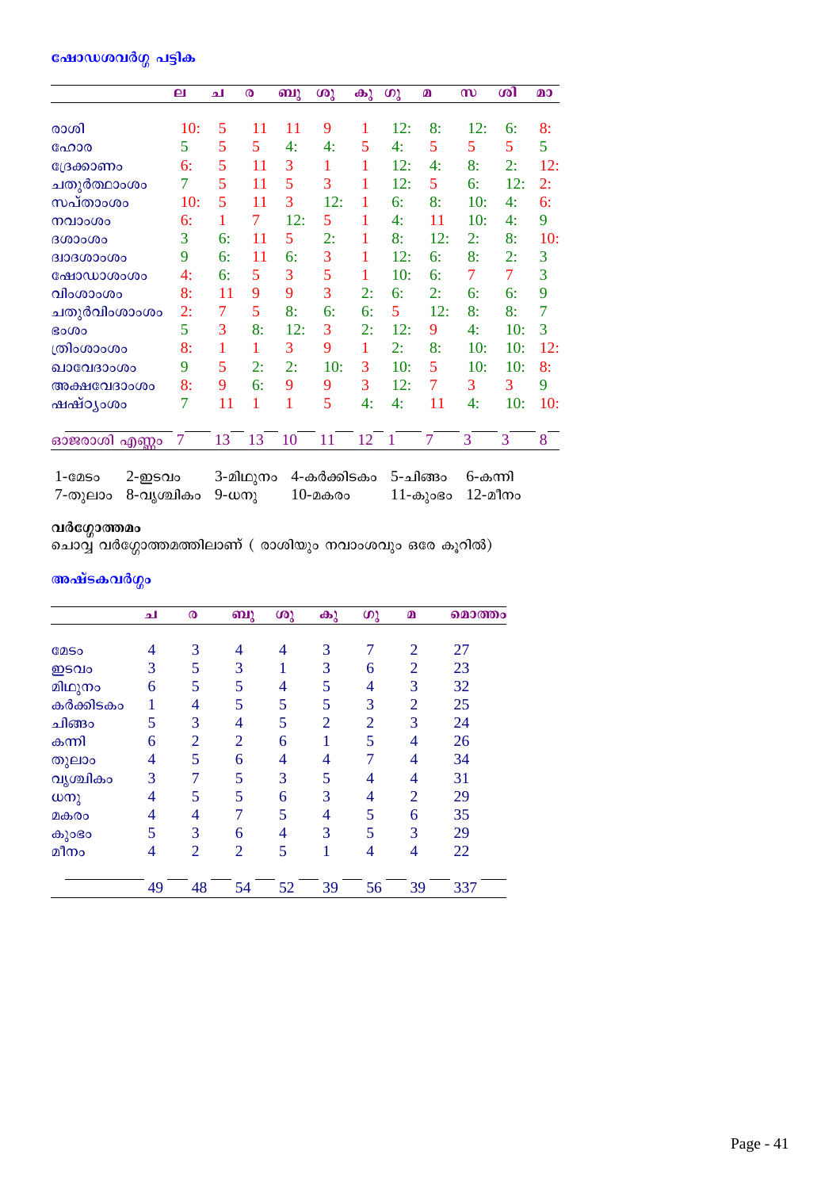### ഷോഡശവർഗ്ഗ പട്ടിക

| | ല | ച | ര | ബു | ശു | കു | ഗു | മ | സ | ശി | മാ |
|---|---|---|---|---|---|---|---|---|---|---|---|
| രാശി | 10: | 5 | 11 | 11 | 9 | 1 | 12: | 8: | 12: | 6: | 8: |
| ഹോര | 5 | 5 | 5 | 4: | 4: | 5 | 4: | 5 | 5 | 5 | 5 |
| ദ്രേക്കാണം | 6: | 5 | 11 | 3 | 1 | 1 | 12: | 4: | 8: | 2: | 12: |
| ചതുർത്ഥാംശം | 7 | 5 | 11 | 5 | 3 | 1 | 12: | 5 | 6: | 12: | 2: |
| സപ്താംശം | 10: | 5 | 11 | 3 | 12: | 1 | 6: | 8: | 10: | 4: | 6: |
| നവാംശം | 6: | 1 | 7 | 12: | 5 | 1 | 4: | 11 | 10: | 4: | 9 |
| ദശാംശം | 3 | 6: | 11 | 5 | 2: | 1 | 8: | 12: | 2: | 8: | 10: |
| ദ്വാദശാംശം | 9 | 6: | 11 | 6: | 3 | 1 | 12: | 6: | 8: | 2: | 3 |
| ഷോഡാശാംശം | 4: | 6: | 5 | 3 | 5 | 1 | 10: | 6: | 7 | 7 | 3 |
| വിംശാംശം | 8: | 11 | 9 | 9 | 3 | 2: | 6: | 2: | 6: | 6: | 9 |
| ചതുർവിംശാംശം | 2: | 7 | 5 | 8: | 6: | 6: | 5 | 12: | 8: | 8: | 7 |
| ഭംശം | 5 | 3 | 8: | 12: | 3 | 2: | 12: | 9 | 4: | 10: | 3 |
| ത്രിംശാംശം | 8: | 1 | 1 | 3 | 9 | 1 | 2: | 8: | 10: | 10: | 12: |
| ഖാവേദാംശം | 9 | 5 | 2: | 2: | 10: | 3 | 10: | 5 | 10: | 10: | 8: |
| അക്ഷവേദാംശം | 8: | 9 | 6: | 9 | 9 | 3 | 12: | 7 | 3 | 3 | 9 |
| ഷഷ്ഠ്യംശം | 7 | 11 | 1 | 1 | 5 | 4: | 4: | 11 | 4: | 10: | 10: |
| ഓജരാശി എണ്ണം | 7 | 13 | 13 | 10 | 11 | 12 | 1 | 7 | 3 | 3 | 8 |

1-മേടം 2-ഇടവം 3-മിഥുനം 4-കർക്കിടകം 5-ചിങ്ങം 6-കന്നി
7-തുലാം 8-വൃശ്ചികം 9-ധനു 10-മകരം 11-കുംഭം 12-മീനം

**വർഗ്ഗോത്തമം**
ചൊവ്വ വർഗ്ഗോത്തമത്തിലാണ് ( രാശിയും നവാംശവും ഒരേ കൂറിൽ)

### അഷ്ടകവർഗ്ഗം

| | ച | ര | ബു | ശു | കു | ഗു | മ | മൊത്തം |
|---|---|---|---|---|---|---|---|---|
| മേടം | 4 | 3 | 4 | 4 | 3 | 7 | 2 | 27 |
| ഇടവം | 3 | 5 | 3 | 1 | 3 | 6 | 2 | 23 |
| മിഥുനം | 6 | 5 | 5 | 4 | 5 | 4 | 3 | 32 |
| കർക്കിടകം | 1 | 4 | 5 | 5 | 5 | 3 | 2 | 25 |
| ചിങ്ങം | 5 | 3 | 4 | 5 | 2 | 2 | 3 | 24 |
| കന്നി | 6 | 2 | 2 | 6 | 1 | 5 | 4 | 26 |
| തുലാം | 4 | 5 | 6 | 4 | 4 | 7 | 4 | 34 |
| വൃശ്ചികം | 3 | 7 | 5 | 3 | 5 | 4 | 4 | 31 |
| ധനു | 4 | 5 | 5 | 6 | 3 | 4 | 2 | 29 |
| മകരം | 4 | 4 | 7 | 5 | 4 | 5 | 6 | 35 |
| കുംഭം | 5 | 3 | 6 | 4 | 3 | 5 | 3 | 29 |
| മീനം | 4 | 2 | 2 | 5 | 1 | 4 | 4 | 22 |
| | 49 | 48 | 54 | 52 | 39 | 56 | 39 | 337 |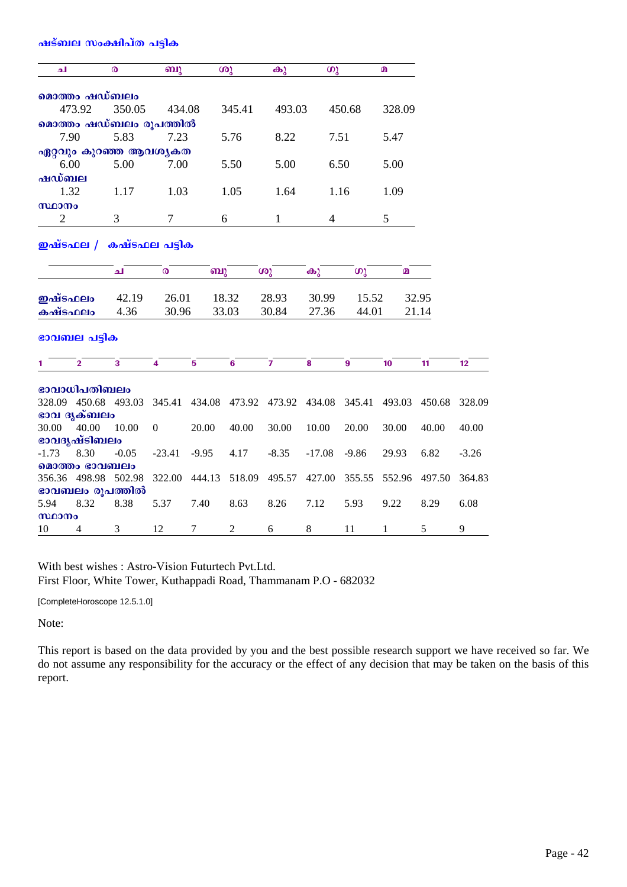### ഷഡ്ബല സംക്ഷിപ്ത പട്ടിക

| | ച | ര | ബു | ശു | കു | ഗു | മ |
|---|---|---|---|---|---|---|---|
| മൊത്തം ഷഡ്ബലം | 473.92 | 350.05 | 434.08 | 345.41 | 493.03 | 450.68 | 328.09 |
| മൊത്തം ഷഡ്ബലം രൂപത്തിൽ | 7.90 | 5.83 | 7.23 | 5.76 | 8.22 | 7.51 | 5.47 |
| ഏറ്റവും കുറഞ്ഞ ആവശ്യകത | 6.00 | 5.00 | 7.00 | 5.50 | 5.00 | 6.50 | 5.00 |
| ഷഡ്ബല | 1.32 | 1.17 | 1.03 | 1.05 | 1.64 | 1.16 | 1.09 |
| സ്ഥാനം | 2 | 3 | 7 | 6 | 1 | 4 | 5 |

### ഇഷ്ടഫല / കഷ്ടഫല പട്ടിക

| | ച | ര | ബു | ശു | കു | ഗു | മ |
|---|---|---|---|---|---|---|---|
| ഇഷ്ടഫലം | 42.19 | 26.01 | 18.32 | 28.93 | 30.99 | 15.52 | 32.95 |
| കഷ്ടഫലം | 4.36 | 30.96 | 33.03 | 30.84 | 27.36 | 44.01 | 21.14 |

### ഭാവബല പട്ടിക

| | 1 | 2 | 3 | 4 | 5 | 6 | 7 | 8 | 9 | 10 | 11 | 12 |
|---|---|---|---|---|---|---|---|---|---|---|---|---|
| ഭാവാധിപതിബലം | 328.09 | 450.68 | 493.03 | 345.41 | 434.08 | 473.92 | 473.92 | 434.08 | 345.41 | 493.03 | 450.68 | 328.09 |
| ഭാവ ദൃക്ബലം | 30.00 | 40.00 | 10.00 | 0 | 20.00 | 40.00 | 30.00 | 10.00 | 20.00 | 30.00 | 40.00 | 40.00 |
| ഭാവദൃഷ്ടിബലം | -1.73 | 8.30 | -0.05 | -23.41 | -9.95 | 4.17 | -8.35 | -17.08 | -9.86 | 29.93 | 6.82 | -3.26 |
| മൊത്തം ഭാവബലം | 356.36 | 498.98 | 502.98 | 322.00 | 444.13 | 518.09 | 495.57 | 427.00 | 355.55 | 552.96 | 497.50 | 364.83 |
| ഭാവബലം രൂപത്തിൽ | 5.94 | 8.32 | 8.38 | 5.37 | 7.40 | 8.63 | 8.26 | 7.12 | 5.93 | 9.22 | 8.29 | 6.08 |
| സ്ഥാനം | 10 | 4 | 3 | 12 | 7 | 2 | 6 | 8 | 11 | 1 | 5 | 9 |

With best wishes : Astro-Vision Futurtech Pvt.Ltd.
First Floor, White Tower, Kuthappadi Road, Thammanam P.O - 682032

[CompleteHoroscope 12.5.1.0]

Note:

This report is based on the data provided by you and the best possible research support we have received so far. We do not assume any responsibility for the accuracy or the effect of any decision that may be taken on the basis of this report.